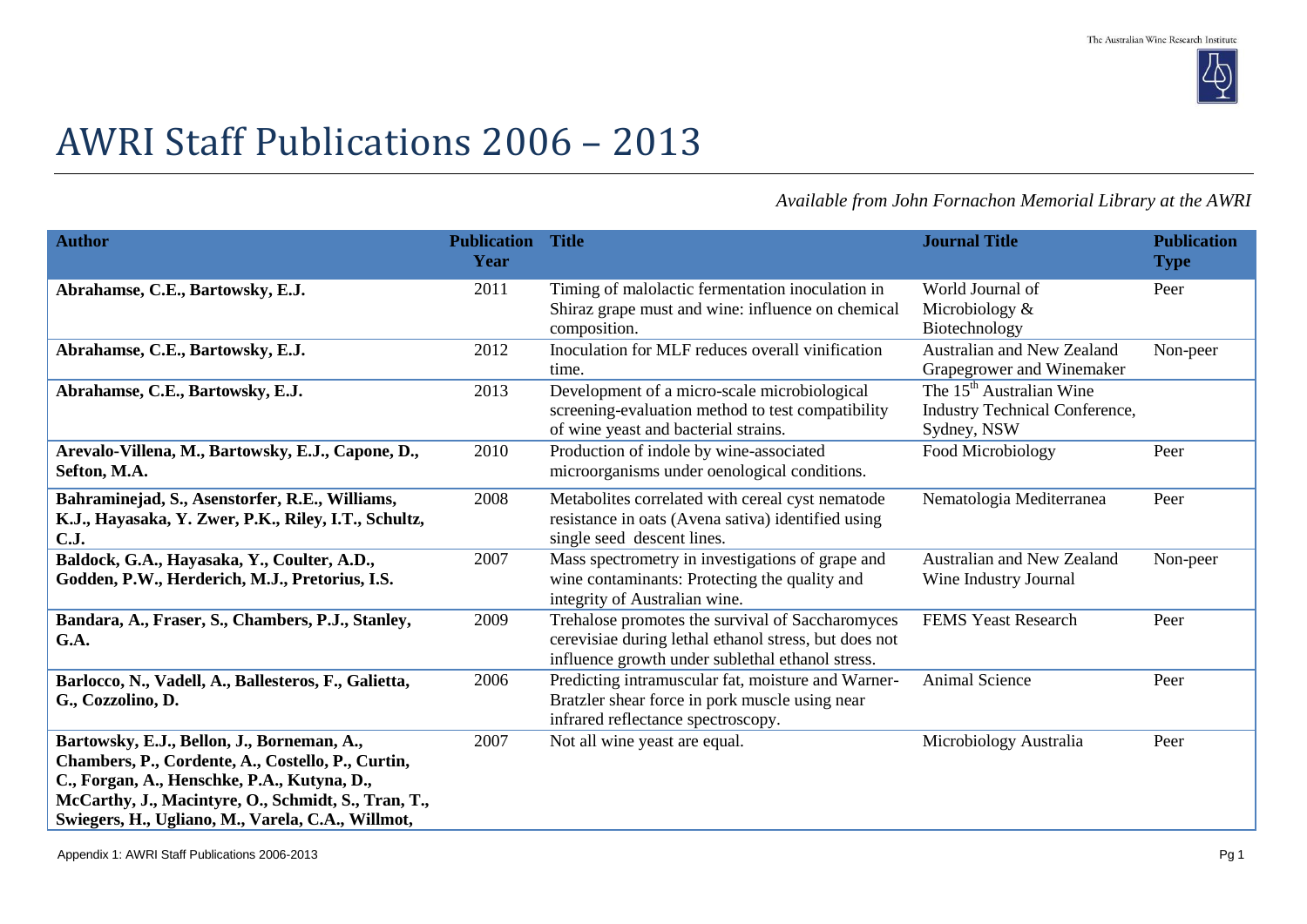# AWRI Staff Publications 2006 – 2013

*Available from John Fornachon Memorial Library at the AWRI*

| Author | Publication Year | Title | Journal Title | Publication Type |
|---|---|---|---|---|
| **Abrahamse, C.E., Bartowsky, E.J.** | 2011 | Timing of malolactic fermentation inoculation in Shiraz grape must and wine: influence on chemical composition. | World Journal of Microbiology & Biotechnology | Peer |
| **Abrahamse, C.E., Bartowsky, E.J.** | 2012 | Inoculation for MLF reduces overall vinification time. | Australian and New Zealand Grapegrower and Winemaker | Non-peer |
| **Abrahamse, C.E., Bartowsky, E.J.** | 2013 | Development of a micro-scale microbiological screening-evaluation method to test compatibility of wine yeast and bacterial strains. | The 15th Australian Wine Industry Technical Conference, Sydney, NSW | |
| **Arevalo-Villena, M., Bartowsky, E.J., Capone, D., Sefton, M.A.** | 2010 | Production of indole by wine-associated microorganisms under oenological conditions. | Food Microbiology | Peer |
| **Bahraminejad, S., Asenstorfer, R.E., Williams, K.J., Hayasaka, Y. Zwer, P.K., Riley, I.T., Schultz, C.J.** | 2008 | Metabolites correlated with cereal cyst nematode resistance in oats (Avena sativa) identified using single seed descent lines. | Nematologia Mediterranea | Peer |
| **Baldock, G.A., Hayasaka, Y., Coulter, A.D., Godden, P.W., Herderich, M.J., Pretorius, I.S.** | 2007 | Mass spectrometry in investigations of grape and wine contaminants: Protecting the quality and integrity of Australian wine. | Australian and New Zealand Wine Industry Journal | Non-peer |
| **Bandara, A., Fraser, S., Chambers, P.J., Stanley, G.A.** | 2009 | Trehalose promotes the survival of Saccharomyces cerevisiae during lethal ethanol stress, but does not influence growth under sublethal ethanol stress. | FEMS Yeast Research | Peer |
| **Barlocco, N., Vadell, A., Ballesteros, F., Galietta, G., Cozzolino, D.** | 2006 | Predicting intramuscular fat, moisture and Warner-Bratzler shear force in pork muscle using near infrared reflectance spectroscopy. | Animal Science | Peer |
| **Bartowsky, E.J., Bellon, J., Borneman, A., Chambers, P., Cordente, A., Costello, P., Curtin, C., Forgan, A., Henschke, P.A., Kutyna, D., McCarthy, J., Macintyre, O., Schmidt, S., Tran, T., Swiegers, H., Ugliano, M., Varela, C.A., Willmot,** | 2007 | Not all wine yeast are equal. | Microbiology Australia | Peer |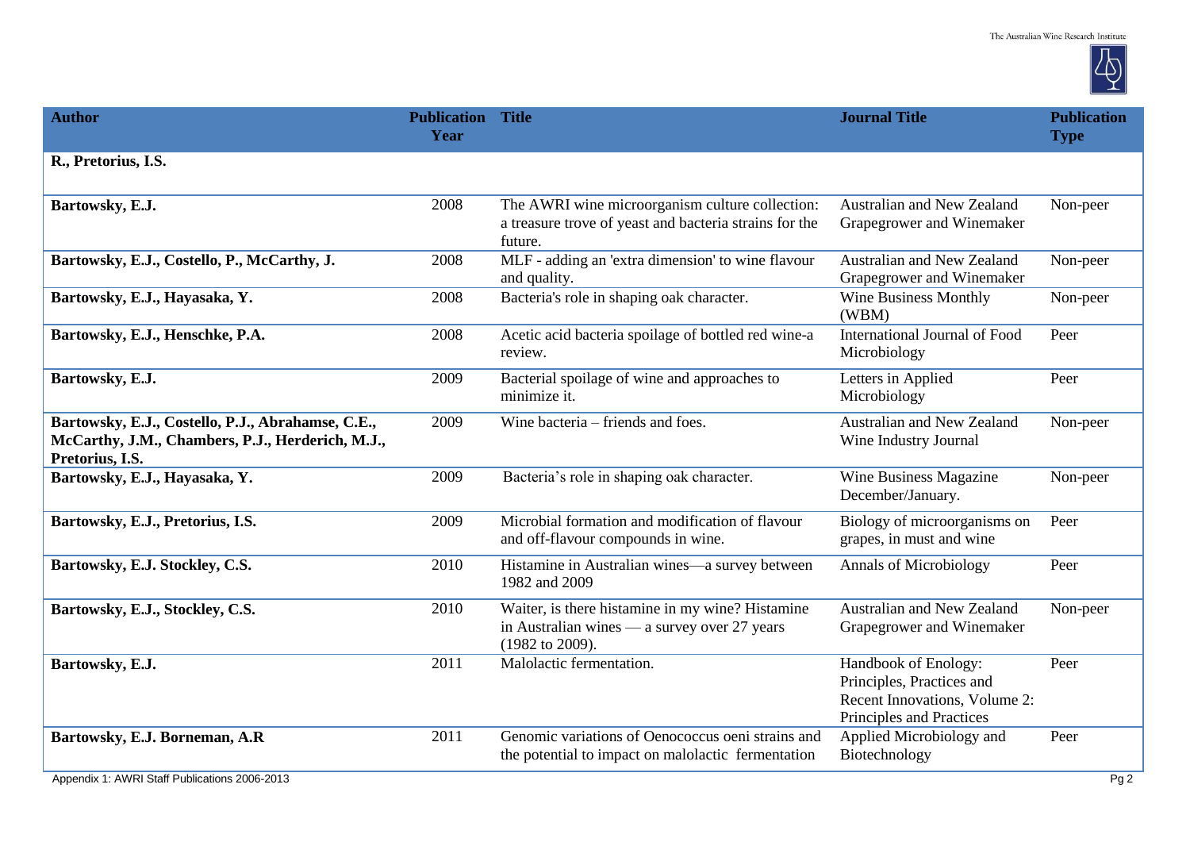| Author | Publication Year | Title | Journal Title | Publication Type |
|---|---|---|---|---|
| **R., Pretorius, I.S.** | | | | |
| **Bartowsky, E.J.** | 2008 | The AWRI wine microorganism culture collection: a treasure trove of yeast and bacteria strains for the future. | Australian and New Zealand Grapegrower and Winemaker | Non-peer |
| **Bartowsky, E.J., Costello, P., McCarthy, J.** | 2008 | MLF - adding an 'extra dimension' to wine flavour and quality. | Australian and New Zealand Grapegrower and Winemaker | Non-peer |
| **Bartowsky, E.J., Hayasaka, Y.** | 2008 | Bacteria's role in shaping oak character. | Wine Business Monthly (WBM) | Non-peer |
| **Bartowsky, E.J., Henschke, P.A.** | 2008 | Acetic acid bacteria spoilage of bottled red wine-a review. | International Journal of Food Microbiology | Peer |
| **Bartowsky, E.J.** | 2009 | Bacterial spoilage of wine and approaches to minimize it. | Letters in Applied Microbiology | Peer |
| **Bartowsky, E.J., Costello, P.J., Abrahamse, C.E., McCarthy, J.M., Chambers, P.J., Herderich, M.J., Pretorius, I.S.** | 2009 | Wine bacteria – friends and foes. | Australian and New Zealand Wine Industry Journal | Non-peer |
| **Bartowsky, E.J., Hayasaka, Y.** | 2009 | Bacteria's role in shaping oak character. | Wine Business Magazine December/January. | Non-peer |
| **Bartowsky, E.J., Pretorius, I.S.** | 2009 | Microbial formation and modification of flavour and off-flavour compounds in wine. | Biology of microorganisms on grapes, in must and wine | Peer |
| **Bartowsky, E.J. Stockley, C.S.** | 2010 | Histamine in Australian wines—a survey between 1982 and 2009 | Annals of Microbiology | Peer |
| **Bartowsky, E.J., Stockley, C.S.** | 2010 | Waiter, is there histamine in my wine? Histamine in Australian wines — a survey over 27 years (1982 to 2009). | Australian and New Zealand Grapegrower and Winemaker | Non-peer |
| **Bartowsky, E.J.** | 2011 | Malolactic fermentation. | Handbook of Enology: Principles, Practices and Recent Innovations, Volume 2: Principles and Practices | Peer |
| **Bartowsky, E.J. Borneman, A.R** | 2011 | Genomic variations of Oenococcus oeni strains and the potential to impact on malolactic fermentation | Applied Microbiology and Biotechnology | Peer |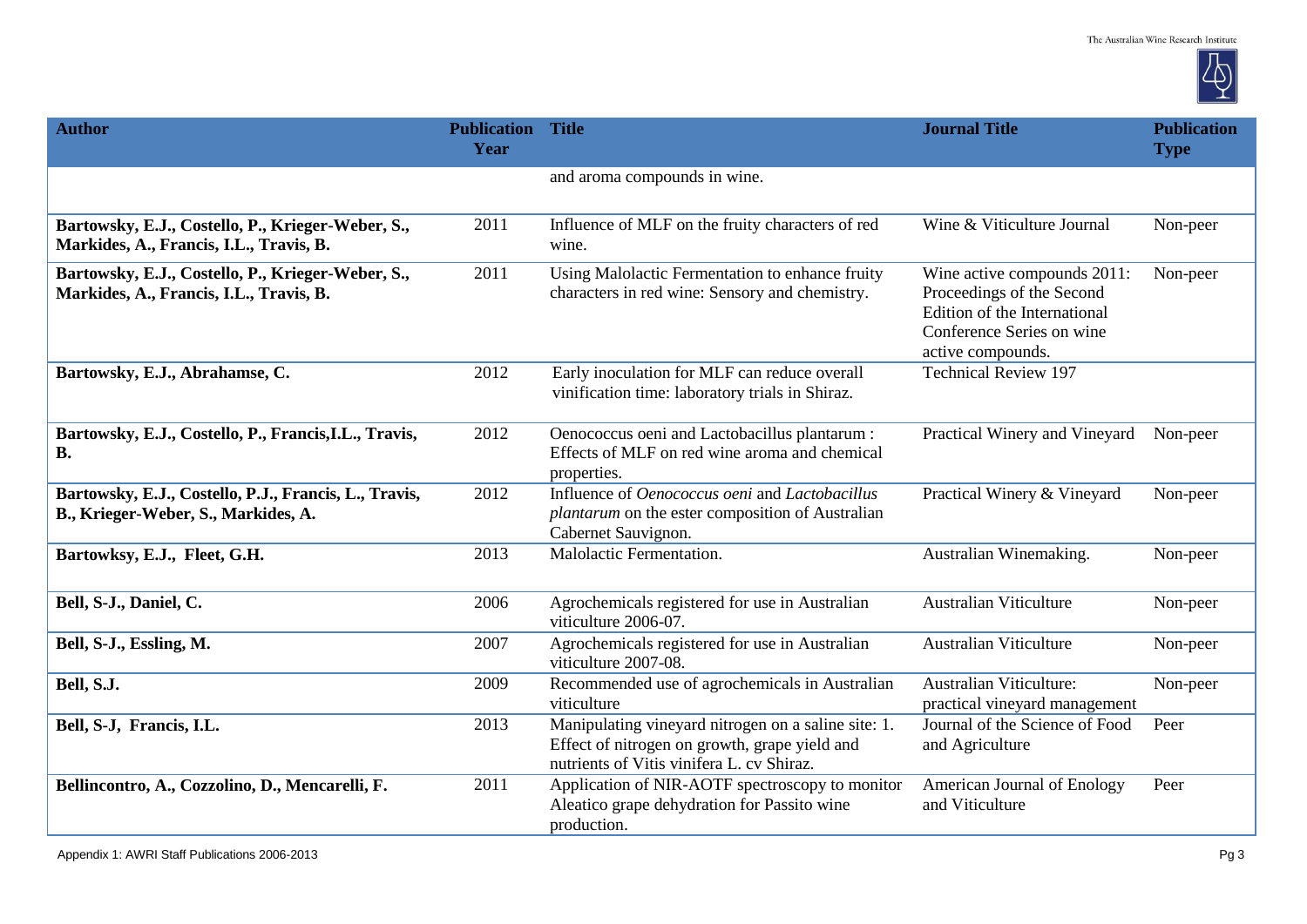| Author | Publication Year | Title | Journal Title | Publication Type |
|---|---|---|---|---|
| | | and aroma compounds in wine. | | |
| **Bartowsky, E.J., Costello, P., Krieger-Weber, S., Markides, A., Francis, I.L., Travis, B.** | 2011 | Influence of MLF on the fruity characters of red wine. | Wine & Viticulture Journal | Non-peer |
| **Bartowsky, E.J., Costello, P., Krieger-Weber, S., Markides, A., Francis, I.L., Travis, B.** | 2011 | Using Malolactic Fermentation to enhance fruity characters in red wine: Sensory and chemistry. | Wine active compounds 2011: Proceedings of the Second Edition of the International Conference Series on wine active compounds. | Non-peer |
| **Bartowsky, E.J., Abrahamse, C.** | 2012 | Early inoculation for MLF can reduce overall vinification time: laboratory trials in Shiraz. | Technical Review 197 | |
| **Bartowsky, E.J., Costello, P., Francis,I.L., Travis, B.** | 2012 | Oenococcus oeni and Lactobacillus plantarum : Effects of MLF on red wine aroma and chemical properties. | Practical Winery and Vineyard | Non-peer |
| **Bartowsky, E.J., Costello, P.J., Francis, L., Travis, B., Krieger-Weber, S., Markides, A.** | 2012 | Influence of *Oenococcus oeni* and *Lactobacillus plantarum* on the ester composition of Australian Cabernet Sauvignon. | Practical Winery & Vineyard | Non-peer |
| **Bartowksy, E.J., Fleet, G.H.** | 2013 | Malolactic Fermentation. | Australian Winemaking. | Non-peer |
| **Bell, S-J., Daniel, C.** | 2006 | Agrochemicals registered for use in Australian viticulture 2006-07. | Australian Viticulture | Non-peer |
| **Bell, S-J., Essling, M.** | 2007 | Agrochemicals registered for use in Australian viticulture 2007-08. | Australian Viticulture | Non-peer |
| **Bell, S.J.** | 2009 | Recommended use of agrochemicals in Australian viticulture | Australian Viticulture: practical vineyard management | Non-peer |
| **Bell, S-J, Francis, I.L.** | 2013 | Manipulating vineyard nitrogen on a saline site: 1. Effect of nitrogen on growth, grape yield and nutrients of Vitis vinifera L. cv Shiraz. | Journal of the Science of Food and Agriculture | Peer |
| **Bellincontro, A., Cozzolino, D., Mencarelli, F.** | 2011 | Application of NIR-AOTF spectroscopy to monitor Aleatico grape dehydration for Passito wine production. | American Journal of Enology and Viticulture | Peer |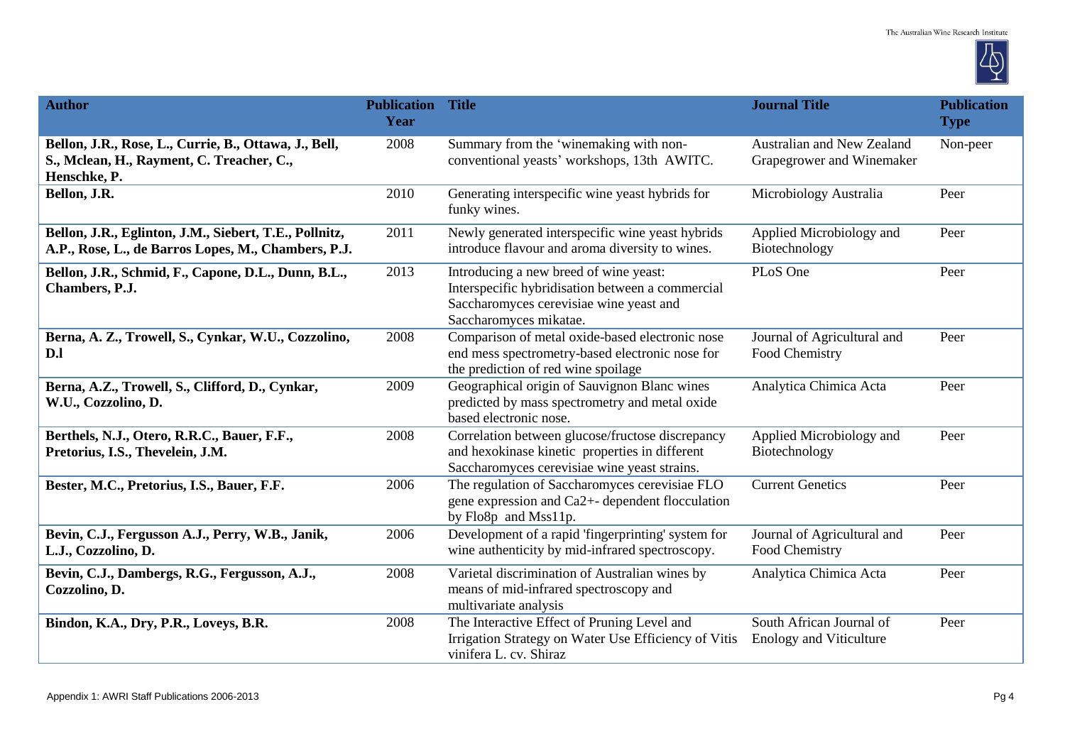| Author | Publication Year | Title | Journal Title | Publication Type |
|---|---|---|---|---|
| **Bellon, J.R., Rose, L., Currie, B., Ottawa, J., Bell, S., Mclean, H., Rayment, C. Treacher, C., Henschke, P.** | 2008 | Summary from the 'winemaking with non-conventional yeasts' workshops, 13th AWITC. | Australian and New Zealand Grapegrower and Winemaker | Non-peer |
| **Bellon, J.R.** | 2010 | Generating interspecific wine yeast hybrids for funky wines. | Microbiology Australia | Peer |
| **Bellon, J.R., Eglinton, J.M., Siebert, T.E., Pollnitz, A.P., Rose, L., de Barros Lopes, M., Chambers, P.J.** | 2011 | Newly generated interspecific wine yeast hybrids introduce flavour and aroma diversity to wines. | Applied Microbiology and Biotechnology | Peer |
| **Bellon, J.R., Schmid, F., Capone, D.L., Dunn, B.L., Chambers, P.J.** | 2013 | Introducing a new breed of wine yeast: Interspecific hybridisation between a commercial Saccharomyces cerevisiae wine yeast and Saccharomyces mikatae. | PLoS One | Peer |
| **Berna, A. Z., Trowell, S., Cynkar, W.U., Cozzolino, D.l** | 2008 | Comparison of metal oxide-based electronic nose end mess spectrometry-based electronic nose for the prediction of red wine spoilage | Journal of Agricultural and Food Chemistry | Peer |
| **Berna, A.Z., Trowell, S., Clifford, D., Cynkar, W.U., Cozzolino, D.** | 2009 | Geographical origin of Sauvignon Blanc wines predicted by mass spectrometry and metal oxide based electronic nose. | Analytica Chimica Acta | Peer |
| **Berthels, N.J., Otero, R.R.C., Bauer, F.F., Pretorius, I.S., Thevelein, J.M.** | 2008 | Correlation between glucose/fructose discrepancy and hexokinase kinetic properties in different Saccharomyces cerevisiae wine yeast strains. | Applied Microbiology and Biotechnology | Peer |
| **Bester, M.C., Pretorius, I.S., Bauer, F.F.** | 2006 | The regulation of Saccharomyces cerevisiae FLO gene expression and Ca2+- dependent flocculation by Flo8p and Mss11p. | Current Genetics | Peer |
| **Bevin, C.J., Fergusson A.J., Perry, W.B., Janik, L.J., Cozzolino, D.** | 2006 | Development of a rapid 'fingerprinting' system for wine authenticity by mid-infrared spectroscopy. | Journal of Agricultural and Food Chemistry | Peer |
| **Bevin, C.J., Dambergs, R.G., Fergusson, A.J., Cozzolino, D.** | 2008 | Varietal discrimination of Australian wines by means of mid-infrared spectroscopy and multivariate analysis | Analytica Chimica Acta | Peer |
| **Bindon, K.A., Dry, P.R., Loveys, B.R.** | 2008 | The Interactive Effect of Pruning Level and Irrigation Strategy on Water Use Efficiency of Vitis vinifera L. cv. Shiraz | South African Journal of Enology and Viticulture | Peer |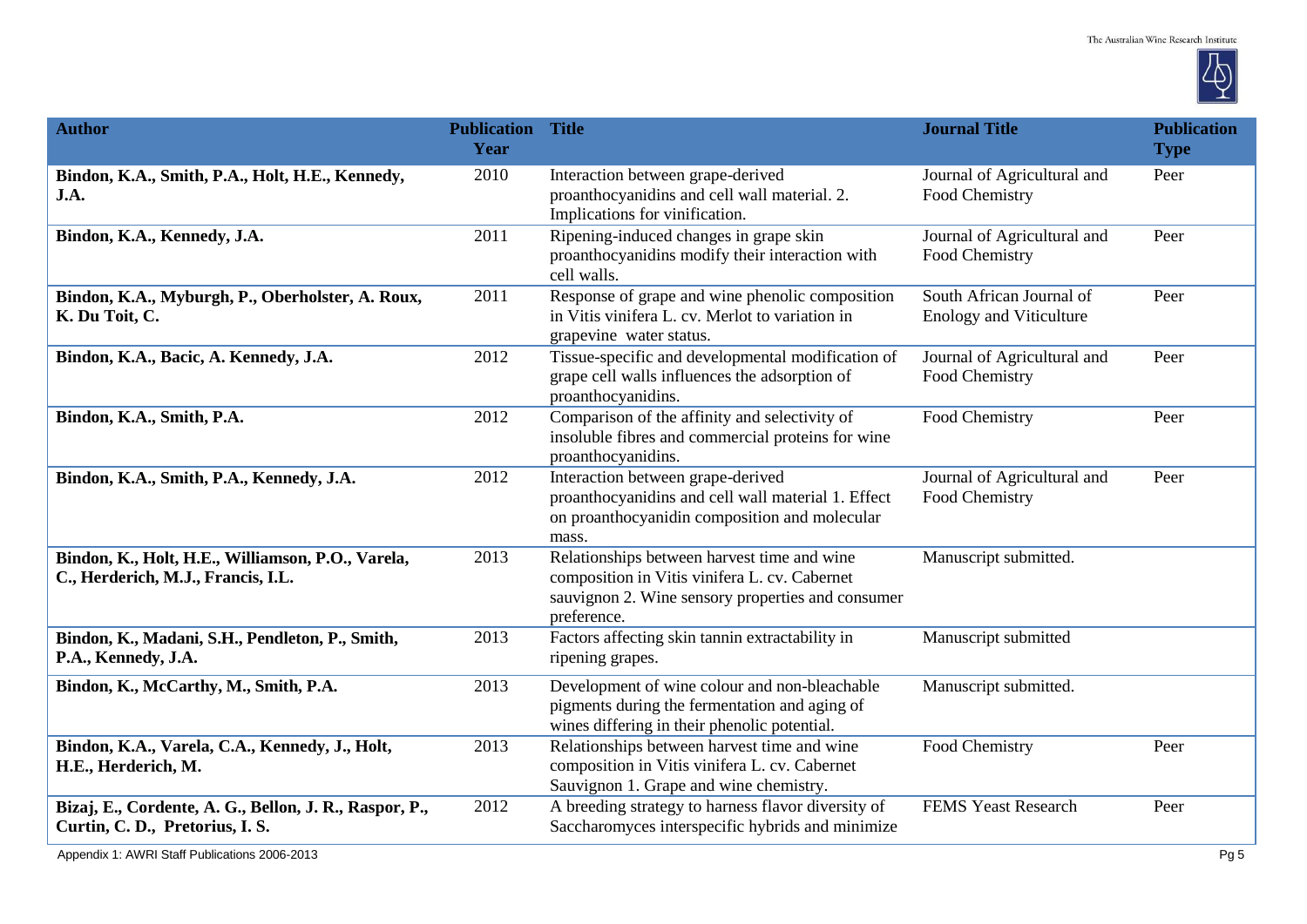| Author | Publication Year | Title | Journal Title | Publication Type |
|---|---|---|---|---|
| **Bindon, K.A., Smith, P.A., Holt, H.E., Kennedy, J.A.** | 2010 | Interaction between grape-derived proanthocyanidins and cell wall material. 2. Implications for vinification. | Journal of Agricultural and Food Chemistry | Peer |
| **Bindon, K.A., Kennedy, J.A.** | 2011 | Ripening-induced changes in grape skin proanthocyanidins modify their interaction with cell walls. | Journal of Agricultural and Food Chemistry | Peer |
| **Bindon, K.A., Myburgh, P., Oberholster, A. Roux, K. Du Toit, C.** | 2011 | Response of grape and wine phenolic composition in Vitis vinifera L. cv. Merlot to variation in grapevine water status. | South African Journal of Enology and Viticulture | Peer |
| **Bindon, K.A., Bacic, A. Kennedy, J.A.** | 2012 | Tissue-specific and developmental modification of grape cell walls influences the adsorption of proanthocyanidins. | Journal of Agricultural and Food Chemistry | Peer |
| **Bindon, K.A., Smith, P.A.** | 2012 | Comparison of the affinity and selectivity of insoluble fibres and commercial proteins for wine proanthocyanidins. | Food Chemistry | Peer |
| **Bindon, K.A., Smith, P.A., Kennedy, J.A.** | 2012 | Interaction between grape-derived proanthocyanidins and cell wall material 1. Effect on proanthocyanidin composition and molecular mass. | Journal of Agricultural and Food Chemistry | Peer |
| **Bindon, K., Holt, H.E., Williamson, P.O., Varela, C., Herderich, M.J., Francis, I.L.** | 2013 | Relationships between harvest time and wine composition in Vitis vinifera L. cv. Cabernet sauvignon 2. Wine sensory properties and consumer preference. | Manuscript submitted. | |
| **Bindon, K., Madani, S.H., Pendleton, P., Smith, P.A., Kennedy, J.A.** | 2013 | Factors affecting skin tannin extractability in ripening grapes. | Manuscript submitted | |
| **Bindon, K., McCarthy, M., Smith, P.A.** | 2013 | Development of wine colour and non-bleachable pigments during the fermentation and aging of wines differing in their phenolic potential. | Manuscript submitted. | |
| **Bindon, K.A., Varela, C.A., Kennedy, J., Holt, H.E., Herderich, M.** | 2013 | Relationships between harvest time and wine composition in Vitis vinifera L. cv. Cabernet Sauvignon 1. Grape and wine chemistry. | Food Chemistry | Peer |
| **Bizaj, E., Cordente, A. G., Bellon, J. R., Raspor, P., Curtin, C. D., Pretorius, I. S.** | 2012 | A breeding strategy to harness flavor diversity of Saccharomyces interspecific hybrids and minimize | FEMS Yeast Research | Peer |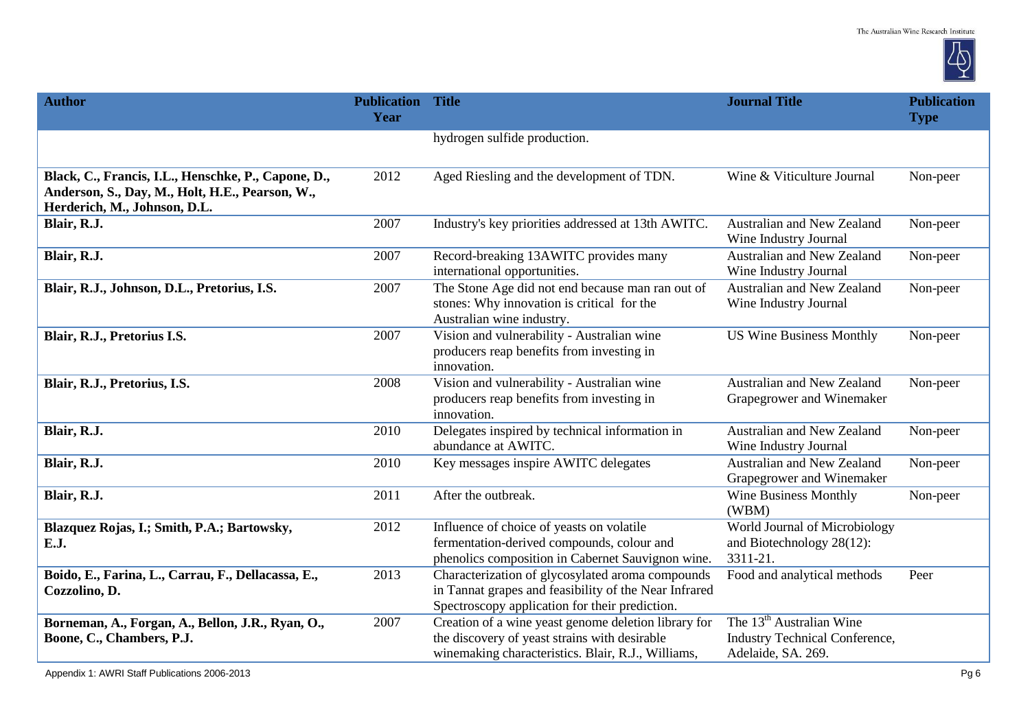| Author | Publication Year | Title | Journal Title | Publication Type |
|---|---|---|---|---|
| | | hydrogen sulfide production. | | |
| **Black, C., Francis, I.L., Henschke, P., Capone, D., Anderson, S., Day, M., Holt, H.E., Pearson, W., Herderich, M., Johnson, D.L.** | 2012 | Aged Riesling and the development of TDN. | Wine & Viticulture Journal | Non-peer |
| **Blair, R.J.** | 2007 | Industry's key priorities addressed at 13th AWITC. | Australian and New Zealand Wine Industry Journal | Non-peer |
| **Blair, R.J.** | 2007 | Record-breaking 13AWITC provides many international opportunities. | Australian and New Zealand Wine Industry Journal | Non-peer |
| **Blair, R.J., Johnson, D.L., Pretorius, I.S.** | 2007 | The Stone Age did not end because man ran out of stones: Why innovation is critical for the Australian wine industry. | Australian and New Zealand Wine Industry Journal | Non-peer |
| **Blair, R.J., Pretorius I.S.** | 2007 | Vision and vulnerability - Australian wine producers reap benefits from investing in innovation. | US Wine Business Monthly | Non-peer |
| **Blair, R.J., Pretorius, I.S.** | 2008 | Vision and vulnerability - Australian wine producers reap benefits from investing in innovation. | Australian and New Zealand Grapegrower and Winemaker | Non-peer |
| **Blair, R.J.** | 2010 | Delegates inspired by technical information in abundance at AWITC. | Australian and New Zealand Wine Industry Journal | Non-peer |
| **Blair, R.J.** | 2010 | Key messages inspire AWITC delegates | Australian and New Zealand Grapegrower and Winemaker | Non-peer |
| **Blair, R.J.** | 2011 | After the outbreak. | Wine Business Monthly (WBM) | Non-peer |
| **Blazquez Rojas, I.; Smith, P.A.; Bartowsky, E.J.** | 2012 | Influence of choice of yeasts on volatile fermentation-derived compounds, colour and phenolics composition in Cabernet Sauvignon wine. | World Journal of Microbiology and Biotechnology 28(12): 3311-21. | |
| **Boido, E., Farina, L., Carrau, F., Dellacassa, E., Cozzolino, D.** | 2013 | Characterization of glycosylated aroma compounds in Tannat grapes and feasibility of the Near Infrared Spectroscopy application for their prediction. | Food and analytical methods | Peer |
| **Borneman, A., Forgan, A., Bellon, J.R., Ryan, O., Boone, C., Chambers, P.J.** | 2007 | Creation of a wine yeast genome deletion library for the discovery of yeast strains with desirable winemaking characteristics. Blair, R.J., Williams, | The 13th Australian Wine Industry Technical Conference, Adelaide, SA. 269. | |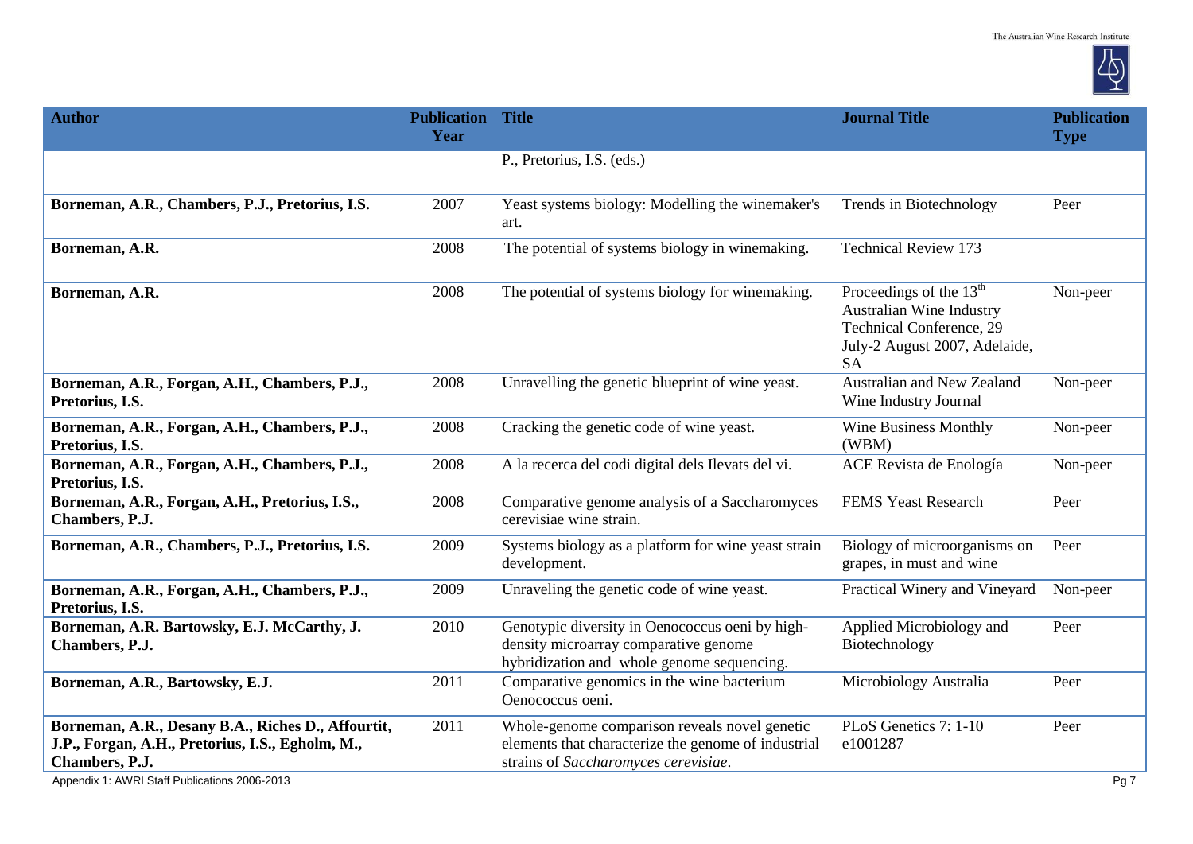| Author | Publication Year | Title | Journal Title | Publication Type |
|---|---|---|---|---|
| | | P., Pretorius, I.S. (eds.) | | |
| **Borneman, A.R., Chambers, P.J., Pretorius, I.S.** | 2007 | Yeast systems biology: Modelling the winemaker's art. | Trends in Biotechnology | Peer |
| **Borneman, A.R.** | 2008 | The potential of systems biology in winemaking. | Technical Review 173 | |
| **Borneman, A.R.** | 2008 | The potential of systems biology for winemaking. | Proceedings of the 13th Australian Wine Industry Technical Conference, 29 July-2 August 2007, Adelaide, SA | Non-peer |
| **Borneman, A.R., Forgan, A.H., Chambers, P.J., Pretorius, I.S.** | 2008 | Unravelling the genetic blueprint of wine yeast. | Australian and New Zealand Wine Industry Journal | Non-peer |
| **Borneman, A.R., Forgan, A.H., Chambers, P.J., Pretorius, I.S.** | 2008 | Cracking the genetic code of wine yeast. | Wine Business Monthly (WBM) | Non-peer |
| **Borneman, A.R., Forgan, A.H., Chambers, P.J., Pretorius, I.S.** | 2008 | A la recerca del codi digital dels Ilevats del vi. | ACE Revista de Enología | Non-peer |
| **Borneman, A.R., Forgan, A.H., Pretorius, I.S., Chambers, P.J.** | 2008 | Comparative genome analysis of a Saccharomyces cerevisiae wine strain. | FEMS Yeast Research | Peer |
| **Borneman, A.R., Chambers, P.J., Pretorius, I.S.** | 2009 | Systems biology as a platform for wine yeast strain development. | Biology of microorganisms on grapes, in must and wine | Peer |
| **Borneman, A.R., Forgan, A.H., Chambers, P.J., Pretorius, I.S.** | 2009 | Unraveling the genetic code of wine yeast. | Practical Winery and Vineyard | Non-peer |
| **Borneman, A.R. Bartowsky, E.J. McCarthy, J. Chambers, P.J.** | 2010 | Genotypic diversity in Oenococcus oeni by high-density microarray comparative genome hybridization and whole genome sequencing. | Applied Microbiology and Biotechnology | Peer |
| **Borneman, A.R., Bartowsky, E.J.** | 2011 | Comparative genomics in the wine bacterium Oenococcus oeni. | Microbiology Australia | Peer |
| **Borneman, A.R., Desany B.A., Riches D., Affourtit, J.P., Forgan, A.H., Pretorius, I.S., Egholm, M., Chambers, P.J.** | 2011 | Whole-genome comparison reveals novel genetic elements that characterize the genome of industrial strains of *Saccharomyces cerevisiae*. | PLoS Genetics 7: 1-10 e1001287 | Peer |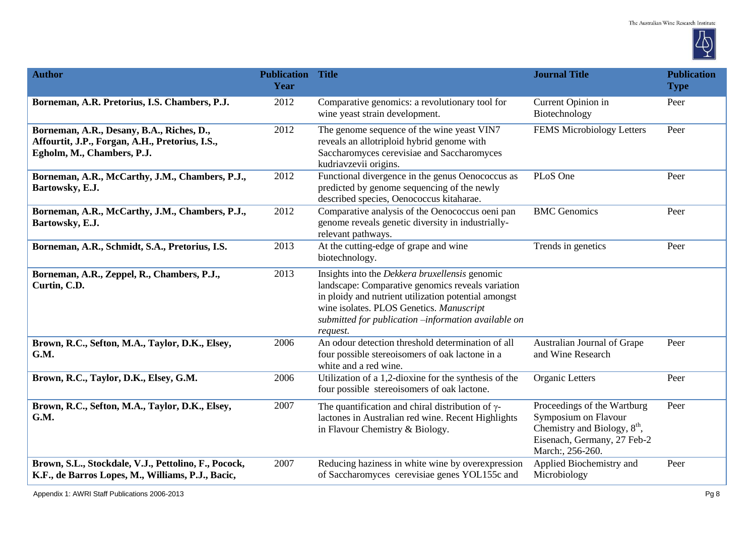| Author | Publication Year | Title | Journal Title | Publication Type |
|---|---|---|---|---|
| **Borneman, A.R. Pretorius, I.S. Chambers, P.J.** | 2012 | Comparative genomics: a revolutionary tool for wine yeast strain development. | Current Opinion in Biotechnology | Peer |
| **Borneman, A.R., Desany, B.A., Riches, D., Affourtit, J.P., Forgan, A.H., Pretorius, I.S., Egholm, M., Chambers, P.J.** | 2012 | The genome sequence of the wine yeast VIN7 reveals an allotriploid hybrid genome with Saccharomyces cerevisiae and Saccharomyces kudriavzevii origins. | FEMS Microbiology Letters | Peer |
| **Borneman, A.R., McCarthy, J.M., Chambers, P.J., Bartowsky, E.J.** | 2012 | Functional divergence in the genus Oenococcus as predicted by genome sequencing of the newly described species, Oenococcus kitaharae. | PLoS One | Peer |
| **Borneman, A.R., McCarthy, J.M., Chambers, P.J., Bartowsky, E.J.** | 2012 | Comparative analysis of the Oenococcus oeni pan genome reveals genetic diversity in industrially-relevant pathways. | BMC Genomics | Peer |
| **Borneman, A.R., Schmidt, S.A., Pretorius, I.S.** | 2013 | At the cutting-edge of grape and wine biotechnology. | Trends in genetics | Peer |
| **Borneman, A.R., Zeppel, R., Chambers, P.J., Curtin, C.D.** | 2013 | Insights into the *Dekkera bruxellensis* genomic landscape: Comparative genomics reveals variation in ploidy and nutrient utilization potential amongst wine isolates. PLOS Genetics. *Manuscript submitted for publication –information available on request.* | | |
| **Brown, R.C., Sefton, M.A., Taylor, D.K., Elsey, G.M.** | 2006 | An odour detection threshold determination of all four possible stereoisomers of oak lactone in a white and a red wine. | Australian Journal of Grape and Wine Research | Peer |
| **Brown, R.C., Taylor, D.K., Elsey, G.M.** | 2006 | Utilization of a 1,2-dioxine for the synthesis of the four possible stereoisomers of oak lactone. | Organic Letters | Peer |
| **Brown, R.C., Sefton, M.A., Taylor, D.K., Elsey, G.M.** | 2007 | The quantification and chiral distribution of γ-lactones in Australian red wine. Recent Highlights in Flavour Chemistry & Biology. | Proceedings of the Wartburg Symposium on Flavour Chemistry and Biology, 8th, Eisenach, Germany, 27 Feb-2 March:, 256-260. | Peer |
| **Brown, S.L., Stockdale, V.J., Pettolino, F., Pocock, K.F., de Barros Lopes, M., Williams, P.J., Bacic,** | 2007 | Reducing haziness in white wine by overexpression of Saccharomyces cerevisiae genes YOL155c and | Applied Biochemistry and Microbiology | Peer |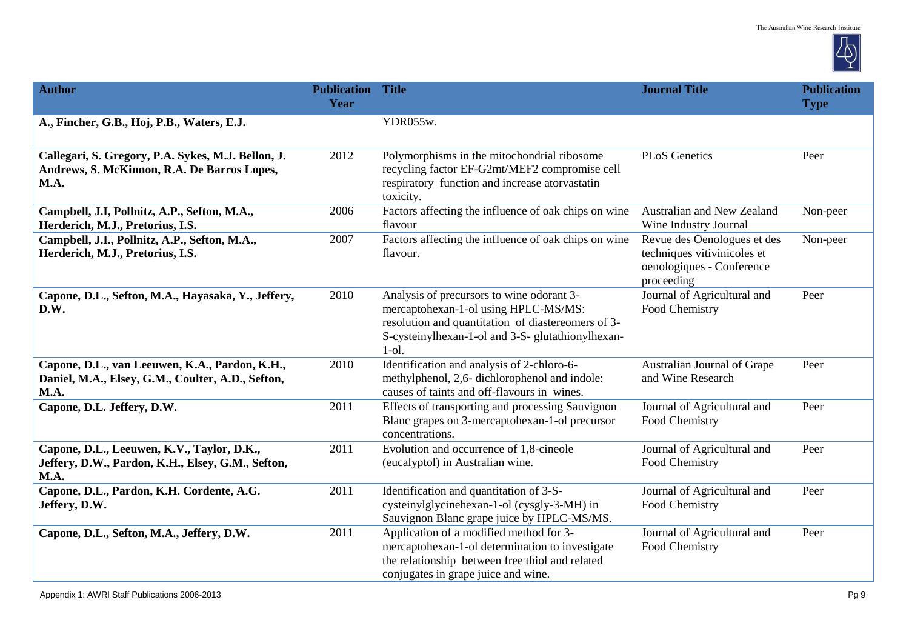| Author | Publication Year | Title | Journal Title | Publication Type |
|---|---|---|---|---|
| **A., Fincher, G.B., Hoj, P.B., Waters, E.J.** | | YDR055w. | | |
| **Callegari, S. Gregory, P.A. Sykes, M.J. Bellon, J. Andrews, S. McKinnon, R.A. De Barros Lopes, M.A.** | 2012 | Polymorphisms in the mitochondrial ribosome recycling factor EF-G2mt/MEF2 compromise cell respiratory function and increase atorvastatin toxicity. | PLoS Genetics | Peer |
| **Campbell, J.I, Pollnitz, A.P., Sefton, M.A., Herderich, M.J., Pretorius, I.S.** | 2006 | Factors affecting the influence of oak chips on wine flavour | Australian and New Zealand Wine Industry Journal | Non-peer |
| **Campbell, J.I., Pollnitz, A.P., Sefton, M.A., Herderich, M.J., Pretorius, I.S.** | 2007 | Factors affecting the influence of oak chips on wine flavour. | Revue des Oenologues et des techniques vitivinicoles et oenologiques - Conference proceeding | Non-peer |
| **Capone, D.L., Sefton, M.A., Hayasaka, Y., Jeffery, D.W.** | 2010 | Analysis of precursors to wine odorant 3-mercaptohexan-1-ol using HPLC-MS/MS: resolution and quantitation of diastereomers of 3-S-cysteinylhexan-1-ol and 3-S- glutathionylhexan-1-ol. | Journal of Agricultural and Food Chemistry | Peer |
| **Capone, D.L., van Leeuwen, K.A., Pardon, K.H., Daniel, M.A., Elsey, G.M., Coulter, A.D., Sefton, M.A.** | 2010 | Identification and analysis of 2-chloro-6-methylphenol, 2,6- dichlorophenol and indole: causes of taints and off-flavours in wines. | Australian Journal of Grape and Wine Research | Peer |
| **Capone, D.L. Jeffery, D.W.** | 2011 | Effects of transporting and processing Sauvignon Blanc grapes on 3-mercaptohexan-1-ol precursor concentrations. | Journal of Agricultural and Food Chemistry | Peer |
| **Capone, D.L., Leeuwen, K.V., Taylor, D.K., Jeffery, D.W., Pardon, K.H., Elsey, G.M., Sefton, M.A.** | 2011 | Evolution and occurrence of 1,8-cineole (eucalyptol) in Australian wine. | Journal of Agricultural and Food Chemistry | Peer |
| **Capone, D.L., Pardon, K.H. Cordente, A.G. Jeffery, D.W.** | 2011 | Identification and quantitation of 3-S-cysteinylglycinehexan-1-ol (cysgly-3-MH) in Sauvignon Blanc grape juice by HPLC-MS/MS. | Journal of Agricultural and Food Chemistry | Peer |
| **Capone, D.L., Sefton, M.A., Jeffery, D.W.** | 2011 | Application of a modified method for 3-mercaptohexan-1-ol determination to investigate the relationship between free thiol and related conjugates in grape juice and wine. | Journal of Agricultural and Food Chemistry | Peer |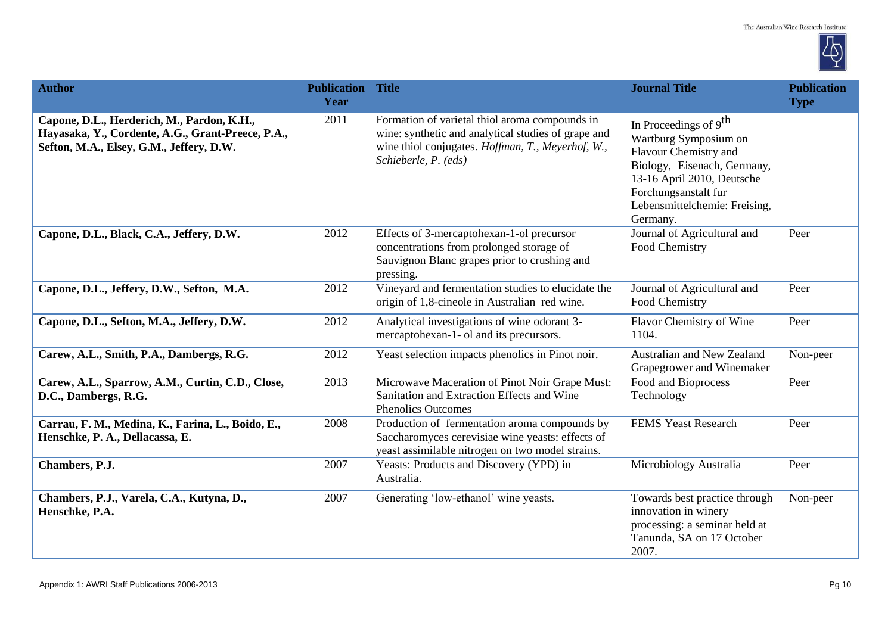| Author | Publication Year | Title | Journal Title | Publication Type |
|---|---|---|---|---|
| **Capone, D.L., Herderich, M., Pardon, K.H., Hayasaka, Y., Cordente, A.G., Grant-Preece, P.A., Sefton, M.A., Elsey, G.M., Jeffery, D.W.** | 2011 | Formation of varietal thiol aroma compounds in wine: synthetic and analytical studies of grape and wine thiol conjugates. *Hoffman, T., Meyerhof, W., Schieberle, P. (eds)* | In Proceedings of 9th Wartburg Symposium on Flavour Chemistry and Biology, Eisenach, Germany, 13-16 April 2010, Deutsche Forchungsanstalt fur Lebensmittelchemie: Freising, Germany. | |
| **Capone, D.L., Black, C.A., Jeffery, D.W.** | 2012 | Effects of 3-mercaptohexan-1-ol precursor concentrations from prolonged storage of Sauvignon Blanc grapes prior to crushing and pressing. | Journal of Agricultural and Food Chemistry | Peer |
| **Capone, D.L., Jeffery, D.W., Sefton, M.A.** | 2012 | Vineyard and fermentation studies to elucidate the origin of 1,8-cineole in Australian red wine. | Journal of Agricultural and Food Chemistry | Peer |
| **Capone, D.L., Sefton, M.A., Jeffery, D.W.** | 2012 | Analytical investigations of wine odorant 3-mercaptohexan-1- ol and its precursors. | Flavor Chemistry of Wine 1104. | Peer |
| **Carew, A.L., Smith, P.A., Dambergs, R.G.** | 2012 | Yeast selection impacts phenolics in Pinot noir. | Australian and New Zealand Grapegrower and Winemaker | Non-peer |
| **Carew, A.L., Sparrow, A.M., Curtin, C.D., Close, D.C., Dambergs, R.G.** | 2013 | Microwave Maceration of Pinot Noir Grape Must: Sanitation and Extraction Effects and Wine Phenolics Outcomes | Food and Bioprocess Technology | Peer |
| **Carrau, F. M., Medina, K., Farina, L., Boido, E., Henschke, P. A., Dellacassa, E.** | 2008 | Production of fermentation aroma compounds by Saccharomyces cerevisiae wine yeasts: effects of yeast assimilable nitrogen on two model strains. | FEMS Yeast Research | Peer |
| **Chambers, P.J.** | 2007 | Yeasts: Products and Discovery (YPD) in Australia. | Microbiology Australia | Peer |
| **Chambers, P.J., Varela, C.A., Kutyna, D., Henschke, P.A.** | 2007 | Generating 'low-ethanol' wine yeasts. | Towards best practice through innovation in winery processing: a seminar held at Tanunda, SA on 17 October 2007. | Non-peer |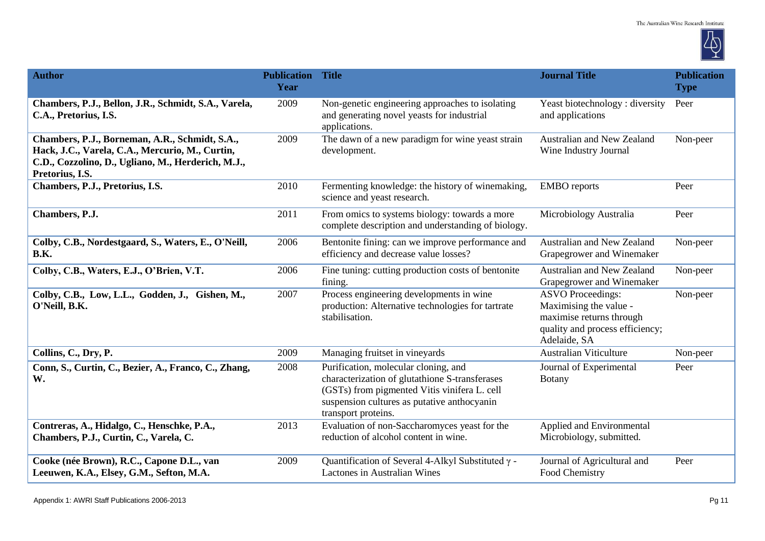| Author | Publication Year | Title | Journal Title | Publication Type |
|---|---|---|---|---|
| **Chambers, P.J., Bellon, J.R., Schmidt, S.A., Varela, C.A., Pretorius, I.S.** | 2009 | Non-genetic engineering approaches to isolating and generating novel yeasts for industrial applications. | Yeast biotechnology : diversity and applications | Peer |
| **Chambers, P.J., Borneman, A.R., Schmidt, S.A., Hack, J.C., Varela, C.A., Mercurio, M., Curtin, C.D., Cozzolino, D., Ugliano, M., Herderich, M.J., Pretorius, I.S.** | 2009 | The dawn of a new paradigm for wine yeast strain development. | Australian and New Zealand Wine Industry Journal | Non-peer |
| **Chambers, P.J., Pretorius, I.S.** | 2010 | Fermenting knowledge: the history of winemaking, science and yeast research. | EMBO reports | Peer |
| **Chambers, P.J.** | 2011 | From omics to systems biology: towards a more complete description and understanding of biology. | Microbiology Australia | Peer |
| **Colby, C.B., Nordestgaard, S., Waters, E., O'Neill, B.K.** | 2006 | Bentonite fining: can we improve performance and efficiency and decrease value losses? | Australian and New Zealand Grapegrower and Winemaker | Non-peer |
| **Colby, C.B., Waters, E.J., O'Brien, V.T.** | 2006 | Fine tuning: cutting production costs of bentonite fining. | Australian and New Zealand Grapegrower and Winemaker | Non-peer |
| **Colby, C.B., Low, L.L., Godden, J., Gishen, M., O'Neill, B.K.** | 2007 | Process engineering developments in wine production: Alternative technologies for tartrate stabilisation. | ASVO Proceedings: Maximising the value - maximise returns through quality and process efficiency; Adelaide, SA | Non-peer |
| **Collins, C., Dry, P.** | 2009 | Managing fruitset in vineyards | Australian Viticulture | Non-peer |
| **Conn, S., Curtin, C., Bezier, A., Franco, C., Zhang, W.** | 2008 | Purification, molecular cloning, and characterization of glutathione S-transferases (GSTs) from pigmented Vitis vinifera L. cell suspension cultures as putative anthocyanin transport proteins. | Journal of Experimental Botany | Peer |
| **Contreras, A., Hidalgo, C., Henschke, P.A., Chambers, P.J., Curtin, C., Varela, C.** | 2013 | Evaluation of non-Saccharomyces yeast for the reduction of alcohol content in wine. | Applied and Environmental Microbiology, submitted. | |
| **Cooke (née Brown), R.C., Capone D.L., van Leeuwen, K.A., Elsey, G.M., Sefton, M.A.** | 2009 | Quantification of Several 4-Alkyl Substituted γ -Lactones in Australian Wines | Journal of Agricultural and Food Chemistry | Peer |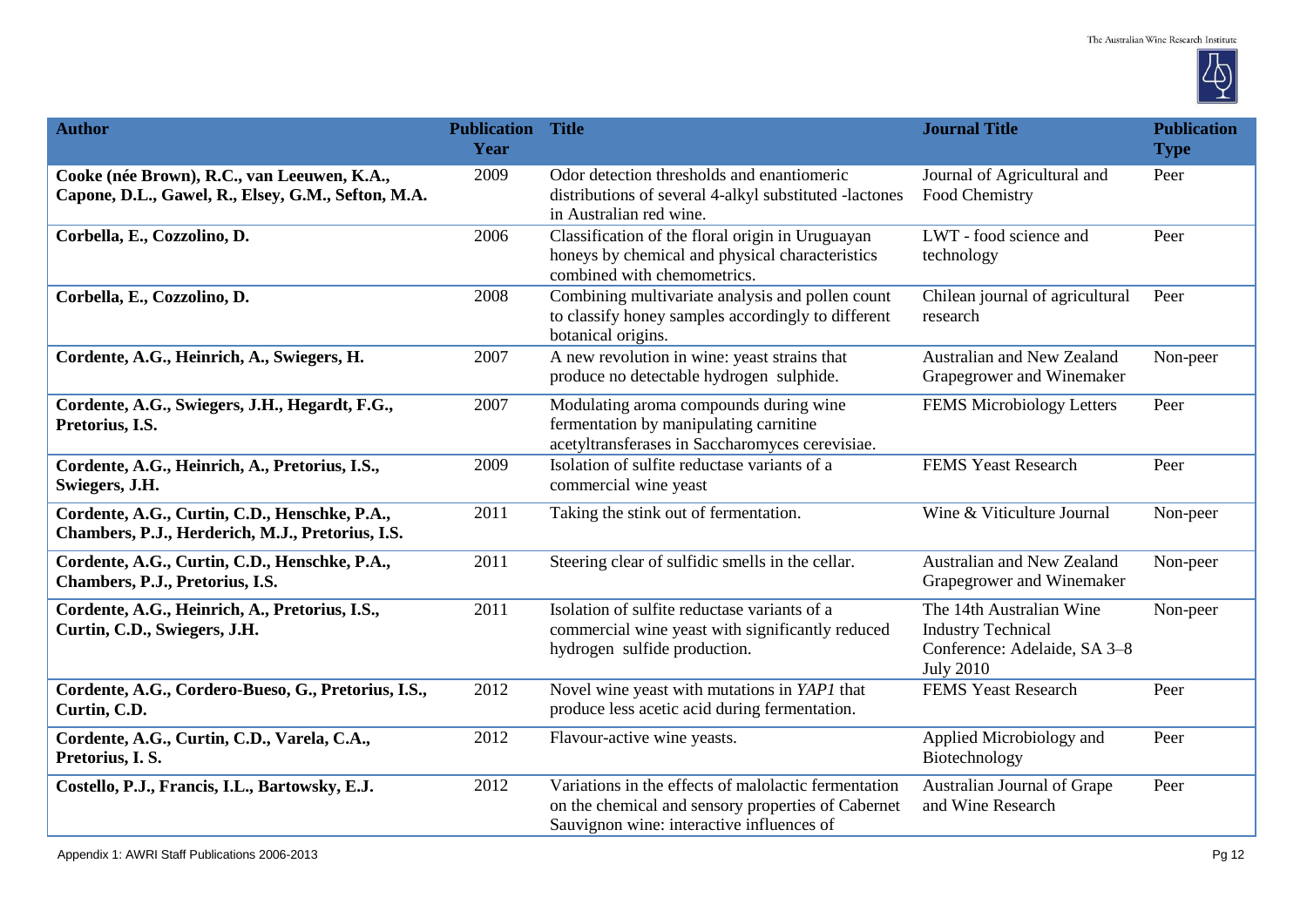| Author | Publication Year | Title | Journal Title | Publication Type |
|---|---|---|---|---|
| **Cooke (née Brown), R.C., van Leeuwen, K.A., Capone, D.L., Gawel, R., Elsey, G.M., Sefton, M.A.** | 2009 | Odor detection thresholds and enantiomeric distributions of several 4-alkyl substituted -lactones in Australian red wine. | Journal of Agricultural and Food Chemistry | Peer |
| **Corbella, E., Cozzolino, D.** | 2006 | Classification of the floral origin in Uruguayan honeys by chemical and physical characteristics combined with chemometrics. | LWT - food science and technology | Peer |
| **Corbella, E., Cozzolino, D.** | 2008 | Combining multivariate analysis and pollen count to classify honey samples accordingly to different botanical origins. | Chilean journal of agricultural research | Peer |
| **Cordente, A.G., Heinrich, A., Swiegers, H.** | 2007 | A new revolution in wine: yeast strains that produce no detectable hydrogen sulphide. | Australian and New Zealand Grapegrower and Winemaker | Non-peer |
| **Cordente, A.G., Swiegers, J.H., Hegardt, F.G., Pretorius, I.S.** | 2007 | Modulating aroma compounds during wine fermentation by manipulating carnitine acetyltransferases in Saccharomyces cerevisiae. | FEMS Microbiology Letters | Peer |
| **Cordente, A.G., Heinrich, A., Pretorius, I.S., Swiegers, J.H.** | 2009 | Isolation of sulfite reductase variants of a commercial wine yeast | FEMS Yeast Research | Peer |
| **Cordente, A.G., Curtin, C.D., Henschke, P.A., Chambers, P.J., Herderich, M.J., Pretorius, I.S.** | 2011 | Taking the stink out of fermentation. | Wine & Viticulture Journal | Non-peer |
| **Cordente, A.G., Curtin, C.D., Henschke, P.A., Chambers, P.J., Pretorius, I.S.** | 2011 | Steering clear of sulfidic smells in the cellar. | Australian and New Zealand Grapegrower and Winemaker | Non-peer |
| **Cordente, A.G., Heinrich, A., Pretorius, I.S., Curtin, C.D., Swiegers, J.H.** | 2011 | Isolation of sulfite reductase variants of a commercial wine yeast with significantly reduced hydrogen sulfide production. | The 14th Australian Wine Industry Technical Conference: Adelaide, SA 3–8 July 2010 | Non-peer |
| **Cordente, A.G., Cordero-Bueso, G., Pretorius, I.S., Curtin, C.D.** | 2012 | Novel wine yeast with mutations in *YAP1* that produce less acetic acid during fermentation. | FEMS Yeast Research | Peer |
| **Cordente, A.G., Curtin, C.D., Varela, C.A., Pretorius, I. S.** | 2012 | Flavour-active wine yeasts. | Applied Microbiology and Biotechnology | Peer |
| **Costello, P.J., Francis, I.L., Bartowsky, E.J.** | 2012 | Variations in the effects of malolactic fermentation on the chemical and sensory properties of Cabernet Sauvignon wine: interactive influences of | Australian Journal of Grape and Wine Research | Peer |

Appendix 1: AWRI Staff Publications 2006-2013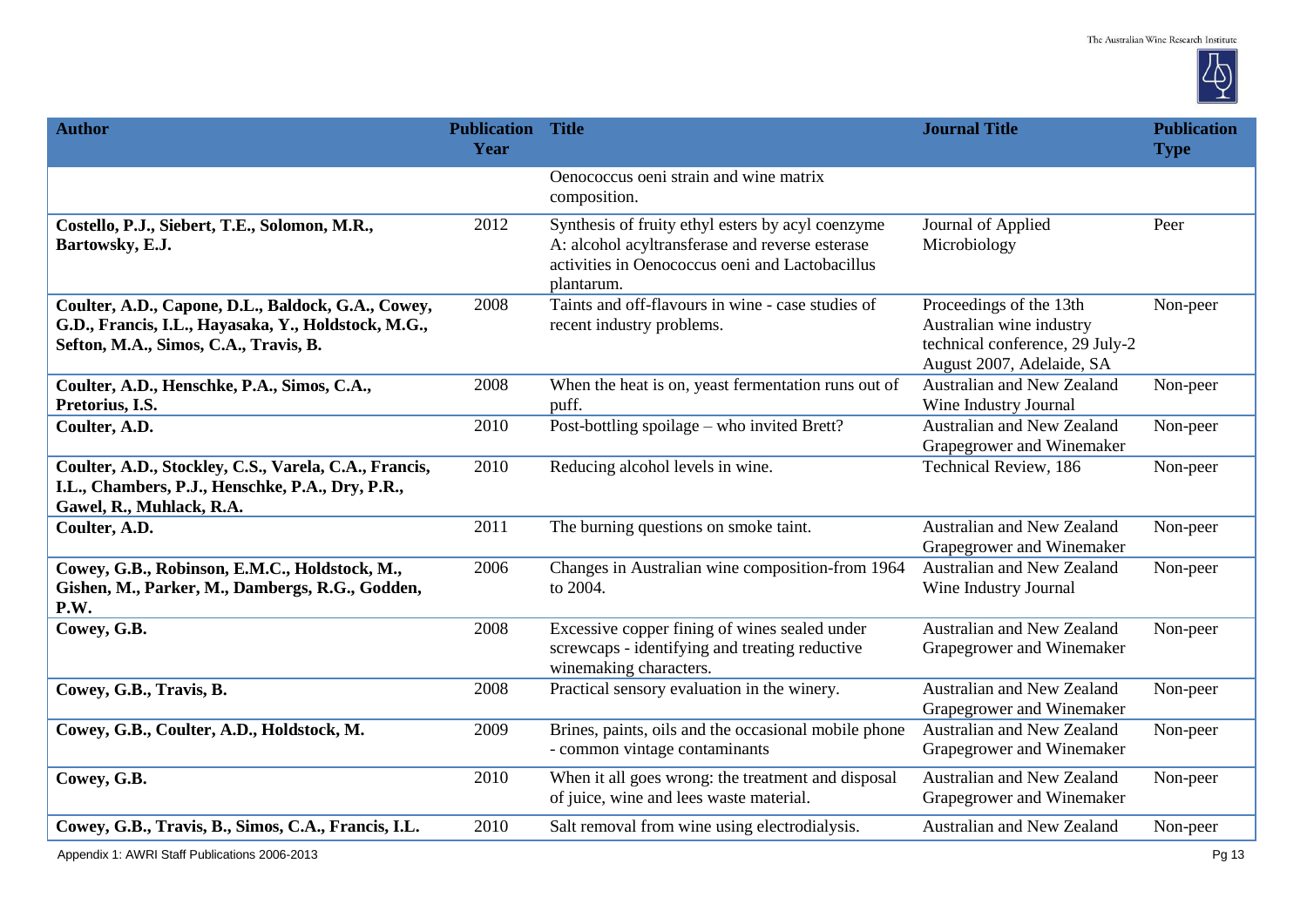| Author | Publication Year | Title | Journal Title | Publication Type |
|---|---|---|---|---|
| | | Oenococcus oeni strain and wine matrix composition. | | |
| **Costello, P.J., Siebert, T.E., Solomon, M.R., Bartowsky, E.J.** | 2012 | Synthesis of fruity ethyl esters by acyl coenzyme A: alcohol acyltransferase and reverse esterase activities in Oenococcus oeni and Lactobacillus plantarum. | Journal of Applied Microbiology | Peer |
| **Coulter, A.D., Capone, D.L., Baldock, G.A., Cowey, G.D., Francis, I.L., Hayasaka, Y., Holdstock, M.G., Sefton, M.A., Simos, C.A., Travis, B.** | 2008 | Taints and off-flavours in wine - case studies of recent industry problems. | Proceedings of the 13th Australian wine industry technical conference, 29 July-2 August 2007, Adelaide, SA | Non-peer |
| **Coulter, A.D., Henschke, P.A., Simos, C.A., Pretorius, I.S.** | 2008 | When the heat is on, yeast fermentation runs out of puff. | Australian and New Zealand Wine Industry Journal | Non-peer |
| **Coulter, A.D.** | 2010 | Post-bottling spoilage – who invited Brett? | Australian and New Zealand Grapegrower and Winemaker | Non-peer |
| **Coulter, A.D., Stockley, C.S., Varela, C.A., Francis, I.L., Chambers, P.J., Henschke, P.A., Dry, P.R., Gawel, R., Muhlack, R.A.** | 2010 | Reducing alcohol levels in wine. | Technical Review, 186 | Non-peer |
| **Coulter, A.D.** | 2011 | The burning questions on smoke taint. | Australian and New Zealand Grapegrower and Winemaker | Non-peer |
| **Cowey, G.B., Robinson, E.M.C., Holdstock, M., Gishen, M., Parker, M., Dambergs, R.G., Godden, P.W.** | 2006 | Changes in Australian wine composition-from 1964 to 2004. | Australian and New Zealand Wine Industry Journal | Non-peer |
| **Cowey, G.B.** | 2008 | Excessive copper fining of wines sealed under screwcaps - identifying and treating reductive winemaking characters. | Australian and New Zealand Grapegrower and Winemaker | Non-peer |
| **Cowey, G.B., Travis, B.** | 2008 | Practical sensory evaluation in the winery. | Australian and New Zealand Grapegrower and Winemaker | Non-peer |
| **Cowey, G.B., Coulter, A.D., Holdstock, M.** | 2009 | Brines, paints, oils and the occasional mobile phone - common vintage contaminants | Australian and New Zealand Grapegrower and Winemaker | Non-peer |
| **Cowey, G.B.** | 2010 | When it all goes wrong: the treatment and disposal of juice, wine and lees waste material. | Australian and New Zealand Grapegrower and Winemaker | Non-peer |
| **Cowey, G.B., Travis, B., Simos, C.A., Francis, I.L.** | 2010 | Salt removal from wine using electrodialysis. | Australian and New Zealand | Non-peer |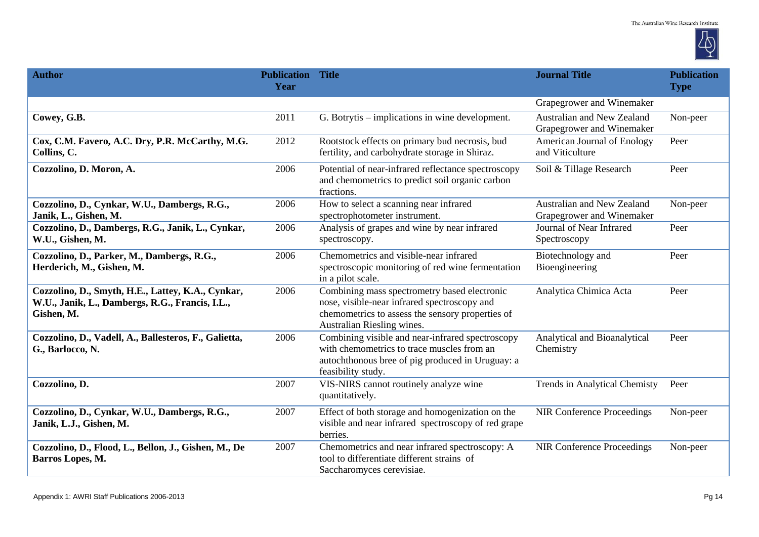| Author | Publication Year | Title | Journal Title | Publication Type |
|---|---|---|---|---|
| | | | Grapegrower and Winemaker | |
| **Cowey, G.B.** | 2011 | G. Botrytis – implications in wine development. | Australian and New Zealand Grapegrower and Winemaker | Non-peer |
| **Cox, C.M. Favero, A.C. Dry, P.R. McCarthy, M.G. Collins, C.** | 2012 | Rootstock effects on primary bud necrosis, bud fertility, and carbohydrate storage in Shiraz. | American Journal of Enology and Viticulture | Peer |
| **Cozzolino, D. Moron, A.** | 2006 | Potential of near-infrared reflectance spectroscopy and chemometrics to predict soil organic carbon fractions. | Soil & Tillage Research | Peer |
| **Cozzolino, D., Cynkar, W.U., Dambergs, R.G., Janik, L., Gishen, M.** | 2006 | How to select a scanning near infrared spectrophotometer instrument. | Australian and New Zealand Grapegrower and Winemaker | Non-peer |
| **Cozzolino, D., Dambergs, R.G., Janik, L., Cynkar, W.U., Gishen, M.** | 2006 | Analysis of grapes and wine by near infrared spectroscopy. | Journal of Near Infrared Spectroscopy | Peer |
| **Cozzolino, D., Parker, M., Dambergs, R.G., Herderich, M., Gishen, M.** | 2006 | Chemometrics and visible-near infrared spectroscopic monitoring of red wine fermentation in a pilot scale. | Biotechnology and Bioengineering | Peer |
| **Cozzolino, D., Smyth, H.E., Lattey, K.A., Cynkar, W.U., Janik, L., Dambergs, R.G., Francis, I.L., Gishen, M.** | 2006 | Combining mass spectrometry based electronic nose, visible-near infrared spectroscopy and chemometrics to assess the sensory properties of Australian Riesling wines. | Analytica Chimica Acta | Peer |
| **Cozzolino, D., Vadell, A., Ballesteros, F., Galietta, G., Barlocco, N.** | 2006 | Combining visible and near-infrared spectroscopy with chemometrics to trace muscles from an autochthonous bree of pig produced in Uruguay: a feasibility study. | Analytical and Bioanalytical Chemistry | Peer |
| **Cozzolino, D.** | 2007 | VIS-NIRS cannot routinely analyze wine quantitatively. | Trends in Analytical Chemisty | Peer |
| **Cozzolino, D., Cynkar, W.U., Dambergs, R.G., Janik, L.J., Gishen, M.** | 2007 | Effect of both storage and homogenization on the visible and near infrared spectroscopy of red grape berries. | NIR Conference Proceedings | Non-peer |
| **Cozzolino, D., Flood, L., Bellon, J., Gishen, M., De Barros Lopes, M.** | 2007 | Chemometrics and near infrared spectroscopy: A tool to differentiate different strains of Saccharomyces cerevisiae. | NIR Conference Proceedings | Non-peer |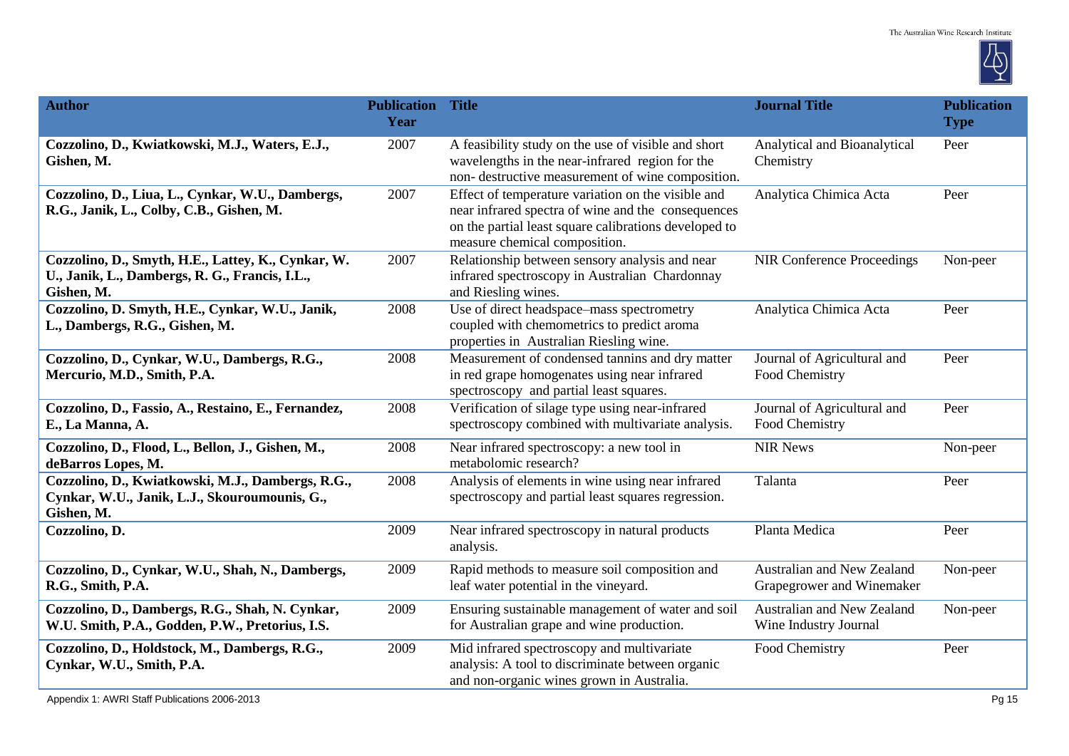| Author | Publication Year | Title | Journal Title | Publication Type |
|---|---|---|---|---|
| **Cozzolino, D., Kwiatkowski, M.J., Waters, E.J., Gishen, M.** | 2007 | A feasibility study on the use of visible and short wavelengths in the near-infrared region for the non- destructive measurement of wine composition. | Analytical and Bioanalytical Chemistry | Peer |
| **Cozzolino, D., Liua, L., Cynkar, W.U., Dambergs, R.G., Janik, L., Colby, C.B., Gishen, M.** | 2007 | Effect of temperature variation on the visible and near infrared spectra of wine and the consequences on the partial least square calibrations developed to measure chemical composition. | Analytica Chimica Acta | Peer |
| **Cozzolino, D., Smyth, H.E., Lattey, K., Cynkar, W. U., Janik, L., Dambergs, R. G., Francis, I.L., Gishen, M.** | 2007 | Relationship between sensory analysis and near infrared spectroscopy in Australian Chardonnay and Riesling wines. | NIR Conference Proceedings | Non-peer |
| **Cozzolino, D. Smyth, H.E., Cynkar, W.U., Janik, L., Dambergs, R.G., Gishen, M.** | 2008 | Use of direct headspace–mass spectrometry coupled with chemometrics to predict aroma properties in Australian Riesling wine. | Analytica Chimica Acta | Peer |
| **Cozzolino, D., Cynkar, W.U., Dambergs, R.G., Mercurio, M.D., Smith, P.A.** | 2008 | Measurement of condensed tannins and dry matter in red grape homogenates using near infrared spectroscopy and partial least squares. | Journal of Agricultural and Food Chemistry | Peer |
| **Cozzolino, D., Fassio, A., Restaino, E., Fernandez, E., La Manna, A.** | 2008 | Verification of silage type using near-infrared spectroscopy combined with multivariate analysis. | Journal of Agricultural and Food Chemistry | Peer |
| **Cozzolino, D., Flood, L., Bellon, J., Gishen, M., deBarros Lopes, M.** | 2008 | Near infrared spectroscopy: a new tool in metabolomic research? | NIR News | Non-peer |
| **Cozzolino, D., Kwiatkowski, M.J., Dambergs, R.G., Cynkar, W.U., Janik, L.J., Skouroumounis, G., Gishen, M.** | 2008 | Analysis of elements in wine using near infrared spectroscopy and partial least squares regression. | Talanta | Peer |
| **Cozzolino, D.** | 2009 | Near infrared spectroscopy in natural products analysis. | Planta Medica | Peer |
| **Cozzolino, D., Cynkar, W.U., Shah, N., Dambergs, R.G., Smith, P.A.** | 2009 | Rapid methods to measure soil composition and leaf water potential in the vineyard. | Australian and New Zealand Grapegrower and Winemaker | Non-peer |
| **Cozzolino, D., Dambergs, R.G., Shah, N. Cynkar, W.U. Smith, P.A., Godden, P.W., Pretorius, I.S.** | 2009 | Ensuring sustainable management of water and soil for Australian grape and wine production. | Australian and New Zealand Wine Industry Journal | Non-peer |
| **Cozzolino, D., Holdstock, M., Dambergs, R.G., Cynkar, W.U., Smith, P.A.** | 2009 | Mid infrared spectroscopy and multivariate analysis: A tool to discriminate between organic and non-organic wines grown in Australia. | Food Chemistry | Peer |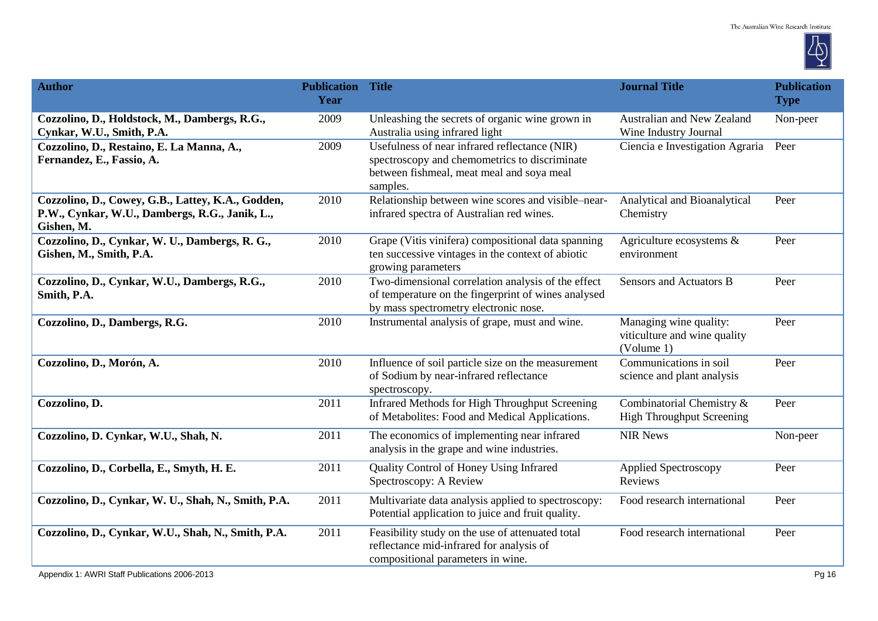| Author | Publication Year | Title | Journal Title | Publication Type |
|---|---|---|---|---|
| **Cozzolino, D., Holdstock, M., Dambergs, R.G., Cynkar, W.U., Smith, P.A.** | 2009 | Unleashing the secrets of organic wine grown in Australia using infrared light | Australian and New Zealand Wine Industry Journal | Non-peer |
| **Cozzolino, D., Restaino, E. La Manna, A., Fernandez, E., Fassio, A.** | 2009 | Usefulness of near infrared reflectance (NIR) spectroscopy and chemometrics to discriminate between fishmeal, meat meal and soya meal samples. | Ciencia e Investigation Agraria | Peer |
| **Cozzolino, D., Cowey, G.B., Lattey, K.A., Godden, P.W., Cynkar, W.U., Dambergs, R.G., Janik, L., Gishen, M.** | 2010 | Relationship between wine scores and visible–near-infrared spectra of Australian red wines. | Analytical and Bioanalytical Chemistry | Peer |
| **Cozzolino, D., Cynkar, W. U., Dambergs, R. G., Gishen, M., Smith, P.A.** | 2010 | Grape (Vitis vinifera) compositional data spanning ten successive vintages in the context of abiotic growing parameters | Agriculture ecosystems & environment | Peer |
| **Cozzolino, D., Cynkar, W.U., Dambergs, R.G., Smith, P.A.** | 2010 | Two-dimensional correlation analysis of the effect of temperature on the fingerprint of wines analysed by mass spectrometry electronic nose. | Sensors and Actuators B | Peer |
| **Cozzolino, D., Dambergs, R.G.** | 2010 | Instrumental analysis of grape, must and wine. | Managing wine quality: viticulture and wine quality (Volume 1) | Peer |
| **Cozzolino, D., Morón, A.** | 2010 | Influence of soil particle size on the measurement of Sodium by near-infrared reflectance spectroscopy. | Communications in soil science and plant analysis | Peer |
| **Cozzolino, D.** | 2011 | Infrared Methods for High Throughput Screening of Metabolites: Food and Medical Applications. | Combinatorial Chemistry & High Throughput Screening | Peer |
| **Cozzolino, D. Cynkar, W.U., Shah, N.** | 2011 | The economics of implementing near infrared analysis in the grape and wine industries. | NIR News | Non-peer |
| **Cozzolino, D., Corbella, E., Smyth, H. E.** | 2011 | Quality Control of Honey Using Infrared Spectroscopy: A Review | Applied Spectroscopy Reviews | Peer |
| **Cozzolino, D., Cynkar, W. U., Shah, N., Smith, P.A.** | 2011 | Multivariate data analysis applied to spectroscopy: Potential application to juice and fruit quality. | Food research international | Peer |
| **Cozzolino, D., Cynkar, W.U., Shah, N., Smith, P.A.** | 2011 | Feasibility study on the use of attenuated total reflectance mid-infrared for analysis of compositional parameters in wine. | Food research international | Peer |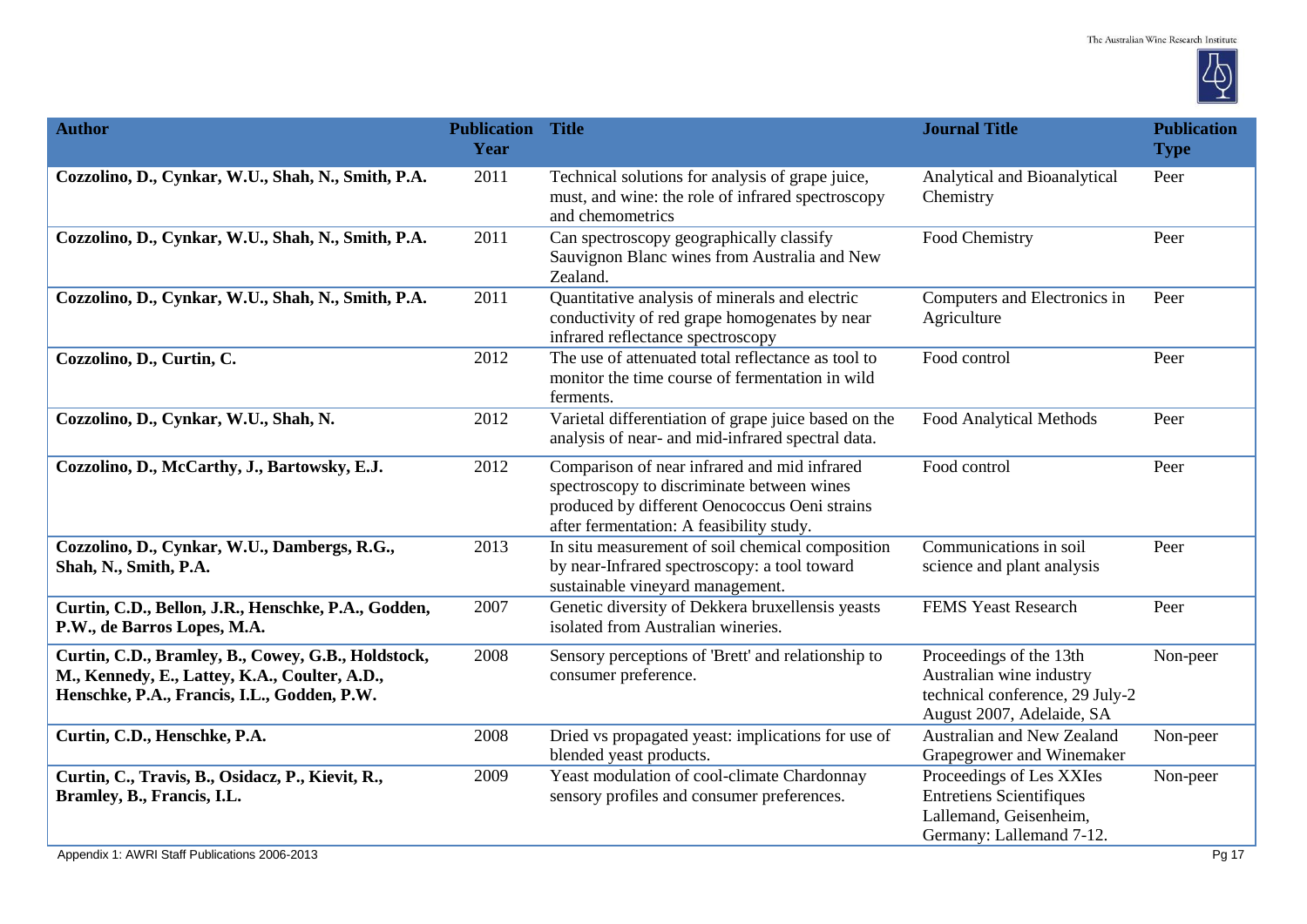| Author | Publication Year | Title | Journal Title | Publication Type |
|---|---|---|---|---|
| **Cozzolino, D., Cynkar, W.U., Shah, N., Smith, P.A.** | 2011 | Technical solutions for analysis of grape juice, must, and wine: the role of infrared spectroscopy and chemometrics | Analytical and Bioanalytical Chemistry | Peer |
| **Cozzolino, D., Cynkar, W.U., Shah, N., Smith, P.A.** | 2011 | Can spectroscopy geographically classify Sauvignon Blanc wines from Australia and New Zealand. | Food Chemistry | Peer |
| **Cozzolino, D., Cynkar, W.U., Shah, N., Smith, P.A.** | 2011 | Quantitative analysis of minerals and electric conductivity of red grape homogenates by near infrared reflectance spectroscopy | Computers and Electronics in Agriculture | Peer |
| **Cozzolino, D., Curtin, C.** | 2012 | The use of attenuated total reflectance as tool to monitor the time course of fermentation in wild ferments. | Food control | Peer |
| **Cozzolino, D., Cynkar, W.U., Shah, N.** | 2012 | Varietal differentiation of grape juice based on the analysis of near- and mid-infrared spectral data. | Food Analytical Methods | Peer |
| **Cozzolino, D., McCarthy, J., Bartowsky, E.J.** | 2012 | Comparison of near infrared and mid infrared spectroscopy to discriminate between wines produced by different Oenococcus Oeni strains after fermentation: A feasibility study. | Food control | Peer |
| **Cozzolino, D., Cynkar, W.U., Dambergs, R.G., Shah, N., Smith, P.A.** | 2013 | In situ measurement of soil chemical composition by near-Infrared spectroscopy: a tool toward sustainable vineyard management. | Communications in soil science and plant analysis | Peer |
| **Curtin, C.D., Bellon, J.R., Henschke, P.A., Godden, P.W., de Barros Lopes, M.A.** | 2007 | Genetic diversity of Dekkera bruxellensis yeasts isolated from Australian wineries. | FEMS Yeast Research | Peer |
| **Curtin, C.D., Bramley, B., Cowey, G.B., Holdstock, M., Kennedy, E., Lattey, K.A., Coulter, A.D., Henschke, P.A., Francis, I.L., Godden, P.W.** | 2008 | Sensory perceptions of 'Brett' and relationship to consumer preference. | Proceedings of the 13th Australian wine industry technical conference, 29 July-2 August 2007, Adelaide, SA | Non-peer |
| **Curtin, C.D., Henschke, P.A.** | 2008 | Dried vs propagated yeast: implications for use of blended yeast products. | Australian and New Zealand Grapegrower and Winemaker | Non-peer |
| **Curtin, C., Travis, B., Osidacz, P., Kievit, R., Bramley, B., Francis, I.L.** | 2009 | Yeast modulation of cool-climate Chardonnay sensory profiles and consumer preferences. | Proceedings of Les XXIes Entretiens Scientifiques Lallemand, Geisenheim, Germany: Lallemand 7-12. | Non-peer |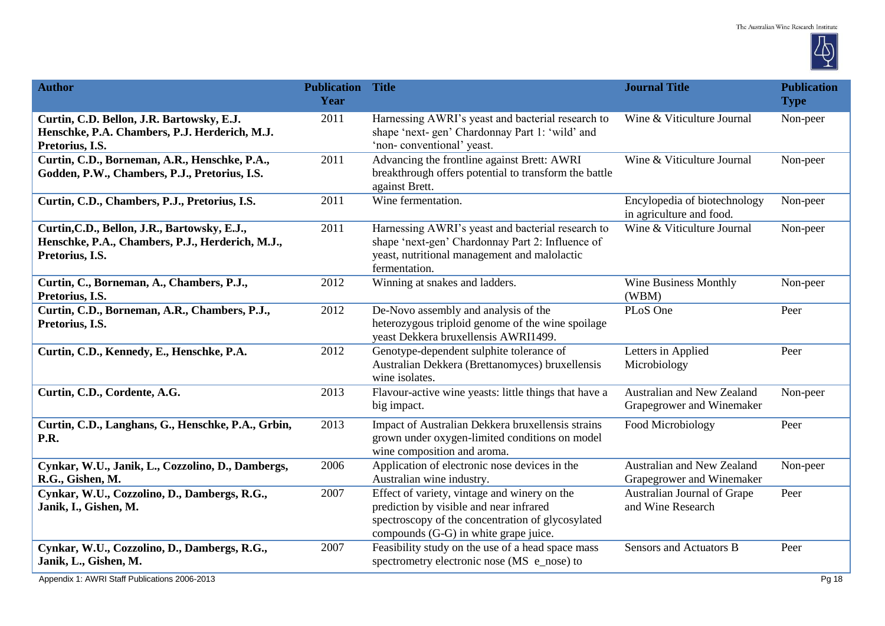| Author | Publication Year | Title | Journal Title | Publication Type |
|---|---|---|---|---|
| **Curtin, C.D. Bellon, J.R. Bartowsky, E.J. Henschke, P.A. Chambers, P.J. Herderich, M.J. Pretorius, I.S.** | 2011 | Harnessing AWRI's yeast and bacterial research to shape 'next- gen' Chardonnay Part 1: 'wild' and 'non- conventional' yeast. | Wine & Viticulture Journal | Non-peer |
| **Curtin, C.D., Borneman, A.R., Henschke, P.A., Godden, P.W., Chambers, P.J., Pretorius, I.S.** | 2011 | Advancing the frontline against Brett: AWRI breakthrough offers potential to transform the battle against Brett. | Wine & Viticulture Journal | Non-peer |
| **Curtin, C.D., Chambers, P.J., Pretorius, I.S.** | 2011 | Wine fermentation. | Encylopedia of biotechnology in agriculture and food. | Non-peer |
| **Curtin,C.D., Bellon, J.R., Bartowsky, E.J., Henschke, P.A., Chambers, P.J., Herderich, M.J., Pretorius, I.S.** | 2011 | Harnessing AWRI's yeast and bacterial research to shape 'next-gen' Chardonnay Part 2: Influence of yeast, nutritional management and malolactic fermentation. | Wine & Viticulture Journal | Non-peer |
| **Curtin, C., Borneman, A., Chambers, P.J., Pretorius, I.S.** | 2012 | Winning at snakes and ladders. | Wine Business Monthly (WBM) | Non-peer |
| **Curtin, C.D., Borneman, A.R., Chambers, P.J., Pretorius, I.S.** | 2012 | De-Novo assembly and analysis of the heterozygous triploid genome of the wine spoilage yeast Dekkera bruxellensis AWRI1499. | PLoS One | Peer |
| **Curtin, C.D., Kennedy, E., Henschke, P.A.** | 2012 | Genotype-dependent sulphite tolerance of Australian Dekkera (Brettanomyces) bruxellensis wine isolates. | Letters in Applied Microbiology | Peer |
| **Curtin, C.D., Cordente, A.G.** | 2013 | Flavour-active wine yeasts: little things that have a big impact. | Australian and New Zealand Grapegrower and Winemaker | Non-peer |
| **Curtin, C.D., Langhans, G., Henschke, P.A., Grbin, P.R.** | 2013 | Impact of Australian Dekkera bruxellensis strains grown under oxygen-limited conditions on model wine composition and aroma. | Food Microbiology | Peer |
| **Cynkar, W.U., Janik, L., Cozzolino, D., Dambergs, R.G., Gishen, M.** | 2006 | Application of electronic nose devices in the Australian wine industry. | Australian and New Zealand Grapegrower and Winemaker | Non-peer |
| **Cynkar, W.U., Cozzolino, D., Dambergs, R.G., Janik, I., Gishen, M.** | 2007 | Effect of variety, vintage and winery on the prediction by visible and near infrared spectroscopy of the concentration of glycosylated compounds (G-G) in white grape juice. | Australian Journal of Grape and Wine Research | Peer |
| **Cynkar, W.U., Cozzolino, D., Dambergs, R.G., Janik, L., Gishen, M.** | 2007 | Feasibility study on the use of a head space mass spectrometry electronic nose (MS e_nose) to | Sensors and Actuators B | Peer |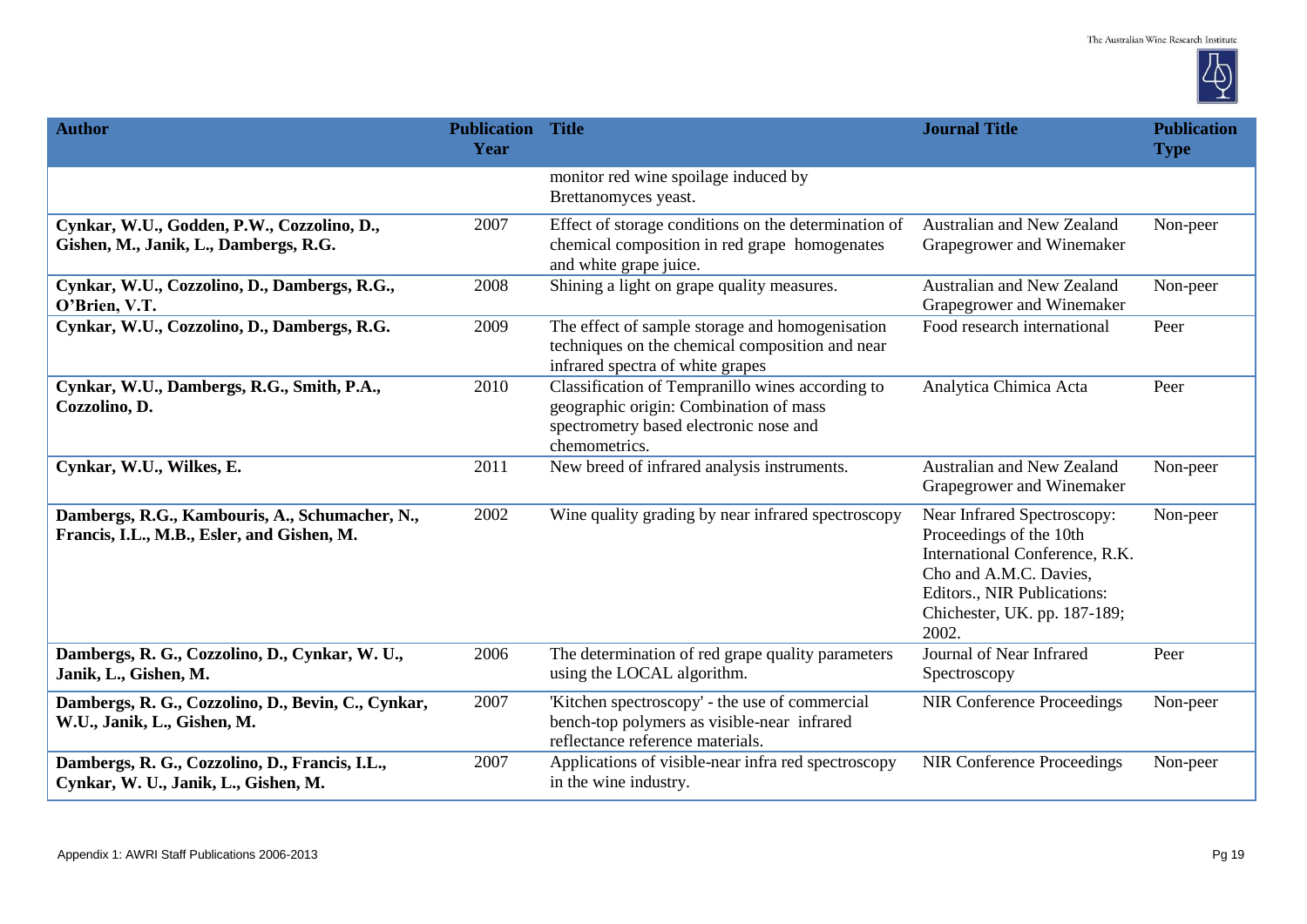| Author | Publication Year | Title | Journal Title | Publication Type |
|---|---|---|---|---|
| | | monitor red wine spoilage induced by Brettanomyces yeast. | | |
| **Cynkar, W.U., Godden, P.W., Cozzolino, D., Gishen, M., Janik, L., Dambergs, R.G.** | 2007 | Effect of storage conditions on the determination of chemical composition in red grape homogenates and white grape juice. | Australian and New Zealand Grapegrower and Winemaker | Non-peer |
| **Cynkar, W.U., Cozzolino, D., Dambergs, R.G., O'Brien, V.T.** | 2008 | Shining a light on grape quality measures. | Australian and New Zealand Grapegrower and Winemaker | Non-peer |
| **Cynkar, W.U., Cozzolino, D., Dambergs, R.G.** | 2009 | The effect of sample storage and homogenisation techniques on the chemical composition and near infrared spectra of white grapes | Food research international | Peer |
| **Cynkar, W.U., Dambergs, R.G., Smith, P.A., Cozzolino, D.** | 2010 | Classification of Tempranillo wines according to geographic origin: Combination of mass spectrometry based electronic nose and chemometrics. | Analytica Chimica Acta | Peer |
| **Cynkar, W.U., Wilkes, E.** | 2011 | New breed of infrared analysis instruments. | Australian and New Zealand Grapegrower and Winemaker | Non-peer |
| **Dambergs, R.G., Kambouris, A., Schumacher, N., Francis, I.L., M.B., Esler, and Gishen, M.** | 2002 | Wine quality grading by near infrared spectroscopy | Near Infrared Spectroscopy: Proceedings of the 10th International Conference, R.K. Cho and A.M.C. Davies, Editors., NIR Publications: Chichester, UK. pp. 187-189; 2002. | Non-peer |
| **Dambergs, R. G., Cozzolino, D., Cynkar, W. U., Janik, L., Gishen, M.** | 2006 | The determination of red grape quality parameters using the LOCAL algorithm. | Journal of Near Infrared Spectroscopy | Peer |
| **Dambergs, R. G., Cozzolino, D., Bevin, C., Cynkar, W.U., Janik, L., Gishen, M.** | 2007 | 'Kitchen spectroscopy' - the use of commercial bench-top polymers as visible-near infrared reflectance reference materials. | NIR Conference Proceedings | Non-peer |
| **Dambergs, R. G., Cozzolino, D., Francis, I.L., Cynkar, W. U., Janik, L., Gishen, M.** | 2007 | Applications of visible-near infra red spectroscopy in the wine industry. | NIR Conference Proceedings | Non-peer |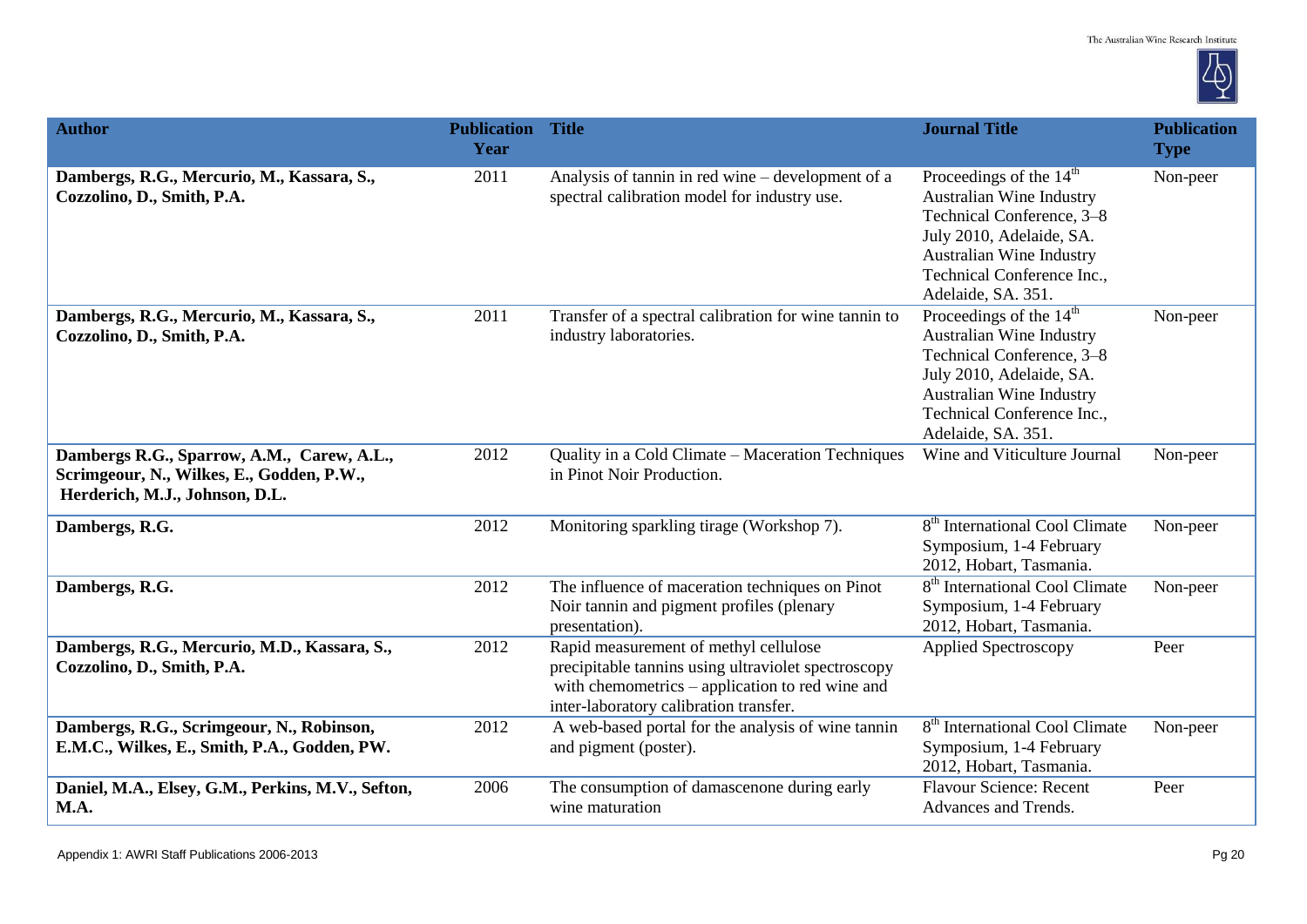| Author | Publication Year | Title | Journal Title | Publication Type |
|---|---|---|---|---|
| **Dambergs, R.G., Mercurio, M., Kassara, S., Cozzolino, D., Smith, P.A.** | 2011 | Analysis of tannin in red wine – development of a spectral calibration model for industry use. | Proceedings of the 14th Australian Wine Industry Technical Conference, 3–8 July 2010, Adelaide, SA. Australian Wine Industry Technical Conference Inc., Adelaide, SA. 351. | Non-peer |
| **Dambergs, R.G., Mercurio, M., Kassara, S., Cozzolino, D., Smith, P.A.** | 2011 | Transfer of a spectral calibration for wine tannin to industry laboratories. | Proceedings of the 14th Australian Wine Industry Technical Conference, 3–8 July 2010, Adelaide, SA. Australian Wine Industry Technical Conference Inc., Adelaide, SA. 351. | Non-peer |
| **Dambergs R.G., Sparrow, A.M., Carew, A.L., Scrimgeour, N., Wilkes, E., Godden, P.W., Herderich, M.J., Johnson, D.L.** | 2012 | Quality in a Cold Climate – Maceration Techniques in Pinot Noir Production. | Wine and Viticulture Journal | Non-peer |
| **Dambergs, R.G.** | 2012 | Monitoring sparkling tirage (Workshop 7). | 8th International Cool Climate Symposium, 1-4 February 2012, Hobart, Tasmania. | Non-peer |
| **Dambergs, R.G.** | 2012 | The influence of maceration techniques on Pinot Noir tannin and pigment profiles (plenary presentation). | 8th International Cool Climate Symposium, 1-4 February 2012, Hobart, Tasmania. | Non-peer |
| **Dambergs, R.G., Mercurio, M.D., Kassara, S., Cozzolino, D., Smith, P.A.** | 2012 | Rapid measurement of methyl cellulose precipitable tannins using ultraviolet spectroscopy with chemometrics – application to red wine and inter-laboratory calibration transfer. | Applied Spectroscopy | Peer |
| **Dambergs, R.G., Scrimgeour, N., Robinson, E.M.C., Wilkes, E., Smith, P.A., Godden, PW.** | 2012 | A web-based portal for the analysis of wine tannin and pigment (poster). | 8th International Cool Climate Symposium, 1-4 February 2012, Hobart, Tasmania. | Non-peer |
| **Daniel, M.A., Elsey, G.M., Perkins, M.V., Sefton, M.A.** | 2006 | The consumption of damascenone during early wine maturation | Flavour Science: Recent Advances and Trends. | Peer |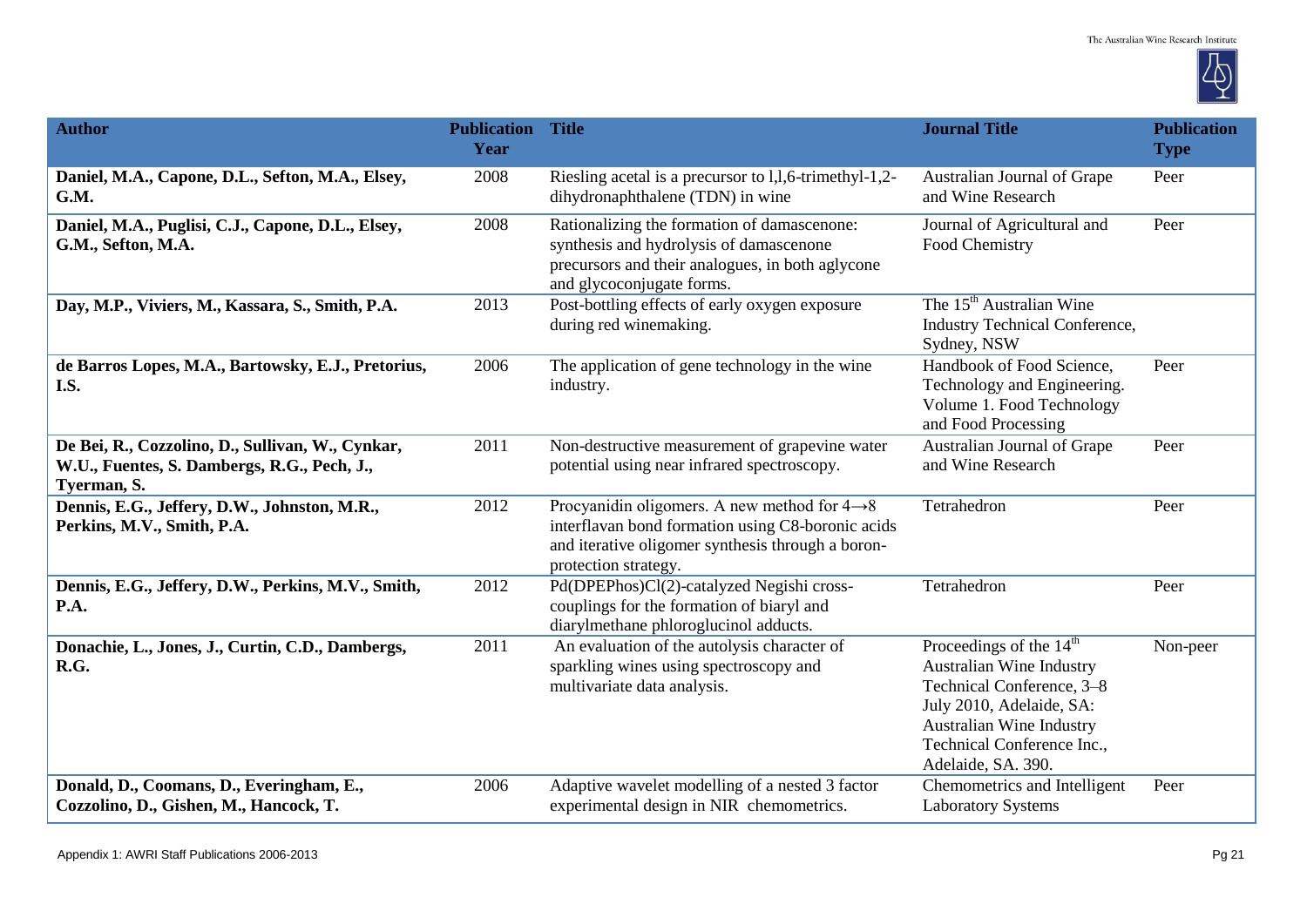| Author | Publication Year | Title | Journal Title | Publication Type |
|---|---|---|---|---|
| **Daniel, M.A., Capone, D.L., Sefton, M.A., Elsey, G.M.** | 2008 | Riesling acetal is a precursor to l,l,6-trimethyl-1,2-dihydronaphthalene (TDN) in wine | Australian Journal of Grape and Wine Research | Peer |
| **Daniel, M.A., Puglisi, C.J., Capone, D.L., Elsey, G.M., Sefton, M.A.** | 2008 | Rationalizing the formation of damascenone: synthesis and hydrolysis of damascenone precursors and their analogues, in both aglycone and glycoconjugate forms. | Journal of Agricultural and Food Chemistry | Peer |
| **Day, M.P., Viviers, M., Kassara, S., Smith, P.A.** | 2013 | Post-bottling effects of early oxygen exposure during red winemaking. | The 15th Australian Wine Industry Technical Conference, Sydney, NSW | |
| **de Barros Lopes, M.A., Bartowsky, E.J., Pretorius, I.S.** | 2006 | The application of gene technology in the wine industry. | Handbook of Food Science, Technology and Engineering. Volume 1. Food Technology and Food Processing | Peer |
| **De Bei, R., Cozzolino, D., Sullivan, W., Cynkar, W.U., Fuentes, S. Dambergs, R.G., Pech, J., Tyerman, S.** | 2011 | Non-destructive measurement of grapevine water potential using near infrared spectroscopy. | Australian Journal of Grape and Wine Research | Peer |
| **Dennis, E.G., Jeffery, D.W., Johnston, M.R., Perkins, M.V., Smith, P.A.** | 2012 | Procyanidin oligomers. A new method for 4→8 interflavan bond formation using C8-boronic acids and iterative oligomer synthesis through a boron-protection strategy. | Tetrahedron | Peer |
| **Dennis, E.G., Jeffery, D.W., Perkins, M.V., Smith, P.A.** | 2012 | Pd(DPEPhos)Cl(2)-catalyzed Negishi cross-couplings for the formation of biaryl and diarylmethane phloroglucinol adducts. | Tetrahedron | Peer |
| **Donachie, L., Jones, J., Curtin, C.D., Dambergs, R.G.** | 2011 | An evaluation of the autolysis character of sparkling wines using spectroscopy and multivariate data analysis. | Proceedings of the 14th Australian Wine Industry Technical Conference, 3–8 July 2010, Adelaide, SA: Australian Wine Industry Technical Conference Inc., Adelaide, SA. 390. | Non-peer |
| **Donald, D., Coomans, D., Everingham, E., Cozzolino, D., Gishen, M., Hancock, T.** | 2006 | Adaptive wavelet modelling of a nested 3 factor experimental design in NIR chemometrics. | Chemometrics and Intelligent Laboratory Systems | Peer |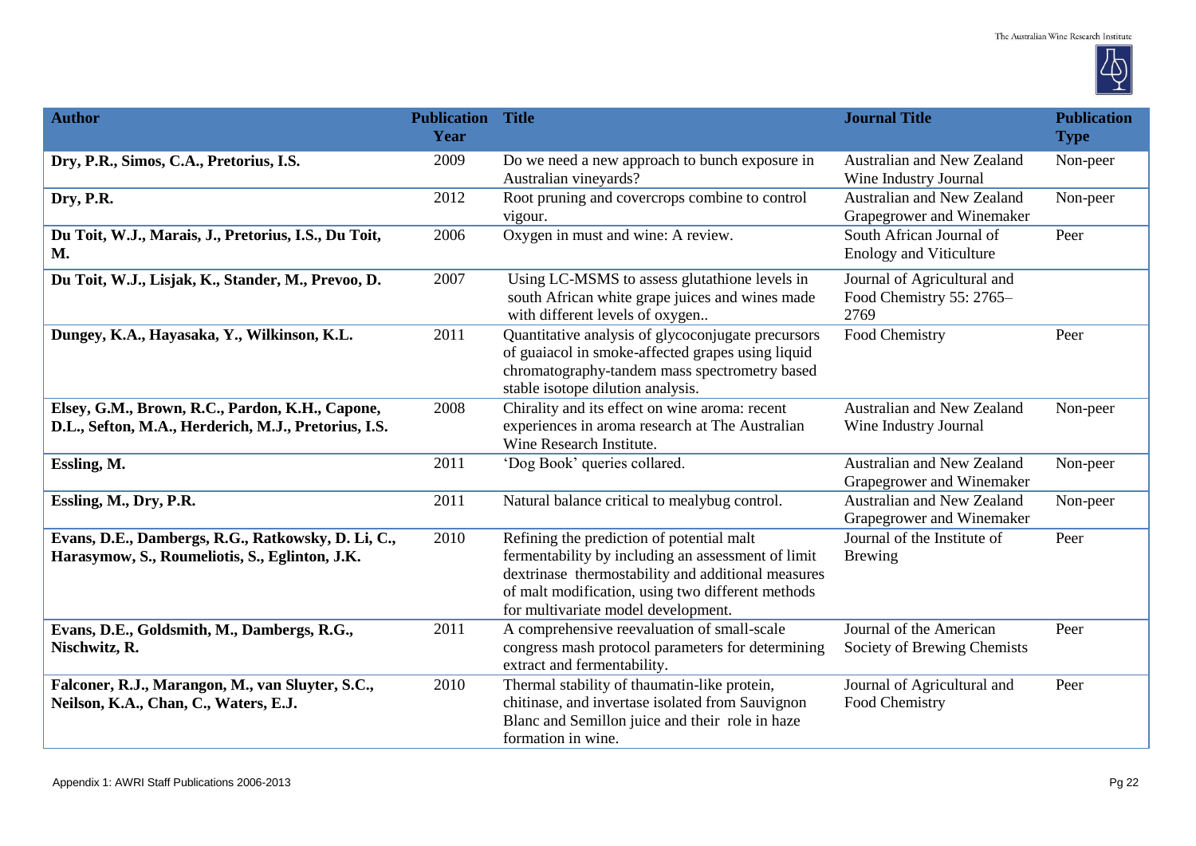| Author | Publication Year | Title | Journal Title | Publication Type |
|---|---|---|---|---|
| **Dry, P.R., Simos, C.A., Pretorius, I.S.** | 2009 | Do we need a new approach to bunch exposure in Australian vineyards? | Australian and New Zealand Wine Industry Journal | Non-peer |
| **Dry, P.R.** | 2012 | Root pruning and covercrops combine to control vigour. | Australian and New Zealand Grapegrower and Winemaker | Non-peer |
| **Du Toit, W.J., Marais, J., Pretorius, I.S., Du Toit, M.** | 2006 | Oxygen in must and wine: A review. | South African Journal of Enology and Viticulture | Peer |
| **Du Toit, W.J., Lisjak, K., Stander, M., Prevoo, D.** | 2007 | Using LC-MSMS to assess glutathione levels in south African white grape juices and wines made with different levels of oxygen.. | Journal of Agricultural and Food Chemistry 55: 2765–2769 | |
| **Dungey, K.A., Hayasaka, Y., Wilkinson, K.L.** | 2011 | Quantitative analysis of glycoconjugate precursors of guaiacol in smoke-affected grapes using liquid chromatography-tandem mass spectrometry based stable isotope dilution analysis. | Food Chemistry | Peer |
| **Elsey, G.M., Brown, R.C., Pardon, K.H., Capone, D.L., Sefton, M.A., Herderich, M.J., Pretorius, I.S.** | 2008 | Chirality and its effect on wine aroma: recent experiences in aroma research at The Australian Wine Research Institute. | Australian and New Zealand Wine Industry Journal | Non-peer |
| **Essling, M.** | 2011 | 'Dog Book' queries collared. | Australian and New Zealand Grapegrower and Winemaker | Non-peer |
| **Essling, M., Dry, P.R.** | 2011 | Natural balance critical to mealybug control. | Australian and New Zealand Grapegrower and Winemaker | Non-peer |
| **Evans, D.E., Dambergs, R.G., Ratkowsky, D. Li, C., Harasymow, S., Roumeliotis, S., Eglinton, J.K.** | 2010 | Refining the prediction of potential malt fermentability by including an assessment of limit dextrinase thermostability and additional measures of malt modification, using two different methods for multivariate model development. | Journal of the Institute of Brewing | Peer |
| **Evans, D.E., Goldsmith, M., Dambergs, R.G., Nischwitz, R.** | 2011 | A comprehensive reevaluation of small-scale congress mash protocol parameters for determining extract and fermentability. | Journal of the American Society of Brewing Chemists | Peer |
| **Falconer, R.J., Marangon, M., van Sluyter, S.C., Neilson, K.A., Chan, C., Waters, E.J.** | 2010 | Thermal stability of thaumatin-like protein, chitinase, and invertase isolated from Sauvignon Blanc and Semillon juice and their role in haze formation in wine. | Journal of Agricultural and Food Chemistry | Peer |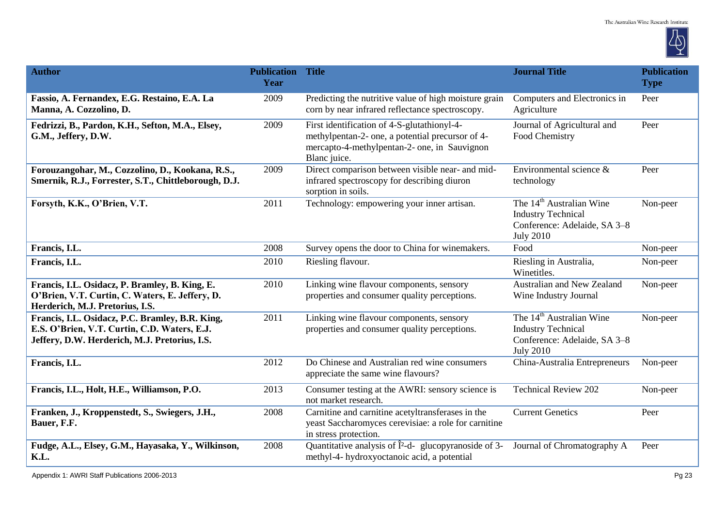| Author | Publication Year | Title | Journal Title | Publication Type |
|---|---|---|---|---|
| **Fassio, A. Fernandex, E.G. Restaino, E.A. La Manna, A. Cozzolino, D.** | 2009 | Predicting the nutritive value of high moisture grain corn by near infrared reflectance spectroscopy. | Computers and Electronics in Agriculture | Peer |
| **Fedrizzi, B., Pardon, K.H., Sefton, M.A., Elsey, G.M., Jeffery, D.W.** | 2009 | First identification of 4-S-glutathionyl-4-methylpentan-2- one, a potential precursor of 4-mercapto-4-methylpentan-2- one, in Sauvignon Blanc juice. | Journal of Agricultural and Food Chemistry | Peer |
| **Forouzangohar, M., Cozzolino, D., Kookana, R.S., Smernik, R.J., Forrester, S.T., Chittleborough, D.J.** | 2009 | Direct comparison between visible near- and mid-infrared spectroscopy for describing diuron sorption in soils. | Environmental science & technology | Peer |
| **Forsyth, K.K., O'Brien, V.T.** | 2011 | Technology: empowering your inner artisan. | The 14th Australian Wine Industry Technical Conference: Adelaide, SA 3–8 July 2010 | Non-peer |
| **Francis, I.L.** | 2008 | Survey opens the door to China for winemakers. | Food | Non-peer |
| **Francis, I.L.** | 2010 | Riesling flavour. | Riesling in Australia, Winetitles. | Non-peer |
| **Francis, I.L. Osidacz, P. Bramley, B. King, E. O'Brien, V.T. Curtin, C. Waters, E. Jeffery, D. Herderich, M.J. Pretorius, I.S.** | 2010 | Linking wine flavour components, sensory properties and consumer quality perceptions. | Australian and New Zealand Wine Industry Journal | Non-peer |
| **Francis, I.L. Osidacz, P.C. Bramley, B.R. King, E.S. O'Brien, V.T. Curtin, C.D. Waters, E.J. Jeffery, D.W. Herderich, M.J. Pretorius, I.S.** | 2011 | Linking wine flavour components, sensory properties and consumer quality perceptions. | The 14th Australian Wine Industry Technical Conference: Adelaide, SA 3–8 July 2010 | Non-peer |
| **Francis, I.L.** | 2012 | Do Chinese and Australian red wine consumers appreciate the same wine flavours? | China-Australia Entrepreneurs | Non-peer |
| **Francis, I.L., Holt, H.E., Williamson, P.O.** | 2013 | Consumer testing at the AWRI: sensory science is not market research. | Technical Review 202 | Non-peer |
| **Franken, J., Kroppenstedt, S., Swiegers, J.H., Bauer, F.F.** | 2008 | Carnitine and carnitine acetyltransferases in the yeast Saccharomyces cerevisiae: a role for carnitine in stress protection. | Current Genetics | Peer |
| **Fudge, A.L., Elsey, G.M., Hayasaka, Y., Wilkinson, K.L.** | 2008 | Quantitative analysis of Î²-d- glucopyranoside of 3-methyl-4- hydroxyoctanoic acid, a potential | Journal of Chromatography A | Peer |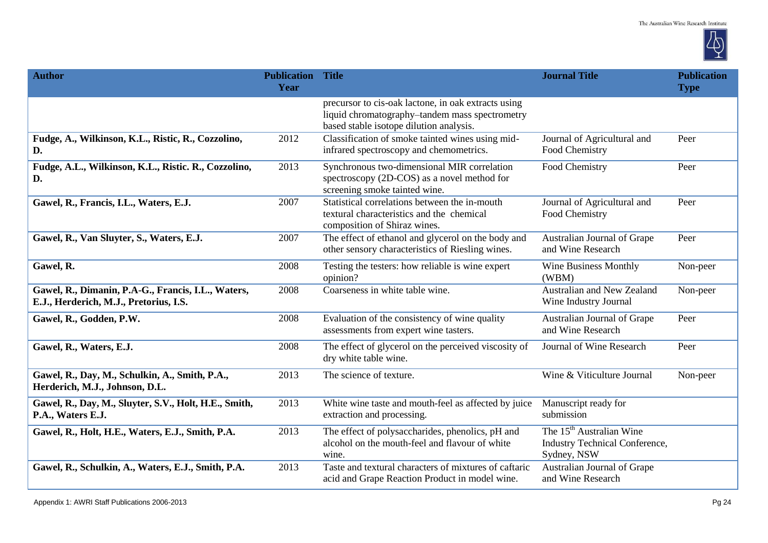| Author | Publication Year | Title | Journal Title | Publication Type |
|---|---|---|---|---|
| | | precursor to cis-oak lactone, in oak extracts using liquid chromatography–tandem mass spectrometry based stable isotope dilution analysis. | | |
| **Fudge, A., Wilkinson, K.L., Ristic, R., Cozzolino, D.** | 2012 | Classification of smoke tainted wines using mid-infrared spectroscopy and chemometrics. | Journal of Agricultural and Food Chemistry | Peer |
| **Fudge, A.L., Wilkinson, K.L., Ristic. R., Cozzolino, D.** | 2013 | Synchronous two-dimensional MIR correlation spectroscopy (2D-COS) as a novel method for screening smoke tainted wine. | Food Chemistry | Peer |
| **Gawel, R., Francis, I.L., Waters, E.J.** | 2007 | Statistical correlations between the in-mouth textural characteristics and the chemical composition of Shiraz wines. | Journal of Agricultural and Food Chemistry | Peer |
| **Gawel, R., Van Sluyter, S., Waters, E.J.** | 2007 | The effect of ethanol and glycerol on the body and other sensory characteristics of Riesling wines. | Australian Journal of Grape and Wine Research | Peer |
| **Gawel, R.** | 2008 | Testing the testers: how reliable is wine expert opinion? | Wine Business Monthly (WBM) | Non-peer |
| **Gawel, R., Dimanin, P.A-G., Francis, I.L., Waters, E.J., Herderich, M.J., Pretorius, I.S.** | 2008 | Coarseness in white table wine. | Australian and New Zealand Wine Industry Journal | Non-peer |
| **Gawel, R., Godden, P.W.** | 2008 | Evaluation of the consistency of wine quality assessments from expert wine tasters. | Australian Journal of Grape and Wine Research | Peer |
| **Gawel, R., Waters, E.J.** | 2008 | The effect of glycerol on the perceived viscosity of dry white table wine. | Journal of Wine Research | Peer |
| **Gawel, R., Day, M., Schulkin, A., Smith, P.A., Herderich, M.J., Johnson, D.L.** | 2013 | The science of texture. | Wine & Viticulture Journal | Non-peer |
| **Gawel, R., Day, M., Sluyter, S.V., Holt, H.E., Smith, P.A., Waters E.J.** | 2013 | White wine taste and mouth-feel as affected by juice extraction and processing. | Manuscript ready for submission | |
| **Gawel, R., Holt, H.E., Waters, E.J., Smith, P.A.** | 2013 | The effect of polysaccharides, phenolics, pH and alcohol on the mouth-feel and flavour of white wine. | The 15th Australian Wine Industry Technical Conference, Sydney, NSW | |
| **Gawel, R., Schulkin, A., Waters, E.J., Smith, P.A.** | 2013 | Taste and textural characters of mixtures of caftaric acid and Grape Reaction Product in model wine. | Australian Journal of Grape and Wine Research | |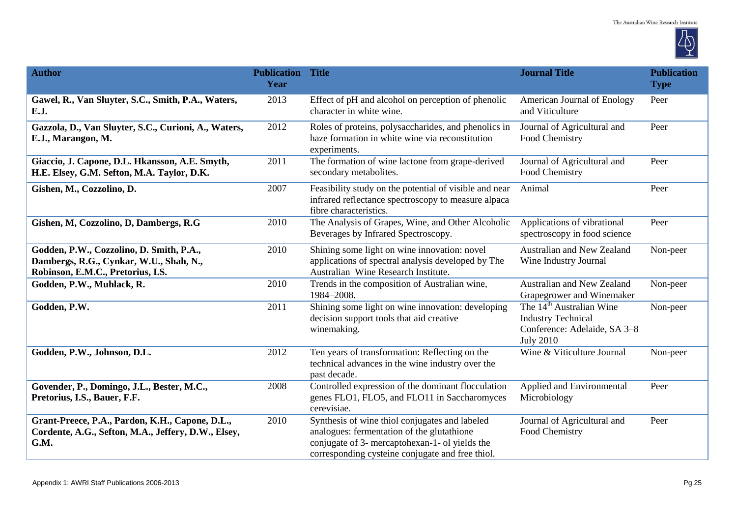| Author | Publication Year | Title | Journal Title | Publication Type |
|---|---|---|---|---|
| **Gawel, R., Van Sluyter, S.C., Smith, P.A., Waters, E.J.** | 2013 | Effect of pH and alcohol on perception of phenolic character in white wine. | American Journal of Enology and Viticulture | Peer |
| **Gazzola, D., Van Sluyter, S.C., Curioni, A., Waters, E.J., Marangon, M.** | 2012 | Roles of proteins, polysaccharides, and phenolics in haze formation in white wine via reconstitution experiments. | Journal of Agricultural and Food Chemistry | Peer |
| **Giaccio, J. Capone, D.L. Hkansson, A.E. Smyth, H.E. Elsey, G.M. Sefton, M.A. Taylor, D.K.** | 2011 | The formation of wine lactone from grape-derived secondary metabolites. | Journal of Agricultural and Food Chemistry | Peer |
| **Gishen, M., Cozzolino, D.** | 2007 | Feasibility study on the potential of visible and near infrared reflectance spectroscopy to measure alpaca fibre characteristics. | Animal | Peer |
| **Gishen, M, Cozzolino, D, Dambergs, R.G** | 2010 | The Analysis of Grapes, Wine, and Other Alcoholic Beverages by Infrared Spectroscopy. | Applications of vibrational spectroscopy in food science | Peer |
| **Godden, P.W., Cozzolino, D. Smith, P.A., Dambergs, R.G., Cynkar, W.U., Shah, N., Robinson, E.M.C., Pretorius, I.S.** | 2010 | Shining some light on wine innovation: novel applications of spectral analysis developed by The Australian Wine Research Institute. | Australian and New Zealand Wine Industry Journal | Non-peer |
| **Godden, P.W., Muhlack, R.** | 2010 | Trends in the composition of Australian wine, 1984–2008. | Australian and New Zealand Grapegrower and Winemaker | Non-peer |
| **Godden, P.W.** | 2011 | Shining some light on wine innovation: developing decision support tools that aid creative winemaking. | The 14th Australian Wine Industry Technical Conference: Adelaide, SA 3–8 July 2010 | Non-peer |
| **Godden, P.W., Johnson, D.L.** | 2012 | Ten years of transformation: Reflecting on the technical advances in the wine industry over the past decade. | Wine & Viticulture Journal | Non-peer |
| **Govender, P., Domingo, J.L., Bester, M.C., Pretorius, I.S., Bauer, F.F.** | 2008 | Controlled expression of the dominant flocculation genes FLO1, FLO5, and FLO11 in Saccharomyces cerevisiae. | Applied and Environmental Microbiology | Peer |
| **Grant-Preece, P.A., Pardon, K.H., Capone, D.L., Cordente, A.G., Sefton, M.A., Jeffery, D.W., Elsey, G.M.** | 2010 | Synthesis of wine thiol conjugates and labeled analogues: fermentation of the glutathione conjugate of 3- mercaptohexan-1- ol yields the corresponding cysteine conjugate and free thiol. | Journal of Agricultural and Food Chemistry | Peer |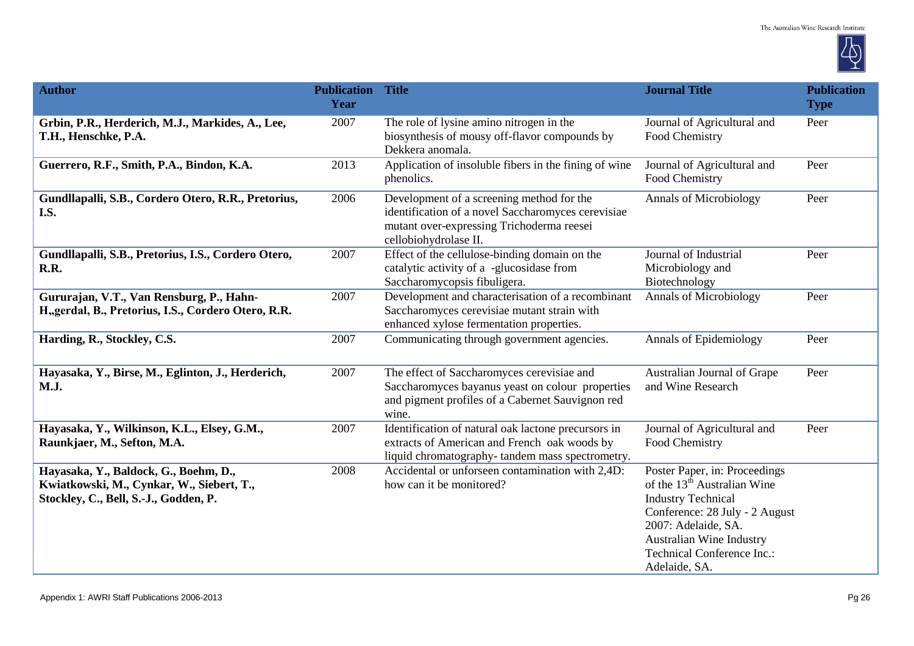| Author | Publication Year | Title | Journal Title | Publication Type |
|---|---|---|---|---|
| **Grbin, P.R., Herderich, M.J., Markides, A., Lee, T.H., Henschke, P.A.** | 2007 | The role of lysine amino nitrogen in the biosynthesis of mousy off-flavor compounds by Dekkera anomala. | Journal of Agricultural and Food Chemistry | Peer |
| **Guerrero, R.F., Smith, P.A., Bindon, K.A.** | 2013 | Application of insoluble fibers in the fining of wine phenolics. | Journal of Agricultural and Food Chemistry | Peer |
| **Gundllapalli, S.B., Cordero Otero, R.R., Pretorius, I.S.** | 2006 | Development of a screening method for the identification of a novel Saccharomyces cerevisiae mutant over-expressing Trichoderma reesei cellobiohydrolase II. | Annals of Microbiology | Peer |
| **Gundllapalli, S.B., Pretorius, I.S., Cordero Otero, R.R.** | 2007 | Effect of the cellulose-binding domain on the catalytic activity of a -glucosidase from Saccharomycopsis fibuligera. | Journal of Industrial Microbiology and Biotechnology | Peer |
| **Gururajan, V.T., Van Rensburg, P., Hahn-H„gerdal, B., Pretorius, I.S., Cordero Otero, R.R.** | 2007 | Development and characterisation of a recombinant Saccharomyces cerevisiae mutant strain with enhanced xylose fermentation properties. | Annals of Microbiology | Peer |
| **Harding, R., Stockley, C.S.** | 2007 | Communicating through government agencies. | Annals of Epidemiology | Peer |
| **Hayasaka, Y., Birse, M., Eglinton, J., Herderich, M.J.** | 2007 | The effect of Saccharomyces cerevisiae and Saccharomyces bayanus yeast on colour properties and pigment profiles of a Cabernet Sauvignon red wine. | Australian Journal of Grape and Wine Research | Peer |
| **Hayasaka, Y., Wilkinson, K.L., Elsey, G.M., Raunkjaer, M., Sefton, M.A.** | 2007 | Identification of natural oak lactone precursors in extracts of American and French oak woods by liquid chromatography- tandem mass spectrometry. | Journal of Agricultural and Food Chemistry | Peer |
| **Hayasaka, Y., Baldock, G., Boehm, D., Kwiatkowski, M., Cynkar, W., Siebert, T., Stockley, C., Bell, S.-J., Godden, P.** | 2008 | Accidental or unforseen contamination with 2,4D: how can it be monitored? | Poster Paper, in: Proceedings of the 13th Australian Wine Industry Technical Conference: 28 July - 2 August 2007: Adelaide, SA. Australian Wine Industry Technical Conference Inc.: Adelaide, SA. | |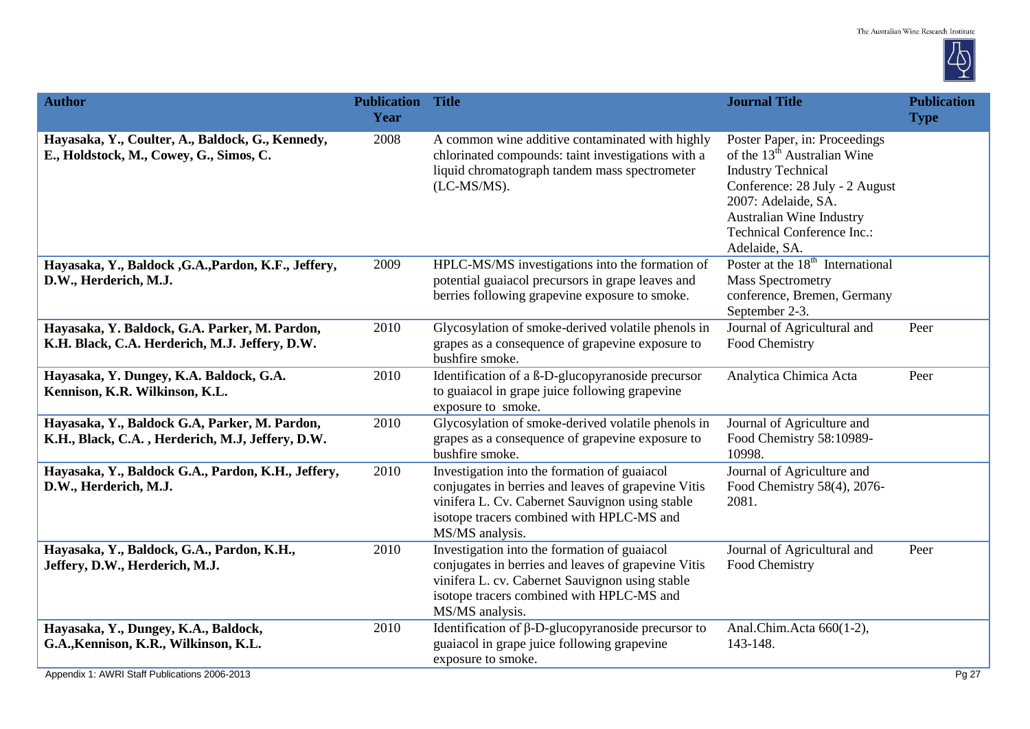| Author | Publication Year | Title | Journal Title | Publication Type |
|---|---|---|---|---|
| **Hayasaka, Y., Coulter, A., Baldock, G., Kennedy, E., Holdstock, M., Cowey, G., Simos, C.** | 2008 | A common wine additive contaminated with highly chlorinated compounds: taint investigations with a liquid chromatograph tandem mass spectrometer (LC-MS/MS). | Poster Paper, in: Proceedings of the 13th Australian Wine Industry Technical Conference: 28 July - 2 August 2007: Adelaide, SA. Australian Wine Industry Technical Conference Inc.: Adelaide, SA. | |
| **Hayasaka, Y., Baldock ,G.A.,Pardon, K.F., Jeffery, D.W., Herderich, M.J.** | 2009 | HPLC-MS/MS investigations into the formation of potential guaiacol precursors in grape leaves and berries following grapevine exposure to smoke. | Poster at the 18th International Mass Spectrometry conference, Bremen, Germany September 2-3. | |
| **Hayasaka, Y. Baldock, G.A. Parker, M. Pardon, K.H. Black, C.A. Herderich, M.J. Jeffery, D.W.** | 2010 | Glycosylation of smoke-derived volatile phenols in grapes as a consequence of grapevine exposure to bushfire smoke. | Journal of Agricultural and Food Chemistry | Peer |
| **Hayasaka, Y. Dungey, K.A. Baldock, G.A. Kennison, K.R. Wilkinson, K.L.** | 2010 | Identification of a ß-D-glucopyranoside precursor to guaiacol in grape juice following grapevine exposure to smoke. | Analytica Chimica Acta | Peer |
| **Hayasaka, Y., Baldock G.A, Parker, M. Pardon, K.H., Black, C.A. , Herderich, M.J, Jeffery, D.W.** | 2010 | Glycosylation of smoke-derived volatile phenols in grapes as a consequence of grapevine exposure to bushfire smoke. | Journal of Agriculture and Food Chemistry 58:10989-10998. | |
| **Hayasaka, Y., Baldock G.A., Pardon, K.H., Jeffery, D.W., Herderich, M.J.** | 2010 | Investigation into the formation of guaiacol conjugates in berries and leaves of grapevine Vitis vinifera L. Cv. Cabernet Sauvignon using stable isotope tracers combined with HPLC-MS and MS/MS analysis. | Journal of Agriculture and Food Chemistry 58(4), 2076-2081. | |
| **Hayasaka, Y., Baldock, G.A., Pardon, K.H., Jeffery, D.W., Herderich, M.J.** | 2010 | Investigation into the formation of guaiacol conjugates in berries and leaves of grapevine Vitis vinifera L. cv. Cabernet Sauvignon using stable isotope tracers combined with HPLC-MS and MS/MS analysis. | Journal of Agricultural and Food Chemistry | Peer |
| **Hayasaka, Y., Dungey, K.A., Baldock, G.A.,Kennison, K.R., Wilkinson, K.L.** | 2010 | Identification of β-D-glucopyranoside precursor to guaiacol in grape juice following grapevine exposure to smoke. | Anal.Chim.Acta 660(1-2), 143-148. | |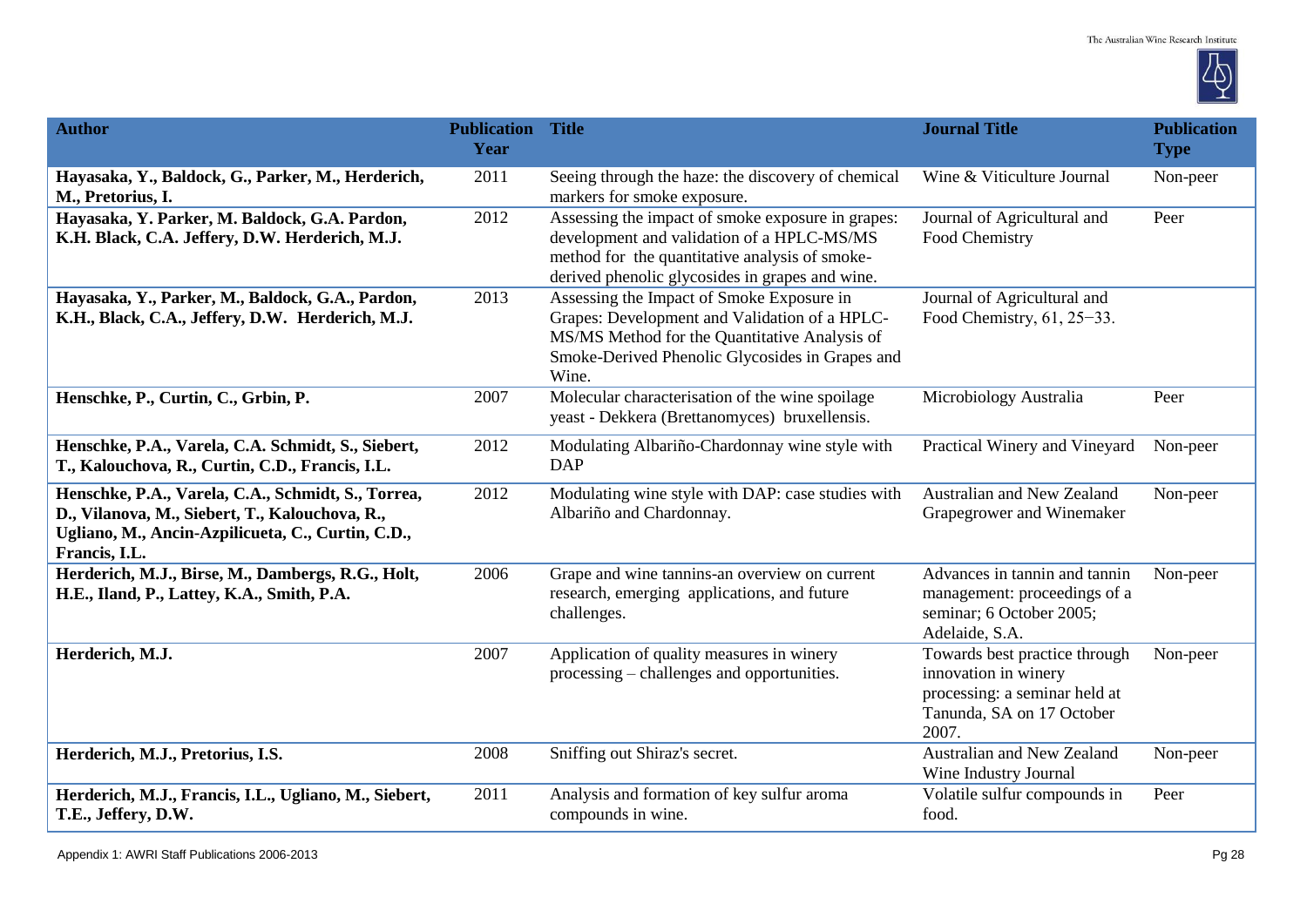| Author | Publication Year | Title | Journal Title | Publication Type |
|---|---|---|---|---|
| **Hayasaka, Y., Baldock, G., Parker, M., Herderich, M., Pretorius, I.** | 2011 | Seeing through the haze: the discovery of chemical markers for smoke exposure. | Wine & Viticulture Journal | Non-peer |
| **Hayasaka, Y. Parker, M. Baldock, G.A. Pardon, K.H. Black, C.A. Jeffery, D.W. Herderich, M.J.** | 2012 | Assessing the impact of smoke exposure in grapes: development and validation of a HPLC-MS/MS method for the quantitative analysis of smoke-derived phenolic glycosides in grapes and wine. | Journal of Agricultural and Food Chemistry | Peer |
| **Hayasaka, Y., Parker, M., Baldock, G.A., Pardon, K.H., Black, C.A., Jeffery, D.W. Herderich, M.J.** | 2013 | Assessing the Impact of Smoke Exposure in Grapes: Development and Validation of a HPLC-MS/MS Method for the Quantitative Analysis of Smoke-Derived Phenolic Glycosides in Grapes and Wine. | Journal of Agricultural and Food Chemistry, 61, 25−33. | |
| **Henschke, P., Curtin, C., Grbin, P.** | 2007 | Molecular characterisation of the wine spoilage yeast - Dekkera (Brettanomyces) bruxellensis. | Microbiology Australia | Peer |
| **Henschke, P.A., Varela, C.A. Schmidt, S., Siebert, T., Kalouchova, R., Curtin, C.D., Francis, I.L.** | 2012 | Modulating Albariño-Chardonnay wine style with DAP | Practical Winery and Vineyard | Non-peer |
| **Henschke, P.A., Varela, C.A., Schmidt, S., Torrea, D., Vilanova, M., Siebert, T., Kalouchova, R., Ugliano, M., Ancin-Azpilicueta, C., Curtin, C.D., Francis, I.L.** | 2012 | Modulating wine style with DAP: case studies with Albariño and Chardonnay. | Australian and New Zealand Grapegrower and Winemaker | Non-peer |
| **Herderich, M.J., Birse, M., Dambergs, R.G., Holt, H.E., Iland, P., Lattey, K.A., Smith, P.A.** | 2006 | Grape and wine tannins-an overview on current research, emerging applications, and future challenges. | Advances in tannin and tannin management: proceedings of a seminar; 6 October 2005; Adelaide, S.A. | Non-peer |
| **Herderich, M.J.** | 2007 | Application of quality measures in winery processing – challenges and opportunities. | Towards best practice through innovation in winery processing: a seminar held at Tanunda, SA on 17 October 2007. | Non-peer |
| **Herderich, M.J., Pretorius, I.S.** | 2008 | Sniffing out Shiraz's secret. | Australian and New Zealand Wine Industry Journal | Non-peer |
| **Herderich, M.J., Francis, I.L., Ugliano, M., Siebert, T.E., Jeffery, D.W.** | 2011 | Analysis and formation of key sulfur aroma compounds in wine. | Volatile sulfur compounds in food. | Peer |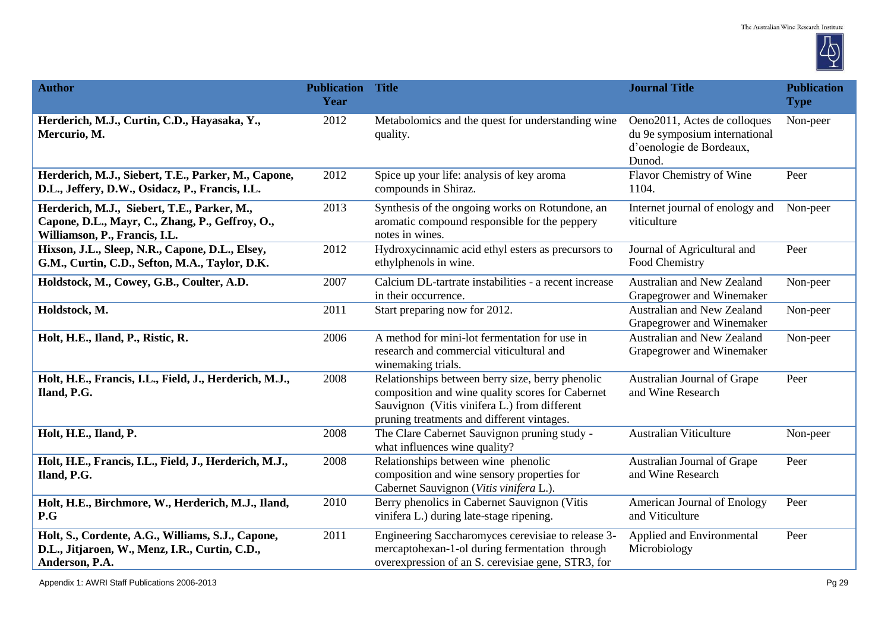| Author | Publication Year | Title | Journal Title | Publication Type |
|---|---|---|---|---|
| **Herderich, M.J., Curtin, C.D., Hayasaka, Y., Mercurio, M.** | 2012 | Metabolomics and the quest for understanding wine quality. | Oeno2011, Actes de colloques du 9e symposium international d'oenologie de Bordeaux, Dunod. | Non-peer |
| **Herderich, M.J., Siebert, T.E., Parker, M., Capone, D.L., Jeffery, D.W., Osidacz, P., Francis, I.L.** | 2012 | Spice up your life: analysis of key aroma compounds in Shiraz. | Flavor Chemistry of Wine 1104. | Peer |
| **Herderich, M.J., Siebert, T.E., Parker, M., Capone, D.L., Mayr, C., Zhang, P., Geffroy, O., Williamson, P., Francis, I.L.** | 2013 | Synthesis of the ongoing works on Rotundone, an aromatic compound responsible for the peppery notes in wines. | Internet journal of enology and viticulture | Non-peer |
| **Hixson, J.L., Sleep, N.R., Capone, D.L., Elsey, G.M., Curtin, C.D., Sefton, M.A., Taylor, D.K.** | 2012 | Hydroxycinnamic acid ethyl esters as precursors to ethylphenols in wine. | Journal of Agricultural and Food Chemistry | Peer |
| **Holdstock, M., Cowey, G.B., Coulter, A.D.** | 2007 | Calcium DL-tartrate instabilities - a recent increase in their occurrence. | Australian and New Zealand Grapegrower and Winemaker | Non-peer |
| **Holdstock, M.** | 2011 | Start preparing now for 2012. | Australian and New Zealand Grapegrower and Winemaker | Non-peer |
| **Holt, H.E., Iland, P., Ristic, R.** | 2006 | A method for mini-lot fermentation for use in research and commercial viticultural and winemaking trials. | Australian and New Zealand Grapegrower and Winemaker | Non-peer |
| **Holt, H.E., Francis, I.L., Field, J., Herderich, M.J., Iland, P.G.** | 2008 | Relationships between berry size, berry phenolic composition and wine quality scores for Cabernet Sauvignon (Vitis vinifera L.) from different pruning treatments and different vintages. | Australian Journal of Grape and Wine Research | Peer |
| **Holt, H.E., Iland, P.** | 2008 | The Clare Cabernet Sauvignon pruning study - what influences wine quality? | Australian Viticulture | Non-peer |
| **Holt, H.E., Francis, I.L., Field, J., Herderich, M.J., Iland, P.G.** | 2008 | Relationships between wine phenolic composition and wine sensory properties for Cabernet Sauvignon (*Vitis vinifera* L.). | Australian Journal of Grape and Wine Research | Peer |
| **Holt, H.E., Birchmore, W., Herderich, M.J., Iland, P.G** | 2010 | Berry phenolics in Cabernet Sauvignon (Vitis vinifera L.) during late-stage ripening. | American Journal of Enology and Viticulture | Peer |
| **Holt, S., Cordente, A.G., Williams, S.J., Capone, D.L., Jitjaroen, W., Menz, I.R., Curtin, C.D., Anderson, P.A.** | 2011 | Engineering Saccharomyces cerevisiae to release 3-mercaptohexan-1-ol during fermentation through overexpression of an S. cerevisiae gene, STR3, for | Applied and Environmental Microbiology | Peer |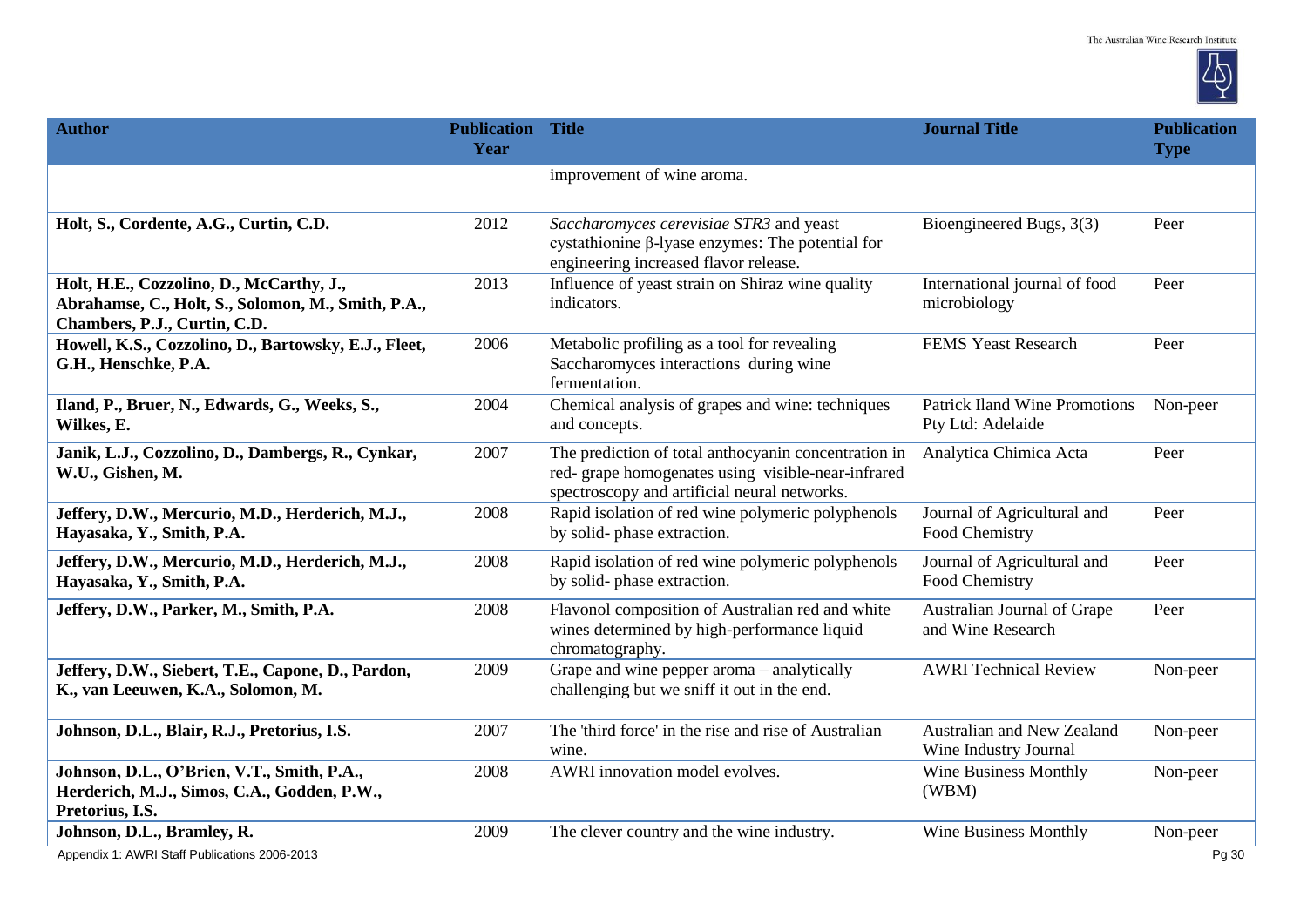| Author | Publication Year | Title | Journal Title | Publication Type |
|---|---|---|---|---|
| | | improvement of wine aroma. | | |
| **Holt, S., Cordente, A.G., Curtin, C.D.** | 2012 | *Saccharomyces cerevisiae STR3* and yeast cystathionine β-lyase enzymes: The potential for engineering increased flavor release. | Bioengineered Bugs, 3(3) | Peer |
| **Holt, H.E., Cozzolino, D., McCarthy, J., Abrahamse, C., Holt, S., Solomon, M., Smith, P.A., Chambers, P.J., Curtin, C.D.** | 2013 | Influence of yeast strain on Shiraz wine quality indicators. | International journal of food microbiology | Peer |
| **Howell, K.S., Cozzolino, D., Bartowsky, E.J., Fleet, G.H., Henschke, P.A.** | 2006 | Metabolic profiling as a tool for revealing Saccharomyces interactions during wine fermentation. | FEMS Yeast Research | Peer |
| **Iland, P., Bruer, N., Edwards, G., Weeks, S., Wilkes, E.** | 2004 | Chemical analysis of grapes and wine: techniques and concepts. | Patrick Iland Wine Promotions Pty Ltd: Adelaide | Non-peer |
| **Janik, L.J., Cozzolino, D., Dambergs, R., Cynkar, W.U., Gishen, M.** | 2007 | The prediction of total anthocyanin concentration in red- grape homogenates using visible-near-infrared spectroscopy and artificial neural networks. | Analytica Chimica Acta | Peer |
| **Jeffery, D.W., Mercurio, M.D., Herderich, M.J., Hayasaka, Y., Smith, P.A.** | 2008 | Rapid isolation of red wine polymeric polyphenols by solid- phase extraction. | Journal of Agricultural and Food Chemistry | Peer |
| **Jeffery, D.W., Mercurio, M.D., Herderich, M.J., Hayasaka, Y., Smith, P.A.** | 2008 | Rapid isolation of red wine polymeric polyphenols by solid- phase extraction. | Journal of Agricultural and Food Chemistry | Peer |
| **Jeffery, D.W., Parker, M., Smith, P.A.** | 2008 | Flavonol composition of Australian red and white wines determined by high-performance liquid chromatography. | Australian Journal of Grape and Wine Research | Peer |
| **Jeffery, D.W., Siebert, T.E., Capone, D., Pardon, K., van Leeuwen, K.A., Solomon, M.** | 2009 | Grape and wine pepper aroma – analytically challenging but we sniff it out in the end. | AWRI Technical Review | Non-peer |
| **Johnson, D.L., Blair, R.J., Pretorius, I.S.** | 2007 | The 'third force' in the rise and rise of Australian wine. | Australian and New Zealand Wine Industry Journal | Non-peer |
| **Johnson, D.L., O'Brien, V.T., Smith, P.A., Herderich, M.J., Simos, C.A., Godden, P.W., Pretorius, I.S.** | 2008 | AWRI innovation model evolves. | Wine Business Monthly (WBM) | Non-peer |
| **Johnson, D.L., Bramley, R.** | 2009 | The clever country and the wine industry. | Wine Business Monthly | Non-peer |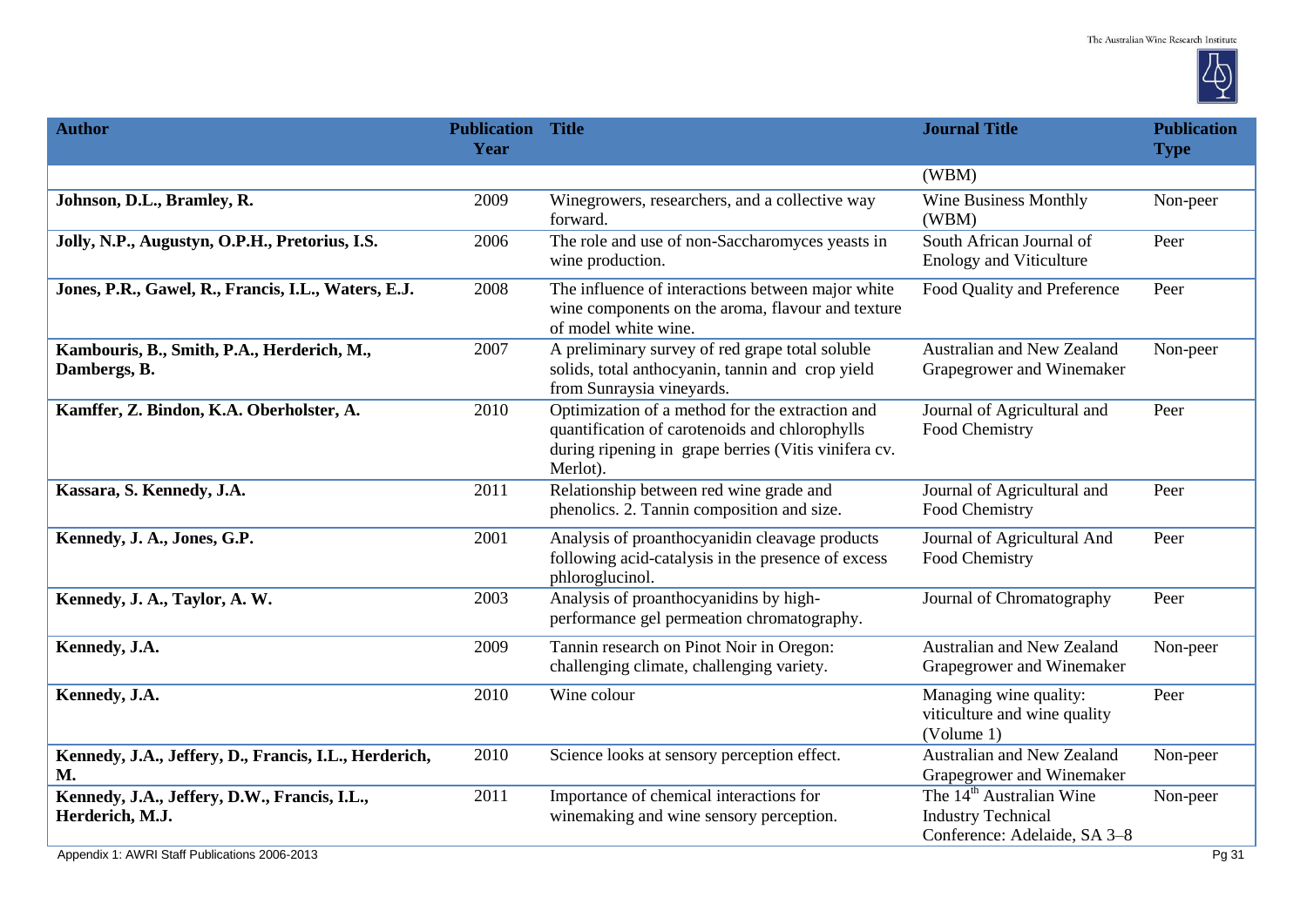| Author | Publication Year | Title | Journal Title | Publication Type |
|---|---|---|---|---|
| | | | (WBM) | |
| **Johnson, D.L., Bramley, R.** | 2009 | Winegrowers, researchers, and a collective way forward. | Wine Business Monthly (WBM) | Non-peer |
| **Jolly, N.P., Augustyn, O.P.H., Pretorius, I.S.** | 2006 | The role and use of non-Saccharomyces yeasts in wine production. | South African Journal of Enology and Viticulture | Peer |
| **Jones, P.R., Gawel, R., Francis, I.L., Waters, E.J.** | 2008 | The influence of interactions between major white wine components on the aroma, flavour and texture of model white wine. | Food Quality and Preference | Peer |
| **Kambouris, B., Smith, P.A., Herderich, M., Dambergs, B.** | 2007 | A preliminary survey of red grape total soluble solids, total anthocyanin, tannin and crop yield from Sunraysia vineyards. | Australian and New Zealand Grapegrower and Winemaker | Non-peer |
| **Kamffer, Z. Bindon, K.A. Oberholster, A.** | 2010 | Optimization of a method for the extraction and quantification of carotenoids and chlorophylls during ripening in grape berries (Vitis vinifera cv. Merlot). | Journal of Agricultural and Food Chemistry | Peer |
| **Kassara, S. Kennedy, J.A.** | 2011 | Relationship between red wine grade and phenolics. 2. Tannin composition and size. | Journal of Agricultural and Food Chemistry | Peer |
| **Kennedy, J. A., Jones, G.P.** | 2001 | Analysis of proanthocyanidin cleavage products following acid-catalysis in the presence of excess phloroglucinol. | Journal of Agricultural And Food Chemistry | Peer |
| **Kennedy, J. A., Taylor, A. W.** | 2003 | Analysis of proanthocyanidins by high-performance gel permeation chromatography. | Journal of Chromatography | Peer |
| **Kennedy, J.A.** | 2009 | Tannin research on Pinot Noir in Oregon: challenging climate, challenging variety. | Australian and New Zealand Grapegrower and Winemaker | Non-peer |
| **Kennedy, J.A.** | 2010 | Wine colour | Managing wine quality: viticulture and wine quality (Volume 1) | Peer |
| **Kennedy, J.A., Jeffery, D., Francis, I.L., Herderich, M.** | 2010 | Science looks at sensory perception effect. | Australian and New Zealand Grapegrower and Winemaker | Non-peer |
| **Kennedy, J.A., Jeffery, D.W., Francis, I.L., Herderich, M.J.** | 2011 | Importance of chemical interactions for winemaking and wine sensory perception. | The 14th Australian Wine Industry Technical Conference: Adelaide, SA 3–8 | Non-peer |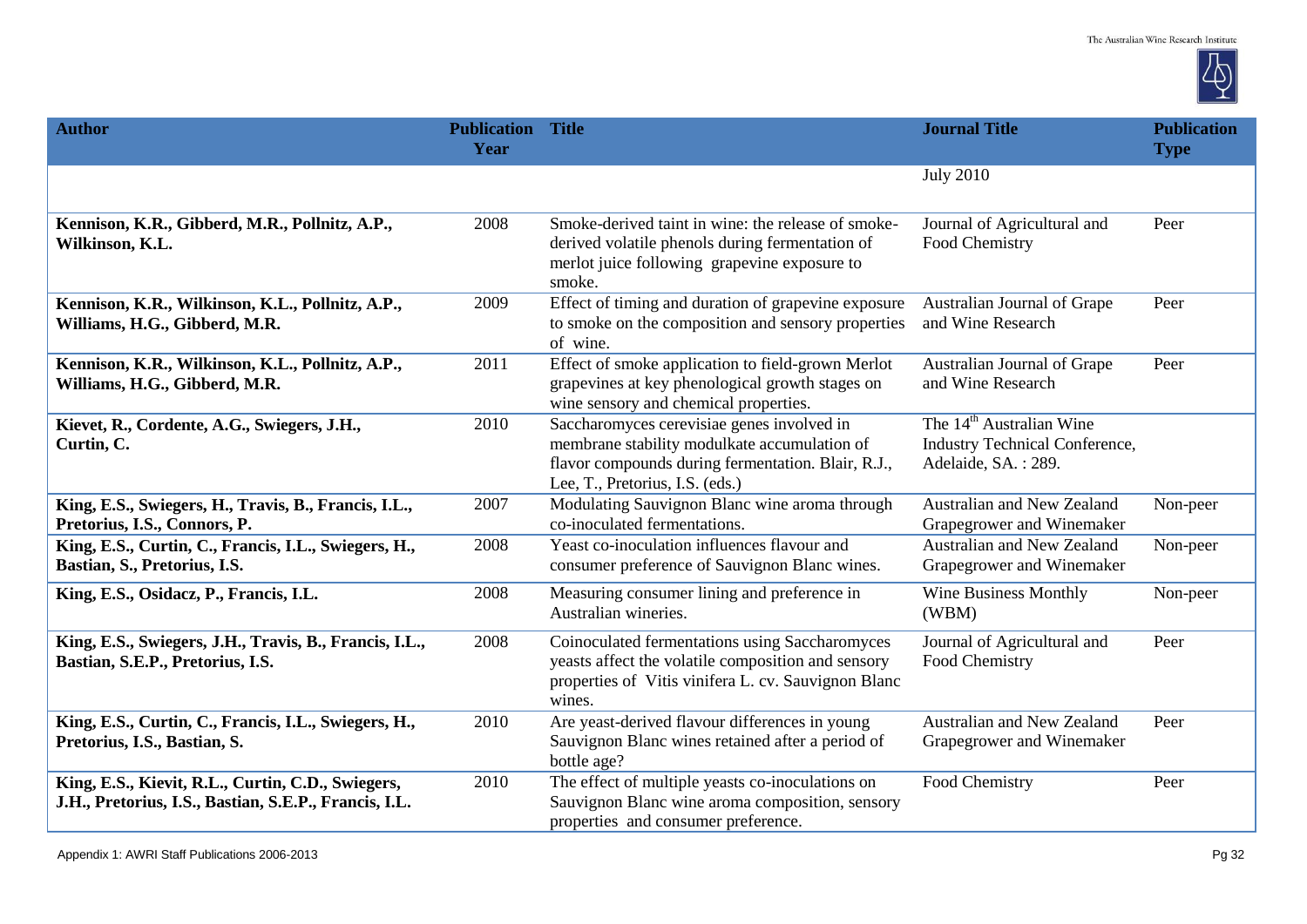| Author | Publication Year | Title | Journal Title | Publication Type |
| --- | --- | --- | --- | --- |
| | | | July 2010 | |
| **Kennison, K.R., Gibberd, M.R., Pollnitz, A.P., Wilkinson, K.L.** | 2008 | Smoke-derived taint in wine: the release of smoke-derived volatile phenols during fermentation of merlot juice following grapevine exposure to smoke. | Journal of Agricultural and Food Chemistry | Peer |
| **Kennison, K.R., Wilkinson, K.L., Pollnitz, A.P., Williams, H.G., Gibberd, M.R.** | 2009 | Effect of timing and duration of grapevine exposure to smoke on the composition and sensory properties of wine. | Australian Journal of Grape and Wine Research | Peer |
| **Kennison, K.R., Wilkinson, K.L., Pollnitz, A.P., Williams, H.G., Gibberd, M.R.** | 2011 | Effect of smoke application to field-grown Merlot grapevines at key phenological growth stages on wine sensory and chemical properties. | Australian Journal of Grape and Wine Research | Peer |
| **Kievet, R., Cordente, A.G., Swiegers, J.H., Curtin, C.** | 2010 | Saccharomyces cerevisiae genes involved in membrane stability modulkate accumulation of flavor compounds during fermentation. Blair, R.J., Lee, T., Pretorius, I.S. (eds.) | The 14th Australian Wine Industry Technical Conference, Adelaide, SA. : 289. | |
| **King, E.S., Swiegers, H., Travis, B., Francis, I.L., Pretorius, I.S., Connors, P.** | 2007 | Modulating Sauvignon Blanc wine aroma through co-inoculated fermentations. | Australian and New Zealand Grapegrower and Winemaker | Non-peer |
| **King, E.S., Curtin, C., Francis, I.L., Swiegers, H., Bastian, S., Pretorius, I.S.** | 2008 | Yeast co-inoculation influences flavour and consumer preference of Sauvignon Blanc wines. | Australian and New Zealand Grapegrower and Winemaker | Non-peer |
| **King, E.S., Osidacz, P., Francis, I.L.** | 2008 | Measuring consumer lining and preference in Australian wineries. | Wine Business Monthly (WBM) | Non-peer |
| **King, E.S., Swiegers, J.H., Travis, B., Francis, I.L., Bastian, S.E.P., Pretorius, I.S.** | 2008 | Coinoculated fermentations using Saccharomyces yeasts affect the volatile composition and sensory properties of Vitis vinifera L. cv. Sauvignon Blanc wines. | Journal of Agricultural and Food Chemistry | Peer |
| **King, E.S., Curtin, C., Francis, I.L., Swiegers, H., Pretorius, I.S., Bastian, S.** | 2010 | Are yeast-derived flavour differences in young Sauvignon Blanc wines retained after a period of bottle age? | Australian and New Zealand Grapegrower and Winemaker | Peer |
| **King, E.S., Kievit, R.L., Curtin, C.D., Swiegers, J.H., Pretorius, I.S., Bastian, S.E.P., Francis, I.L.** | 2010 | The effect of multiple yeasts co-inoculations on Sauvignon Blanc wine aroma composition, sensory properties and consumer preference. | Food Chemistry | Peer |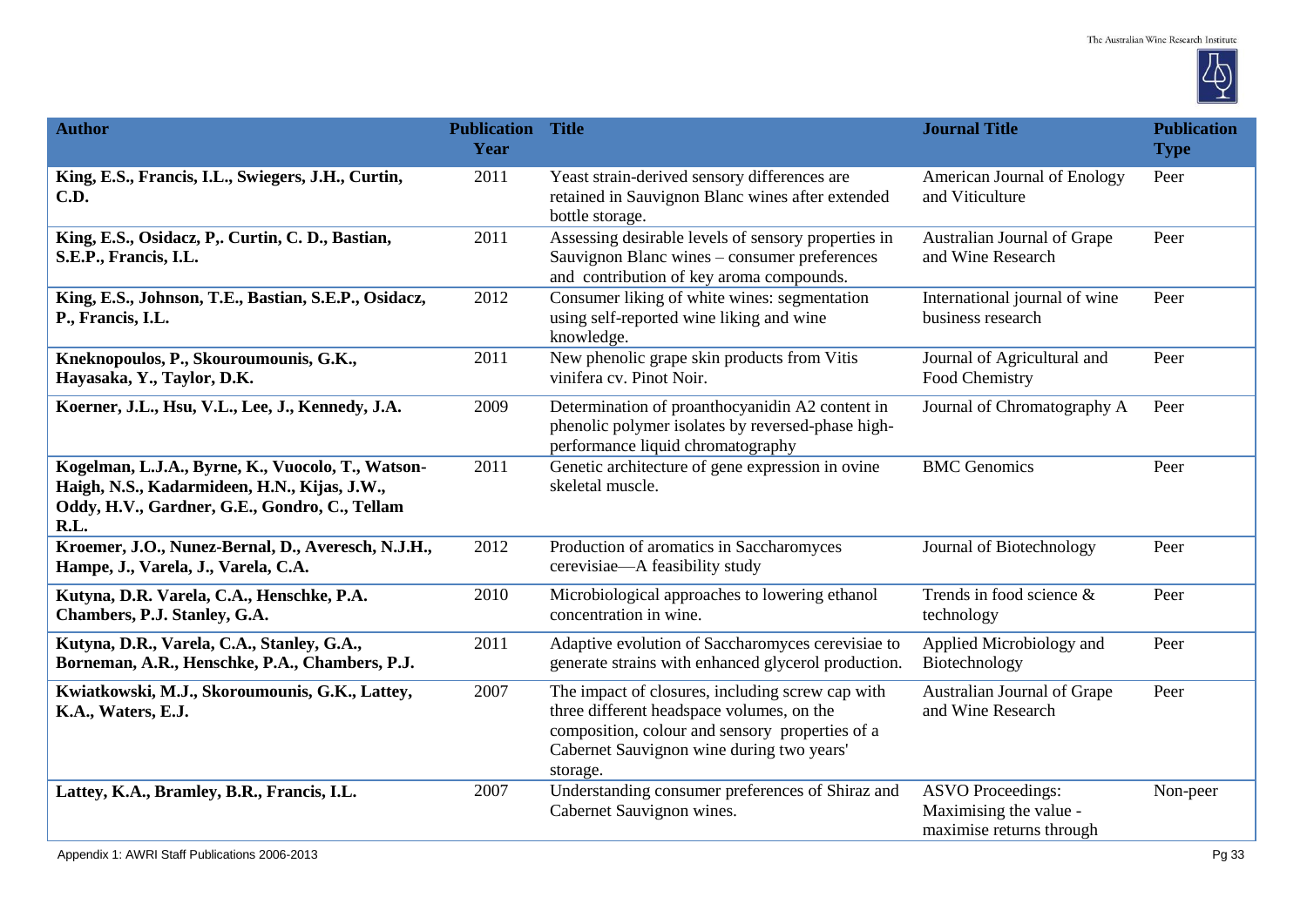| Author | Publication Year | Title | Journal Title | Publication Type |
|---|---|---|---|---|
| **King, E.S., Francis, I.L., Swiegers, J.H., Curtin, C.D.** | 2011 | Yeast strain-derived sensory differences are retained in Sauvignon Blanc wines after extended bottle storage. | American Journal of Enology and Viticulture | Peer |
| **King, E.S., Osidacz, P,. Curtin, C. D., Bastian, S.E.P., Francis, I.L.** | 2011 | Assessing desirable levels of sensory properties in Sauvignon Blanc wines – consumer preferences and contribution of key aroma compounds. | Australian Journal of Grape and Wine Research | Peer |
| **King, E.S., Johnson, T.E., Bastian, S.E.P., Osidacz, P., Francis, I.L.** | 2012 | Consumer liking of white wines: segmentation using self-reported wine liking and wine knowledge. | International journal of wine business research | Peer |
| **Kneknopoulos, P., Skouroumounis, G.K., Hayasaka, Y., Taylor, D.K.** | 2011 | New phenolic grape skin products from Vitis vinifera cv. Pinot Noir. | Journal of Agricultural and Food Chemistry | Peer |
| **Koerner, J.L., Hsu, V.L., Lee, J., Kennedy, J.A.** | 2009 | Determination of proanthocyanidin A2 content in phenolic polymer isolates by reversed-phase high-performance liquid chromatography | Journal of Chromatography A | Peer |
| **Kogelman, L.J.A., Byrne, K., Vuocolo, T., Watson-Haigh, N.S., Kadarmideen, H.N., Kijas, J.W., Oddy, H.V., Gardner, G.E., Gondro, C., Tellam R.L.** | 2011 | Genetic architecture of gene expression in ovine skeletal muscle. | BMC Genomics | Peer |
| **Kroemer, J.O., Nunez-Bernal, D., Averesch, N.J.H., Hampe, J., Varela, J., Varela, C.A.** | 2012 | Production of aromatics in Saccharomyces cerevisiae—A feasibility study | Journal of Biotechnology | Peer |
| **Kutyna, D.R. Varela, C.A., Henschke, P.A. Chambers, P.J. Stanley, G.A.** | 2010 | Microbiological approaches to lowering ethanol concentration in wine. | Trends in food science & technology | Peer |
| **Kutyna, D.R., Varela, C.A., Stanley, G.A., Borneman, A.R., Henschke, P.A., Chambers, P.J.** | 2011 | Adaptive evolution of Saccharomyces cerevisiae to generate strains with enhanced glycerol production. | Applied Microbiology and Biotechnology | Peer |
| **Kwiatkowski, M.J., Skoroumounis, G.K., Lattey, K.A., Waters, E.J.** | 2007 | The impact of closures, including screw cap with three different headspace volumes, on the composition, colour and sensory properties of a Cabernet Sauvignon wine during two years' storage. | Australian Journal of Grape and Wine Research | Peer |
| **Lattey, K.A., Bramley, B.R., Francis, I.L.** | 2007 | Understanding consumer preferences of Shiraz and Cabernet Sauvignon wines. | ASVO Proceedings: Maximising the value - maximise returns through | Non-peer |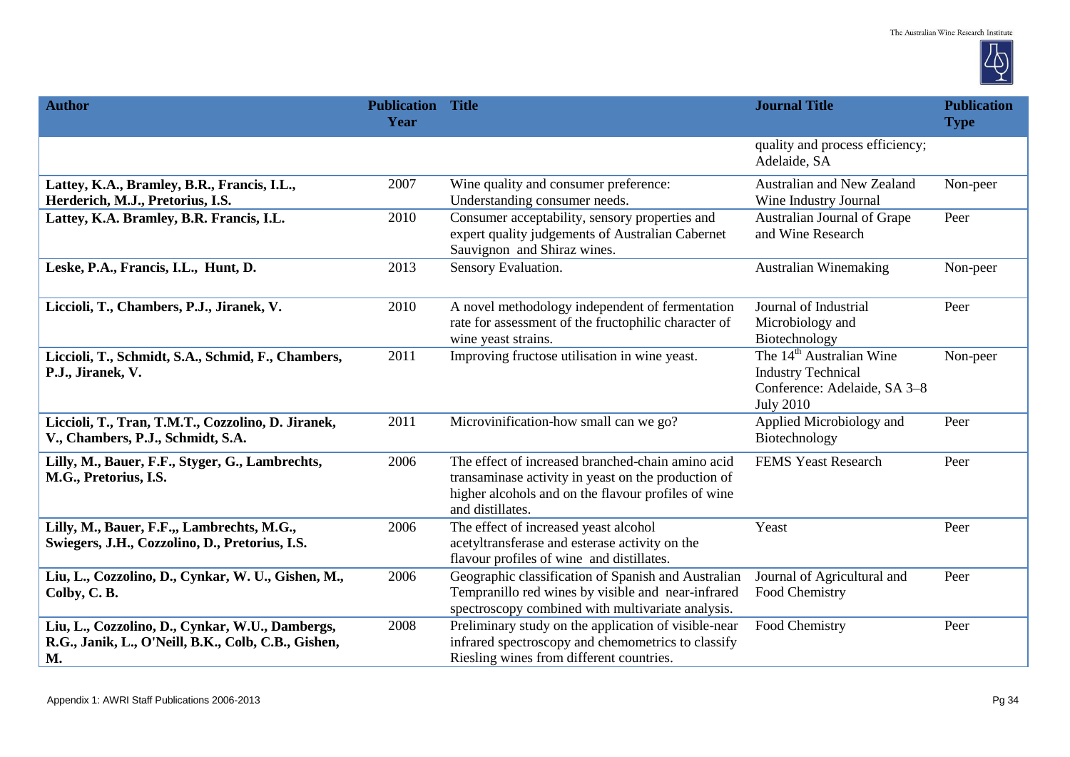| Author | Publication Year | Title | Journal Title | Publication Type |
|---|---|---|---|---|
| | | | quality and process efficiency; Adelaide, SA | |
| **Lattey, K.A., Bramley, B.R., Francis, I.L., Herderich, M.J., Pretorius, I.S.** | 2007 | Wine quality and consumer preference: Understanding consumer needs. | Australian and New Zealand Wine Industry Journal | Non-peer |
| **Lattey, K.A. Bramley, B.R. Francis, I.L.** | 2010 | Consumer acceptability, sensory properties and expert quality judgements of Australian Cabernet Sauvignon and Shiraz wines. | Australian Journal of Grape and Wine Research | Peer |
| **Leske, P.A., Francis, I.L., Hunt, D.** | 2013 | Sensory Evaluation. | Australian Winemaking | Non-peer |
| **Liccioli, T., Chambers, P.J., Jiranek, V.** | 2010 | A novel methodology independent of fermentation rate for assessment of the fructophilic character of wine yeast strains. | Journal of Industrial Microbiology and Biotechnology | Peer |
| **Liccioli, T., Schmidt, S.A., Schmid, F., Chambers, P.J., Jiranek, V.** | 2011 | Improving fructose utilisation in wine yeast. | The 14th Australian Wine Industry Technical Conference: Adelaide, SA 3–8 July 2010 | Non-peer |
| **Liccioli, T., Tran, T.M.T., Cozzolino, D. Jiranek, V., Chambers, P.J., Schmidt, S.A.** | 2011 | Microvinification-how small can we go? | Applied Microbiology and Biotechnology | Peer |
| **Lilly, M., Bauer, F.F., Styger, G., Lambrechts, M.G., Pretorius, I.S.** | 2006 | The effect of increased branched-chain amino acid transaminase activity in yeast on the production of higher alcohols and on the flavour profiles of wine and distillates. | FEMS Yeast Research | Peer |
| **Lilly, M., Bauer, F.F.,, Lambrechts, M.G., Swiegers, J.H., Cozzolino, D., Pretorius, I.S.** | 2006 | The effect of increased yeast alcohol acetyltransferase and esterase activity on the flavour profiles of wine and distillates. | Yeast | Peer |
| **Liu, L., Cozzolino, D., Cynkar, W. U., Gishen, M., Colby, C. B.** | 2006 | Geographic classification of Spanish and Australian Tempranillo red wines by visible and near-infrared spectroscopy combined with multivariate analysis. | Journal of Agricultural and Food Chemistry | Peer |
| **Liu, L., Cozzolino, D., Cynkar, W.U., Dambergs, R.G., Janik, L., O'Neill, B.K., Colb, C.B., Gishen, M.** | 2008 | Preliminary study on the application of visible-near infrared spectroscopy and chemometrics to classify Riesling wines from different countries. | Food Chemistry | Peer |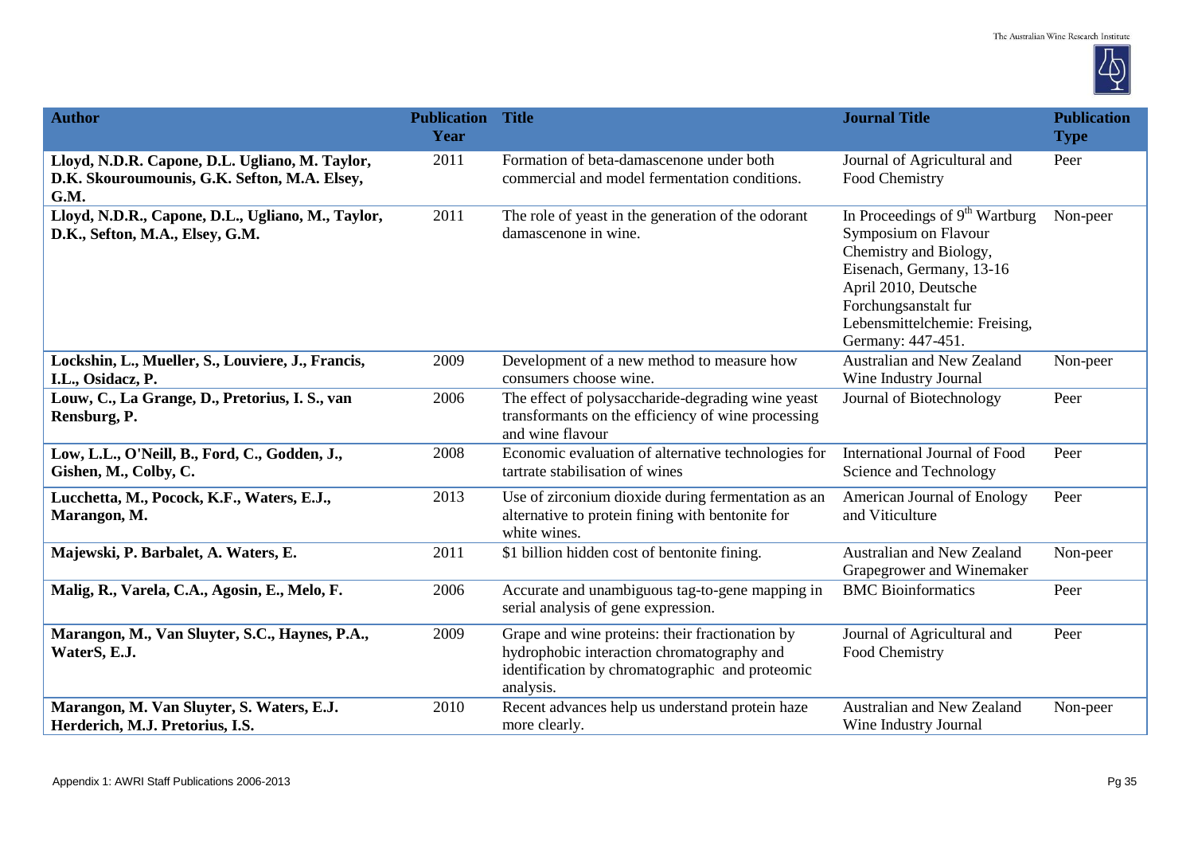| Author | Publication Year | Title | Journal Title | Publication Type |
|---|---|---|---|---|
| **Lloyd, N.D.R. Capone, D.L. Ugliano, M. Taylor, D.K. Skouroumounis, G.K. Sefton, M.A. Elsey, G.M.** | 2011 | Formation of beta-damascenone under both commercial and model fermentation conditions. | Journal of Agricultural and Food Chemistry | Peer |
| **Lloyd, N.D.R., Capone, D.L., Ugliano, M., Taylor, D.K., Sefton, M.A., Elsey, G.M.** | 2011 | The role of yeast in the generation of the odorant damascenone in wine. | In Proceedings of 9th Wartburg Symposium on Flavour Chemistry and Biology, Eisenach, Germany, 13-16 April 2010, Deutsche Forchungsanstalt fur Lebensmittelchemie: Freising, Germany: 447-451. | Non-peer |
| **Lockshin, L., Mueller, S., Louviere, J., Francis, I.L., Osidacz, P.** | 2009 | Development of a new method to measure how consumers choose wine. | Australian and New Zealand Wine Industry Journal | Non-peer |
| **Louw, C., La Grange, D., Pretorius, I. S., van Rensburg, P.** | 2006 | The effect of polysaccharide-degrading wine yeast transformants on the efficiency of wine processing and wine flavour | Journal of Biotechnology | Peer |
| **Low, L.L., O'Neill, B., Ford, C., Godden, J., Gishen, M., Colby, C.** | 2008 | Economic evaluation of alternative technologies for tartrate stabilisation of wines | International Journal of Food Science and Technology | Peer |
| **Lucchetta, M., Pocock, K.F., Waters, E.J., Marangon, M.** | 2013 | Use of zirconium dioxide during fermentation as an alternative to protein fining with bentonite for white wines. | American Journal of Enology and Viticulture | Peer |
| **Majewski, P. Barbalet, A. Waters, E.** | 2011 | $1 billion hidden cost of bentonite fining. | Australian and New Zealand Grapegrower and Winemaker | Non-peer |
| **Malig, R., Varela, C.A., Agosin, E., Melo, F.** | 2006 | Accurate and unambiguous tag-to-gene mapping in serial analysis of gene expression. | BMC Bioinformatics | Peer |
| **Marangon, M., Van Sluyter, S.C., Haynes, P.A., WaterS, E.J.** | 2009 | Grape and wine proteins: their fractionation by hydrophobic interaction chromatography and identification by chromatographic and proteomic analysis. | Journal of Agricultural and Food Chemistry | Peer |
| **Marangon, M. Van Sluyter, S. Waters, E.J. Herderich, M.J. Pretorius, I.S.** | 2010 | Recent advances help us understand protein haze more clearly. | Australian and New Zealand Wine Industry Journal | Non-peer |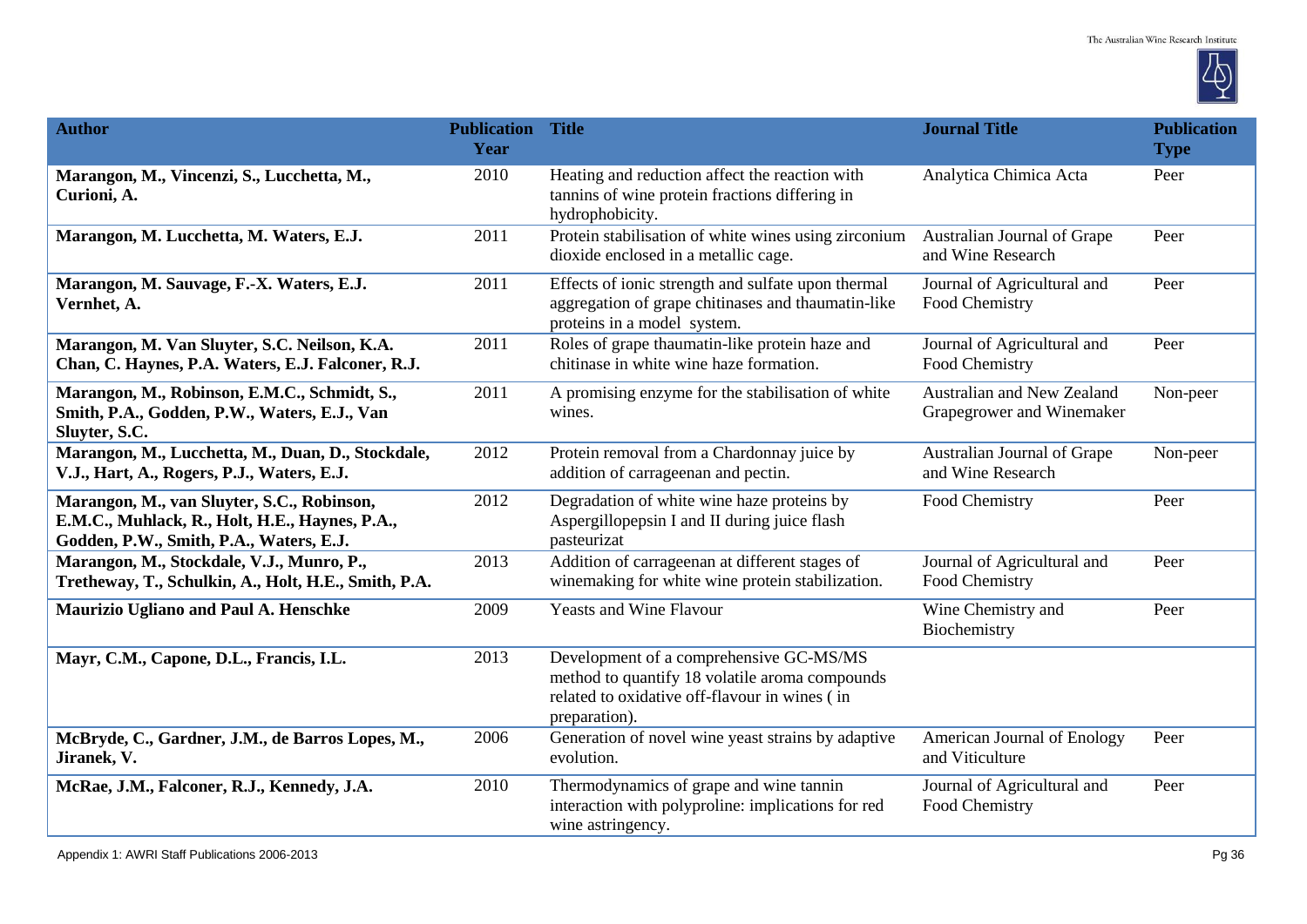| Author | Publication Year | Title | Journal Title | Publication Type |
|---|---|---|---|---|
| **Marangon, M., Vincenzi, S., Lucchetta, M., Curioni, A.** | 2010 | Heating and reduction affect the reaction with tannins of wine protein fractions differing in hydrophobicity. | Analytica Chimica Acta | Peer |
| **Marangon, M. Lucchetta, M. Waters, E.J.** | 2011 | Protein stabilisation of white wines using zirconium dioxide enclosed in a metallic cage. | Australian Journal of Grape and Wine Research | Peer |
| **Marangon, M. Sauvage, F.-X. Waters, E.J. Vernhet, A.** | 2011 | Effects of ionic strength and sulfate upon thermal aggregation of grape chitinases and thaumatin-like proteins in a model system. | Journal of Agricultural and Food Chemistry | Peer |
| **Marangon, M. Van Sluyter, S.C. Neilson, K.A. Chan, C. Haynes, P.A. Waters, E.J. Falconer, R.J.** | 2011 | Roles of grape thaumatin-like protein haze and chitinase in white wine haze formation. | Journal of Agricultural and Food Chemistry | Peer |
| **Marangon, M., Robinson, E.M.C., Schmidt, S., Smith, P.A., Godden, P.W., Waters, E.J., Van Sluyter, S.C.** | 2011 | A promising enzyme for the stabilisation of white wines. | Australian and New Zealand Grapegrower and Winemaker | Non-peer |
| **Marangon, M., Lucchetta, M., Duan, D., Stockdale, V.J., Hart, A., Rogers, P.J., Waters, E.J.** | 2012 | Protein removal from a Chardonnay juice by addition of carrageenan and pectin. | Australian Journal of Grape and Wine Research | Non-peer |
| **Marangon, M., van Sluyter, S.C., Robinson, E.M.C., Muhlack, R., Holt, H.E., Haynes, P.A., Godden, P.W., Smith, P.A., Waters, E.J.** | 2012 | Degradation of white wine haze proteins by Aspergillopepsin I and II during juice flash pasteurizat | Food Chemistry | Peer |
| **Marangon, M., Stockdale, V.J., Munro, P., Tretheway, T., Schulkin, A., Holt, H.E., Smith, P.A.** | 2013 | Addition of carrageenan at different stages of winemaking for white wine protein stabilization. | Journal of Agricultural and Food Chemistry | Peer |
| **Maurizio Ugliano and Paul A. Henschke** | 2009 | Yeasts and Wine Flavour | Wine Chemistry and Biochemistry | Peer |
| **Mayr, C.M., Capone, D.L., Francis, I.L.** | 2013 | Development of a comprehensive GC-MS/MS method to quantify 18 volatile aroma compounds related to oxidative off-flavour in wines ( in preparation). | | |
| **McBryde, C., Gardner, J.M., de Barros Lopes, M., Jiranek, V.** | 2006 | Generation of novel wine yeast strains by adaptive evolution. | American Journal of Enology and Viticulture | Peer |
| **McRae, J.M., Falconer, R.J., Kennedy, J.A.** | 2010 | Thermodynamics of grape and wine tannin interaction with polyproline: implications for red wine astringency. | Journal of Agricultural and Food Chemistry | Peer |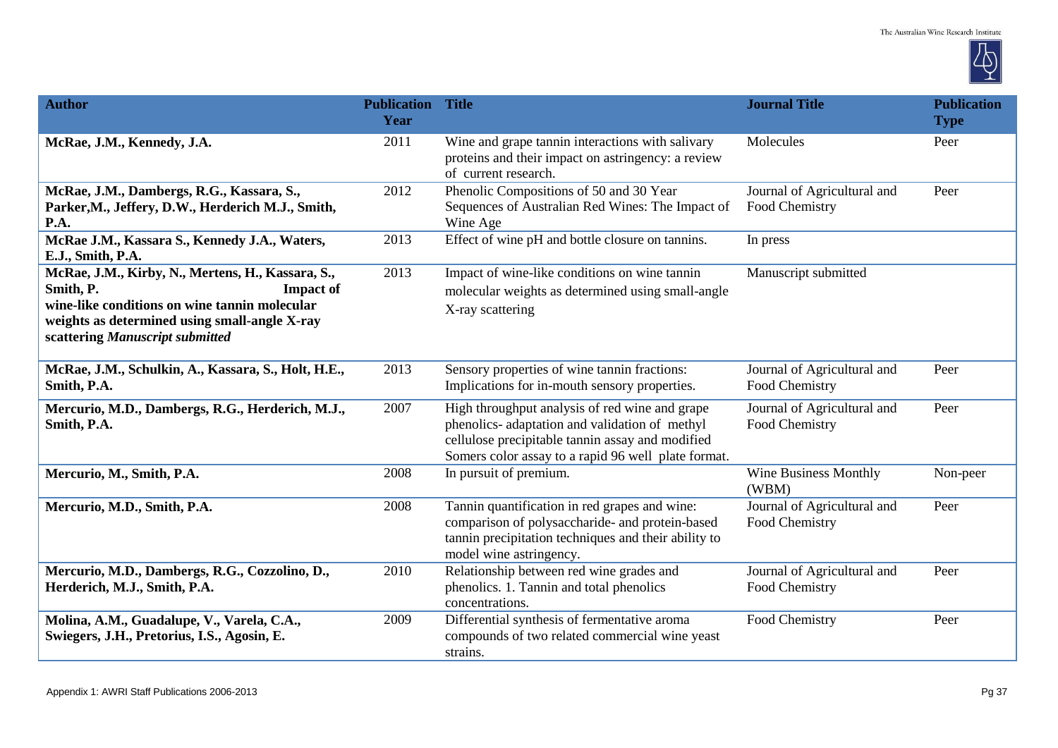| Author | Publication Year | Title | Journal Title | Publication Type |
|---|---|---|---|---|
| **McRae, J.M., Kennedy, J.A.** | 2011 | Wine and grape tannin interactions with salivary proteins and their impact on astringency: a review of current research. | Molecules | Peer |
| **McRae, J.M., Dambergs, R.G., Kassara, S., Parker,M., Jeffery, D.W., Herderich M.J., Smith, P.A.** | 2012 | Phenolic Compositions of 50 and 30 Year Sequences of Australian Red Wines: The Impact of Wine Age | Journal of Agricultural and Food Chemistry | Peer |
| **McRae J.M., Kassara S., Kennedy J.A., Waters, E.J., Smith, P.A.** | 2013 | Effect of wine pH and bottle closure on tannins. | In press | |
| **McRae, J.M., Kirby, N., Mertens, H., Kassara, S., Smith, P. Impact of wine-like conditions on wine tannin molecular weights as determined using small-angle X-ray scattering *Manuscript submitted*** | 2013 | Impact of wine-like conditions on wine tannin molecular weights as determined using small-angle X-ray scattering | Manuscript submitted | |
| **McRae, J.M., Schulkin, A., Kassara, S., Holt, H.E., Smith, P.A.** | 2013 | Sensory properties of wine tannin fractions: Implications for in-mouth sensory properties. | Journal of Agricultural and Food Chemistry | Peer |
| **Mercurio, M.D., Dambergs, R.G., Herderich, M.J., Smith, P.A.** | 2007 | High throughput analysis of red wine and grape phenolics- adaptation and validation of methyl cellulose precipitable tannin assay and modified Somers color assay to a rapid 96 well plate format. | Journal of Agricultural and Food Chemistry | Peer |
| **Mercurio, M., Smith, P.A.** | 2008 | In pursuit of premium. | Wine Business Monthly (WBM) | Non-peer |
| **Mercurio, M.D., Smith, P.A.** | 2008 | Tannin quantification in red grapes and wine: comparison of polysaccharide- and protein-based tannin precipitation techniques and their ability to model wine astringency. | Journal of Agricultural and Food Chemistry | Peer |
| **Mercurio, M.D., Dambergs, R.G., Cozzolino, D., Herderich, M.J., Smith, P.A.** | 2010 | Relationship between red wine grades and phenolics. 1. Tannin and total phenolics concentrations. | Journal of Agricultural and Food Chemistry | Peer |
| **Molina, A.M., Guadalupe, V., Varela, C.A., Swiegers, J.H., Pretorius, I.S., Agosin, E.** | 2009 | Differential synthesis of fermentative aroma compounds of two related commercial wine yeast strains. | Food Chemistry | Peer |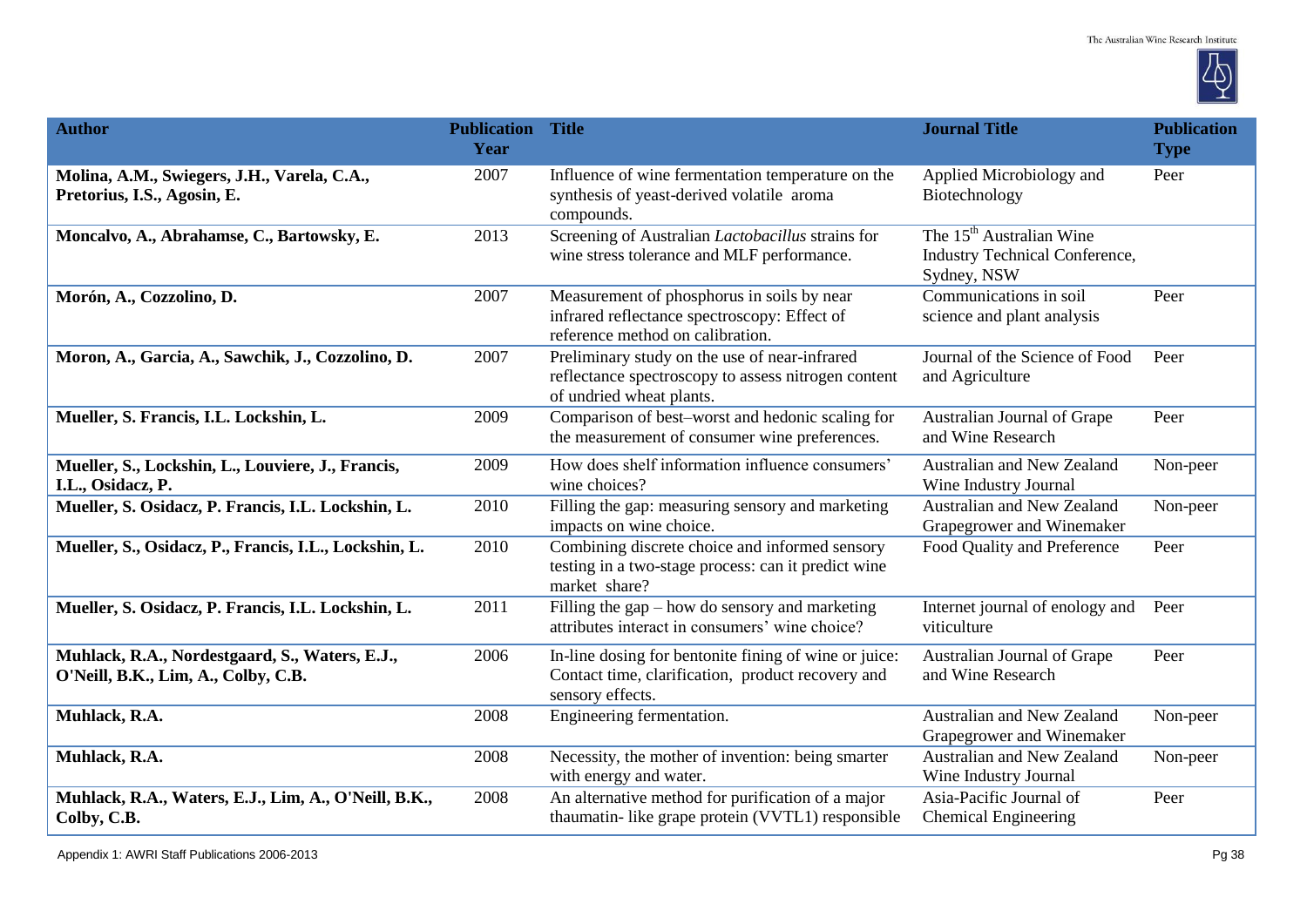| Author | Publication Year | Title | Journal Title | Publication Type |
| --- | --- | --- | --- | --- |
| **Molina, A.M., Swiegers, J.H., Varela, C.A., Pretorius, I.S., Agosin, E.** | 2007 | Influence of wine fermentation temperature on the synthesis of yeast-derived volatile aroma compounds. | Applied Microbiology and Biotechnology | Peer |
| **Moncalvo, A., Abrahamse, C., Bartowsky, E.** | 2013 | Screening of Australian *Lactobacillus* strains for wine stress tolerance and MLF performance. | The 15th Australian Wine Industry Technical Conference, Sydney, NSW | |
| **Morón, A., Cozzolino, D.** | 2007 | Measurement of phosphorus in soils by near infrared reflectance spectroscopy: Effect of reference method on calibration. | Communications in soil science and plant analysis | Peer |
| **Moron, A., Garcia, A., Sawchik, J., Cozzolino, D.** | 2007 | Preliminary study on the use of near-infrared reflectance spectroscopy to assess nitrogen content of undried wheat plants. | Journal of the Science of Food and Agriculture | Peer |
| **Mueller, S. Francis, I.L. Lockshin, L.** | 2009 | Comparison of best–worst and hedonic scaling for the measurement of consumer wine preferences. | Australian Journal of Grape and Wine Research | Peer |
| **Mueller, S., Lockshin, L., Louviere, J., Francis, I.L., Osidacz, P.** | 2009 | How does shelf information influence consumers' wine choices? | Australian and New Zealand Wine Industry Journal | Non-peer |
| **Mueller, S. Osidacz, P. Francis, I.L. Lockshin, L.** | 2010 | Filling the gap: measuring sensory and marketing impacts on wine choice. | Australian and New Zealand Grapegrower and Winemaker | Non-peer |
| **Mueller, S., Osidacz, P., Francis, I.L., Lockshin, L.** | 2010 | Combining discrete choice and informed sensory testing in a two-stage process: can it predict wine market share? | Food Quality and Preference | Peer |
| **Mueller, S. Osidacz, P. Francis, I.L. Lockshin, L.** | 2011 | Filling the gap – how do sensory and marketing attributes interact in consumers' wine choice? | Internet journal of enology and viticulture | Peer |
| **Muhlack, R.A., Nordestgaard, S., Waters, E.J., O'Neill, B.K., Lim, A., Colby, C.B.** | 2006 | In-line dosing for bentonite fining of wine or juice: Contact time, clarification, product recovery and sensory effects. | Australian Journal of Grape and Wine Research | Peer |
| **Muhlack, R.A.** | 2008 | Engineering fermentation. | Australian and New Zealand Grapegrower and Winemaker | Non-peer |
| **Muhlack, R.A.** | 2008 | Necessity, the mother of invention: being smarter with energy and water. | Australian and New Zealand Wine Industry Journal | Non-peer |
| **Muhlack, R.A., Waters, E.J., Lim, A., O'Neill, B.K., Colby, C.B.** | 2008 | An alternative method for purification of a major thaumatin- like grape protein (VVTL1) responsible | Asia-Pacific Journal of Chemical Engineering | Peer |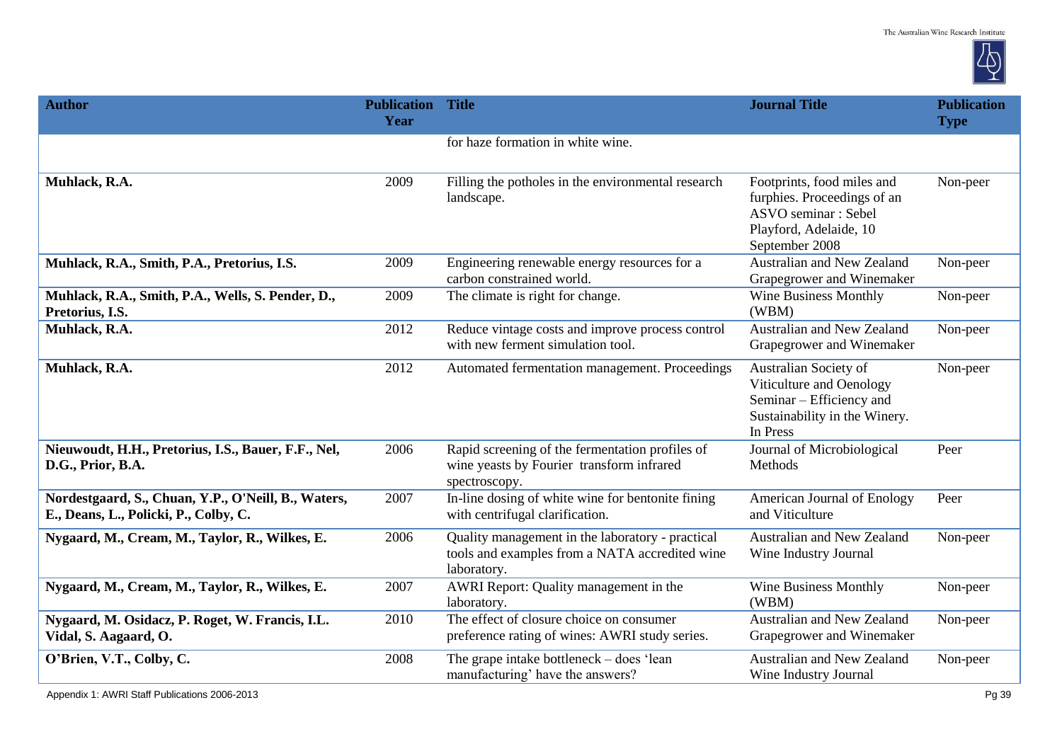| Author | Publication Year | Title | Journal Title | Publication Type |
|---|---|---|---|---|
| | | for haze formation in white wine. | | |
| **Muhlack, R.A.** | 2009 | Filling the potholes in the environmental research landscape. | Footprints, food miles and furphies. Proceedings of an ASVO seminar : Sebel Playford, Adelaide, 10 September 2008 | Non-peer |
| **Muhlack, R.A., Smith, P.A., Pretorius, I.S.** | 2009 | Engineering renewable energy resources for a carbon constrained world. | Australian and New Zealand Grapegrower and Winemaker | Non-peer |
| **Muhlack, R.A., Smith, P.A., Wells, S. Pender, D., Pretorius, I.S.** | 2009 | The climate is right for change. | Wine Business Monthly (WBM) | Non-peer |
| **Muhlack, R.A.** | 2012 | Reduce vintage costs and improve process control with new ferment simulation tool. | Australian and New Zealand Grapegrower and Winemaker | Non-peer |
| **Muhlack, R.A.** | 2012 | Automated fermentation management. Proceedings | Australian Society of Viticulture and Oenology Seminar – Efficiency and Sustainability in the Winery. In Press | Non-peer |
| **Nieuwoudt, H.H., Pretorius, I.S., Bauer, F.F., Nel, D.G., Prior, B.A.** | 2006 | Rapid screening of the fermentation profiles of wine yeasts by Fourier transform infrared spectroscopy. | Journal of Microbiological Methods | Peer |
| **Nordestgaard, S., Chuan, Y.P., O'Neill, B., Waters, E., Deans, L., Policki, P., Colby, C.** | 2007 | In-line dosing of white wine for bentonite fining with centrifugal clarification. | American Journal of Enology and Viticulture | Peer |
| **Nygaard, M., Cream, M., Taylor, R., Wilkes, E.** | 2006 | Quality management in the laboratory - practical tools and examples from a NATA accredited wine laboratory. | Australian and New Zealand Wine Industry Journal | Non-peer |
| **Nygaard, M., Cream, M., Taylor, R., Wilkes, E.** | 2007 | AWRI Report: Quality management in the laboratory. | Wine Business Monthly (WBM) | Non-peer |
| **Nygaard, M. Osidacz, P. Roget, W. Francis, I.L. Vidal, S. Aagaard, O.** | 2010 | The effect of closure choice on consumer preference rating of wines: AWRI study series. | Australian and New Zealand Grapegrower and Winemaker | Non-peer |
| **O'Brien, V.T., Colby, C.** | 2008 | The grape intake bottleneck – does 'lean manufacturing' have the answers? | Australian and New Zealand Wine Industry Journal | Non-peer |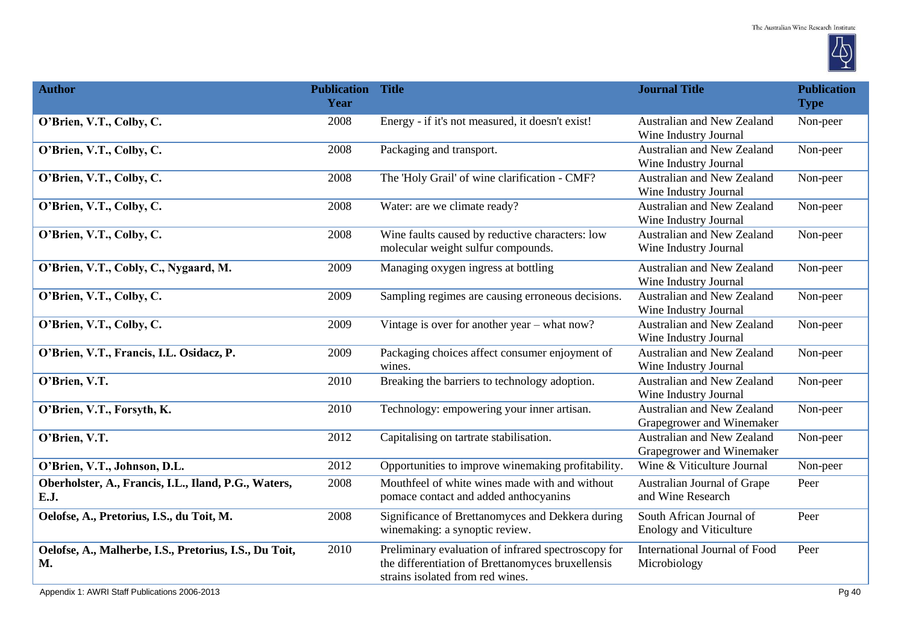| Author | Publication Year | Title | Journal Title | Publication Type |
|---|---|---|---|---|
| **O'Brien, V.T., Colby, C.** | 2008 | Energy - if it's not measured, it doesn't exist! | Australian and New Zealand Wine Industry Journal | Non-peer |
| **O'Brien, V.T., Colby, C.** | 2008 | Packaging and transport. | Australian and New Zealand Wine Industry Journal | Non-peer |
| **O'Brien, V.T., Colby, C.** | 2008 | The 'Holy Grail' of wine clarification - CMF? | Australian and New Zealand Wine Industry Journal | Non-peer |
| **O'Brien, V.T., Colby, C.** | 2008 | Water: are we climate ready? | Australian and New Zealand Wine Industry Journal | Non-peer |
| **O'Brien, V.T., Colby, C.** | 2008 | Wine faults caused by reductive characters: low molecular weight sulfur compounds. | Australian and New Zealand Wine Industry Journal | Non-peer |
| **O'Brien, V.T., Cobly, C., Nygaard, M.** | 2009 | Managing oxygen ingress at bottling | Australian and New Zealand Wine Industry Journal | Non-peer |
| **O'Brien, V.T., Colby, C.** | 2009 | Sampling regimes are causing erroneous decisions. | Australian and New Zealand Wine Industry Journal | Non-peer |
| **O'Brien, V.T., Colby, C.** | 2009 | Vintage is over for another year – what now? | Australian and New Zealand Wine Industry Journal | Non-peer |
| **O'Brien, V.T., Francis, I.L. Osidacz, P.** | 2009 | Packaging choices affect consumer enjoyment of wines. | Australian and New Zealand Wine Industry Journal | Non-peer |
| **O'Brien, V.T.** | 2010 | Breaking the barriers to technology adoption. | Australian and New Zealand Wine Industry Journal | Non-peer |
| **O'Brien, V.T., Forsyth, K.** | 2010 | Technology: empowering your inner artisan. | Australian and New Zealand Grapegrower and Winemaker | Non-peer |
| **O'Brien, V.T.** | 2012 | Capitalising on tartrate stabilisation. | Australian and New Zealand Grapegrower and Winemaker | Non-peer |
| **O'Brien, V.T., Johnson, D.L.** | 2012 | Opportunities to improve winemaking profitability. | Wine & Viticulture Journal | Non-peer |
| **Oberholster, A., Francis, I.L., Iland, P.G., Waters, E.J.** | 2008 | Mouthfeel of white wines made with and without pomace contact and added anthocyanins | Australian Journal of Grape and Wine Research | Peer |
| **Oelofse, A., Pretorius, I.S., du Toit, M.** | 2008 | Significance of Brettanomyces and Dekkera during winemaking: a synoptic review. | South African Journal of Enology and Viticulture | Peer |
| **Oelofse, A., Malherbe, I.S., Pretorius, I.S., Du Toit, M.** | 2010 | Preliminary evaluation of infrared spectroscopy for the differentiation of Brettanomyces bruxellensis strains isolated from red wines. | International Journal of Food Microbiology | Peer |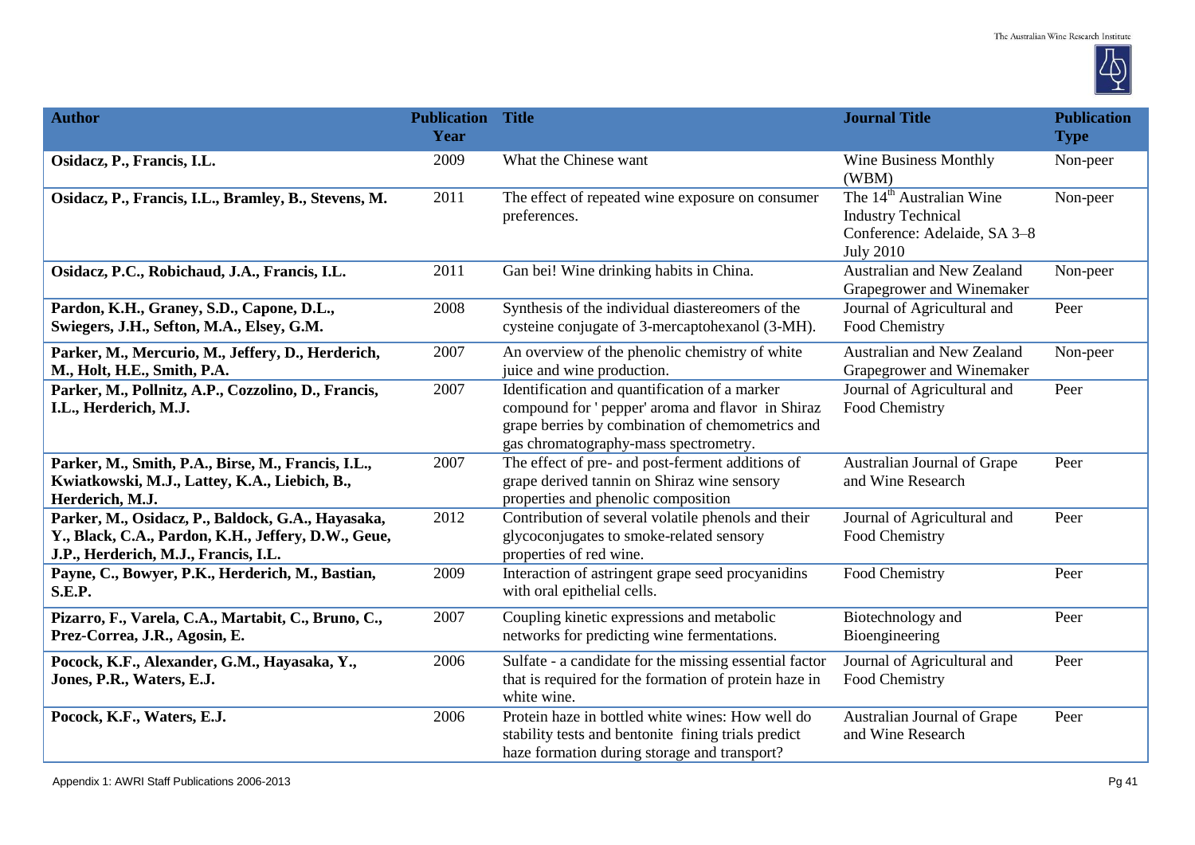| Author | Publication Year | Title | Journal Title | Publication Type |
|---|---|---|---|---|
| **Osidacz, P., Francis, I.L.** | 2009 | What the Chinese want | Wine Business Monthly (WBM) | Non-peer |
| **Osidacz, P., Francis, I.L., Bramley, B., Stevens, M.** | 2011 | The effect of repeated wine exposure on consumer preferences. | The 14th Australian Wine Industry Technical Conference: Adelaide, SA 3–8 July 2010 | Non-peer |
| **Osidacz, P.C., Robichaud, J.A., Francis, I.L.** | 2011 | Gan bei! Wine drinking habits in China. | Australian and New Zealand Grapegrower and Winemaker | Non-peer |
| **Pardon, K.H., Graney, S.D., Capone, D.L., Swiegers, J.H., Sefton, M.A., Elsey, G.M.** | 2008 | Synthesis of the individual diastereomers of the cysteine conjugate of 3-mercaptohexanol (3-MH). | Journal of Agricultural and Food Chemistry | Peer |
| **Parker, M., Mercurio, M., Jeffery, D., Herderich, M., Holt, H.E., Smith, P.A.** | 2007 | An overview of the phenolic chemistry of white juice and wine production. | Australian and New Zealand Grapegrower and Winemaker | Non-peer |
| **Parker, M., Pollnitz, A.P., Cozzolino, D., Francis, I.L., Herderich, M.J.** | 2007 | Identification and quantification of a marker compound for ' pepper' aroma and flavor in Shiraz grape berries by combination of chemometrics and gas chromatography-mass spectrometry. | Journal of Agricultural and Food Chemistry | Peer |
| **Parker, M., Smith, P.A., Birse, M., Francis, I.L., Kwiatkowski, M.J., Lattey, K.A., Liebich, B., Herderich, M.J.** | 2007 | The effect of pre- and post-ferment additions of grape derived tannin on Shiraz wine sensory properties and phenolic composition | Australian Journal of Grape and Wine Research | Peer |
| **Parker, M., Osidacz, P., Baldock, G.A., Hayasaka, Y., Black, C.A., Pardon, K.H., Jeffery, D.W., Geue, J.P., Herderich, M.J., Francis, I.L.** | 2012 | Contribution of several volatile phenols and their glycoconjugates to smoke-related sensory properties of red wine. | Journal of Agricultural and Food Chemistry | Peer |
| **Payne, C., Bowyer, P.K., Herderich, M., Bastian, S.E.P.** | 2009 | Interaction of astringent grape seed procyanidins with oral epithelial cells. | Food Chemistry | Peer |
| **Pizarro, F., Varela, C.A., Martabit, C., Bruno, C., Prez-Correa, J.R., Agosin, E.** | 2007 | Coupling kinetic expressions and metabolic networks for predicting wine fermentations. | Biotechnology and Bioengineering | Peer |
| **Pocock, K.F., Alexander, G.M., Hayasaka, Y., Jones, P.R., Waters, E.J.** | 2006 | Sulfate - a candidate for the missing essential factor that is required for the formation of protein haze in white wine. | Journal of Agricultural and Food Chemistry | Peer |
| **Pocock, K.F., Waters, E.J.** | 2006 | Protein haze in bottled white wines: How well do stability tests and bentonite fining trials predict haze formation during storage and transport? | Australian Journal of Grape and Wine Research | Peer |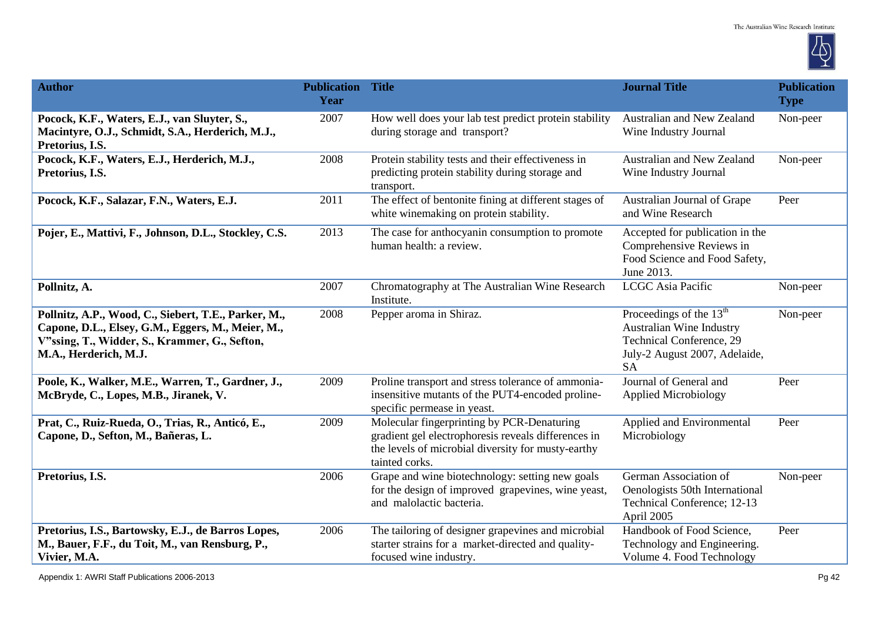| Author | Publication Year | Title | Journal Title | Publication Type |
|---|---|---|---|---|
| **Pocock, K.F., Waters, E.J., van Sluyter, S., Macintyre, O.J., Schmidt, S.A., Herderich, M.J., Pretorius, I.S.** | 2007 | How well does your lab test predict protein stability during storage and transport? | Australian and New Zealand Wine Industry Journal | Non-peer |
| **Pocock, K.F., Waters, E.J., Herderich, M.J., Pretorius, I.S.** | 2008 | Protein stability tests and their effectiveness in predicting protein stability during storage and transport. | Australian and New Zealand Wine Industry Journal | Non-peer |
| **Pocock, K.F., Salazar, F.N., Waters, E.J.** | 2011 | The effect of bentonite fining at different stages of white winemaking on protein stability. | Australian Journal of Grape and Wine Research | Peer |
| **Pojer, E., Mattivi, F., Johnson, D.L., Stockley, C.S.** | 2013 | The case for anthocyanin consumption to promote human health: a review. | Accepted for publication in the Comprehensive Reviews in Food Science and Food Safety, June 2013. | |
| **Pollnitz, A.** | 2007 | Chromatography at The Australian Wine Research Institute. | LCGC Asia Pacific | Non-peer |
| **Pollnitz, A.P., Wood, C., Siebert, T.E., Parker, M., Capone, D.L., Elsey, G.M., Eggers, M., Meier, M., V"ssing, T., Widder, S., Krammer, G., Sefton, M.A., Herderich, M.J.** | 2008 | Pepper aroma in Shiraz. | Proceedings of the 13th Australian Wine Industry Technical Conference, 29 July-2 August 2007, Adelaide, SA | Non-peer |
| **Poole, K., Walker, M.E., Warren, T., Gardner, J., McBryde, C., Lopes, M.B., Jiranek, V.** | 2009 | Proline transport and stress tolerance of ammonia-insensitive mutants of the PUT4-encoded proline-specific permease in yeast. | Journal of General and Applied Microbiology | Peer |
| **Prat, C., Ruiz-Rueda, O., Trias, R., Anticó, E., Capone, D., Sefton, M., Bañeras, L.** | 2009 | Molecular fingerprinting by PCR-Denaturing gradient gel electrophoresis reveals differences in the levels of microbial diversity for musty-earthy tainted corks. | Applied and Environmental Microbiology | Peer |
| **Pretorius, I.S.** | 2006 | Grape and wine biotechnology: setting new goals for the design of improved grapevines, wine yeast, and malolactic bacteria. | German Association of Oenologists 50th International Technical Conference; 12-13 April 2005 | Non-peer |
| **Pretorius, I.S., Bartowsky, E.J., de Barros Lopes, M., Bauer, F.F., du Toit, M., van Rensburg, P., Vivier, M.A.** | 2006 | The tailoring of designer grapevines and microbial starter strains for a market-directed and quality-focused wine industry. | Handbook of Food Science, Technology and Engineering. Volume 4. Food Technology | Peer |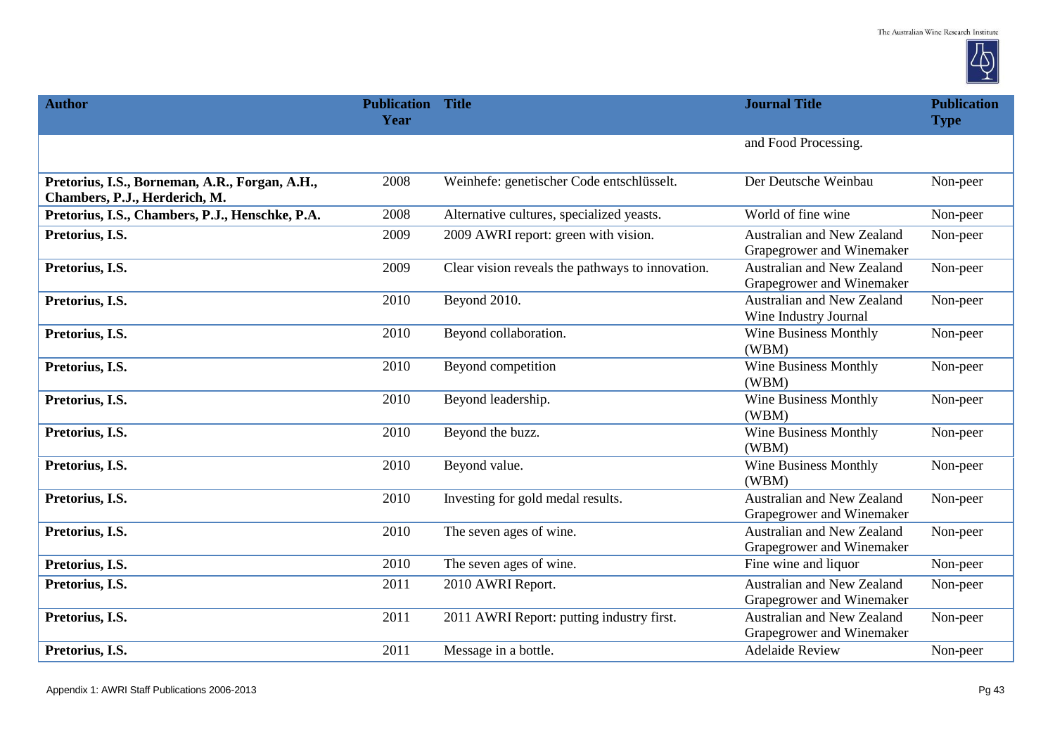| Author | Publication Year | Title | Journal Title | Publication Type |
|---|---|---|---|---|
| | | | and Food Processing. | |
| **Pretorius, I.S., Borneman, A.R., Forgan, A.H., Chambers, P.J., Herderich, M.** | 2008 | Weinhefe: genetischer Code entschlüsselt. | Der Deutsche Weinbau | Non-peer |
| **Pretorius, I.S., Chambers, P.J., Henschke, P.A.** | 2008 | Alternative cultures, specialized yeasts. | World of fine wine | Non-peer |
| **Pretorius, I.S.** | 2009 | 2009 AWRI report: green with vision. | Australian and New Zealand Grapegrower and Winemaker | Non-peer |
| **Pretorius, I.S.** | 2009 | Clear vision reveals the pathways to innovation. | Australian and New Zealand Grapegrower and Winemaker | Non-peer |
| **Pretorius, I.S.** | 2010 | Beyond 2010. | Australian and New Zealand Wine Industry Journal | Non-peer |
| **Pretorius, I.S.** | 2010 | Beyond collaboration. | Wine Business Monthly (WBM) | Non-peer |
| **Pretorius, I.S.** | 2010 | Beyond competition | Wine Business Monthly (WBM) | Non-peer |
| **Pretorius, I.S.** | 2010 | Beyond leadership. | Wine Business Monthly (WBM) | Non-peer |
| **Pretorius, I.S.** | 2010 | Beyond the buzz. | Wine Business Monthly (WBM) | Non-peer |
| **Pretorius, I.S.** | 2010 | Beyond value. | Wine Business Monthly (WBM) | Non-peer |
| **Pretorius, I.S.** | 2010 | Investing for gold medal results. | Australian and New Zealand Grapegrower and Winemaker | Non-peer |
| **Pretorius, I.S.** | 2010 | The seven ages of wine. | Australian and New Zealand Grapegrower and Winemaker | Non-peer |
| **Pretorius, I.S.** | 2010 | The seven ages of wine. | Fine wine and liquor | Non-peer |
| **Pretorius, I.S.** | 2011 | 2010 AWRI Report. | Australian and New Zealand Grapegrower and Winemaker | Non-peer |
| **Pretorius, I.S.** | 2011 | 2011 AWRI Report: putting industry first. | Australian and New Zealand Grapegrower and Winemaker | Non-peer |
| **Pretorius, I.S.** | 2011 | Message in a bottle. | Adelaide Review | Non-peer |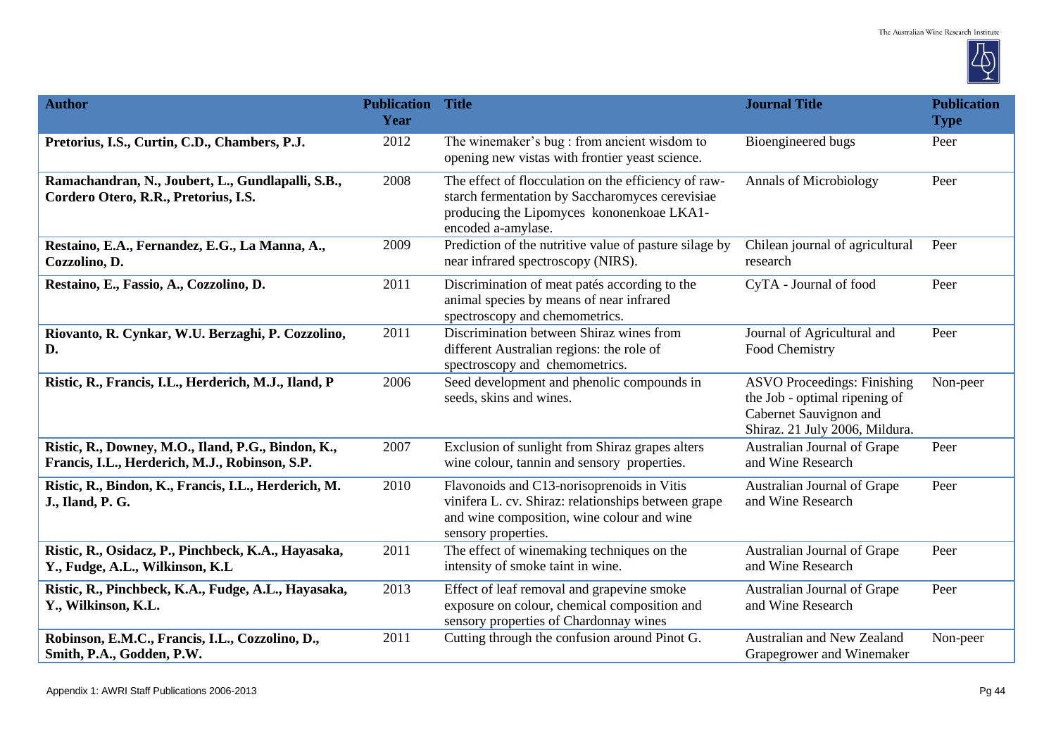| Author | Publication Year | Title | Journal Title | Publication Type |
|---|---|---|---|---|
| **Pretorius, I.S., Curtin, C.D., Chambers, P.J.** | 2012 | The winemaker's bug : from ancient wisdom to opening new vistas with frontier yeast science. | Bioengineered bugs | Peer |
| **Ramachandran, N., Joubert, L., Gundlapalli, S.B., Cordero Otero, R.R., Pretorius, I.S.** | 2008 | The effect of flocculation on the efficiency of raw-starch fermentation by Saccharomyces cerevisiae producing the Lipomyces kononenkoae LKA1-encoded a-amylase. | Annals of Microbiology | Peer |
| **Restaino, E.A., Fernandez, E.G., La Manna, A., Cozzolino, D.** | 2009 | Prediction of the nutritive value of pasture silage by near infrared spectroscopy (NIRS). | Chilean journal of agricultural research | Peer |
| **Restaino, E., Fassio, A., Cozzolino, D.** | 2011 | Discrimination of meat patés according to the animal species by means of near infrared spectroscopy and chemometrics. | CyTA - Journal of food | Peer |
| **Riovanto, R. Cynkar, W.U. Berzaghi, P. Cozzolino, D.** | 2011 | Discrimination between Shiraz wines from different Australian regions: the role of spectroscopy and chemometrics. | Journal of Agricultural and Food Chemistry | Peer |
| **Ristic, R., Francis, I.L., Herderich, M.J., Iland, P** | 2006 | Seed development and phenolic compounds in seeds, skins and wines. | ASVO Proceedings: Finishing the Job - optimal ripening of Cabernet Sauvignon and Shiraz. 21 July 2006, Mildura. | Non-peer |
| **Ristic, R., Downey, M.O., Iland, P.G., Bindon, K., Francis, I.L., Herderich, M.J., Robinson, S.P.** | 2007 | Exclusion of sunlight from Shiraz grapes alters wine colour, tannin and sensory properties. | Australian Journal of Grape and Wine Research | Peer |
| **Ristic, R., Bindon, K., Francis, I.L., Herderich, M. J., Iland, P. G.** | 2010 | Flavonoids and C13-norisoprenoids in Vitis vinifera L. cv. Shiraz: relationships between grape and wine composition, wine colour and wine sensory properties. | Australian Journal of Grape and Wine Research | Peer |
| **Ristic, R., Osidacz, P., Pinchbeck, K.A., Hayasaka, Y., Fudge, A.L., Wilkinson, K.L** | 2011 | The effect of winemaking techniques on the intensity of smoke taint in wine. | Australian Journal of Grape and Wine Research | Peer |
| **Ristic, R., Pinchbeck, K.A., Fudge, A.L., Hayasaka, Y., Wilkinson, K.L.** | 2013 | Effect of leaf removal and grapevine smoke exposure on colour, chemical composition and sensory properties of Chardonnay wines | Australian Journal of Grape and Wine Research | Peer |
| **Robinson, E.M.C., Francis, I.L., Cozzolino, D., Smith, P.A., Godden, P.W.** | 2011 | Cutting through the confusion around Pinot G. | Australian and New Zealand Grapegrower and Winemaker | Non-peer |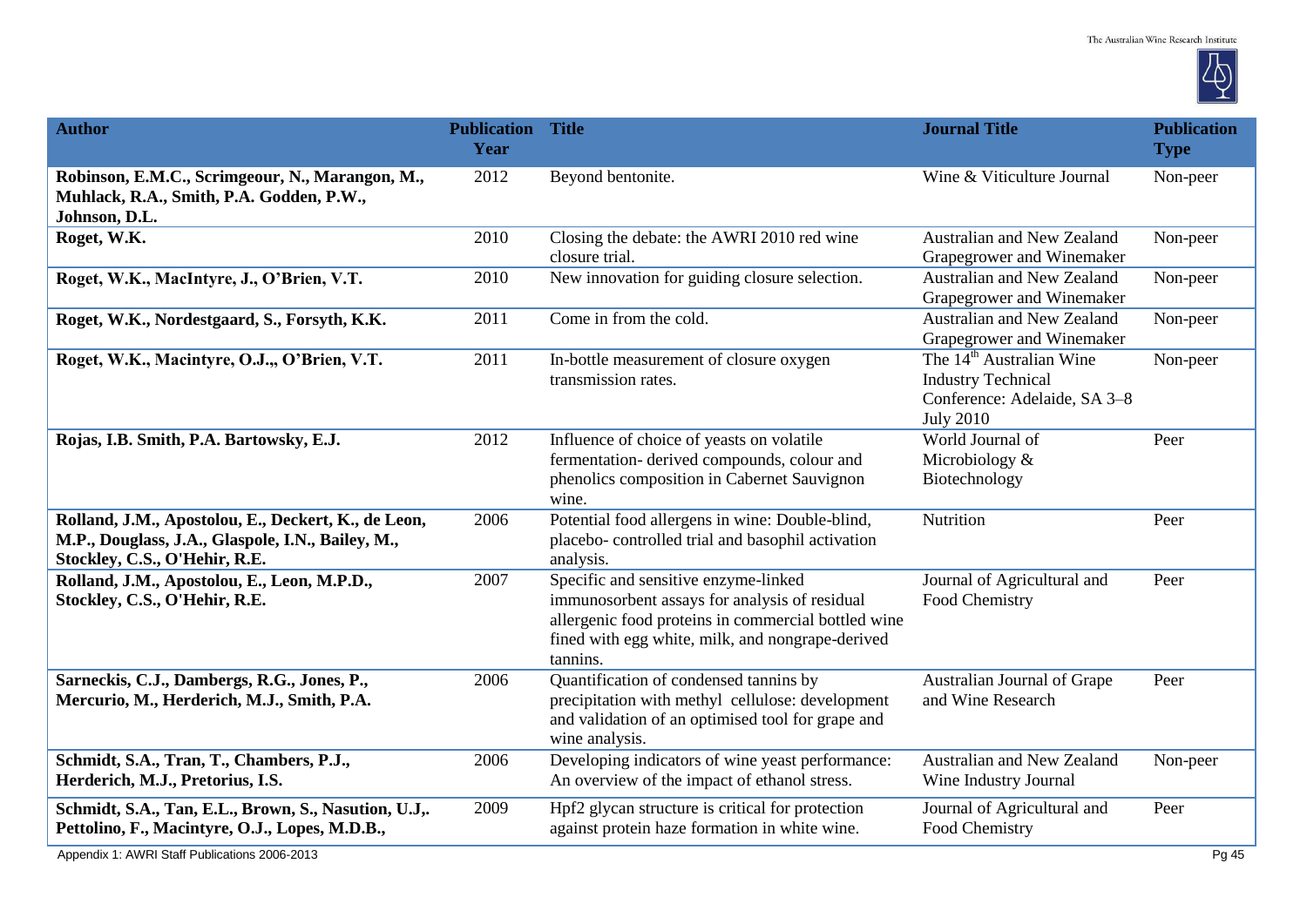| Author | Publication Year | Title | Journal Title | Publication Type |
|---|---|---|---|---|
| **Robinson, E.M.C., Scrimgeour, N., Marangon, M., Muhlack, R.A., Smith, P.A. Godden, P.W., Johnson, D.L.** | 2012 | Beyond bentonite. | Wine & Viticulture Journal | Non-peer |
| **Roget, W.K.** | 2010 | Closing the debate: the AWRI 2010 red wine closure trial. | Australian and New Zealand Grapegrower and Winemaker | Non-peer |
| **Roget, W.K., MacIntyre, J., O'Brien, V.T.** | 2010 | New innovation for guiding closure selection. | Australian and New Zealand Grapegrower and Winemaker | Non-peer |
| **Roget, W.K., Nordestgaard, S., Forsyth, K.K.** | 2011 | Come in from the cold. | Australian and New Zealand Grapegrower and Winemaker | Non-peer |
| **Roget, W.K., Macintyre, O.J.,, O'Brien, V.T.** | 2011 | In-bottle measurement of closure oxygen transmission rates. | The 14th Australian Wine Industry Technical Conference: Adelaide, SA 3–8 July 2010 | Non-peer |
| **Rojas, I.B. Smith, P.A. Bartowsky, E.J.** | 2012 | Influence of choice of yeasts on volatile fermentation- derived compounds, colour and phenolics composition in Cabernet Sauvignon wine. | World Journal of Microbiology & Biotechnology | Peer |
| **Rolland, J.M., Apostolou, E., Deckert, K., de Leon, M.P., Douglass, J.A., Glaspole, I.N., Bailey, M., Stockley, C.S., O'Hehir, R.E.** | 2006 | Potential food allergens in wine: Double-blind, placebo- controlled trial and basophil activation analysis. | Nutrition | Peer |
| **Rolland, J.M., Apostolou, E., Leon, M.P.D., Stockley, C.S., O'Hehir, R.E.** | 2007 | Specific and sensitive enzyme-linked immunosorbent assays for analysis of residual allergenic food proteins in commercial bottled wine fined with egg white, milk, and nongrape-derived tannins. | Journal of Agricultural and Food Chemistry | Peer |
| **Sarneckis, C.J., Dambergs, R.G., Jones, P., Mercurio, M., Herderich, M.J., Smith, P.A.** | 2006 | Quantification of condensed tannins by precipitation with methyl cellulose: development and validation of an optimised tool for grape and wine analysis. | Australian Journal of Grape and Wine Research | Peer |
| **Schmidt, S.A., Tran, T., Chambers, P.J., Herderich, M.J., Pretorius, I.S.** | 2006 | Developing indicators of wine yeast performance: An overview of the impact of ethanol stress. | Australian and New Zealand Wine Industry Journal | Non-peer |
| **Schmidt, S.A., Tan, E.L., Brown, S., Nasution, U.J,. Pettolino, F., Macintyre, O.J., Lopes, M.D.B.,** | 2009 | Hpf2 glycan structure is critical for protection against protein haze formation in white wine. | Journal of Agricultural and Food Chemistry | Peer |

Appendix 1: AWRI Staff Publications 2006-2013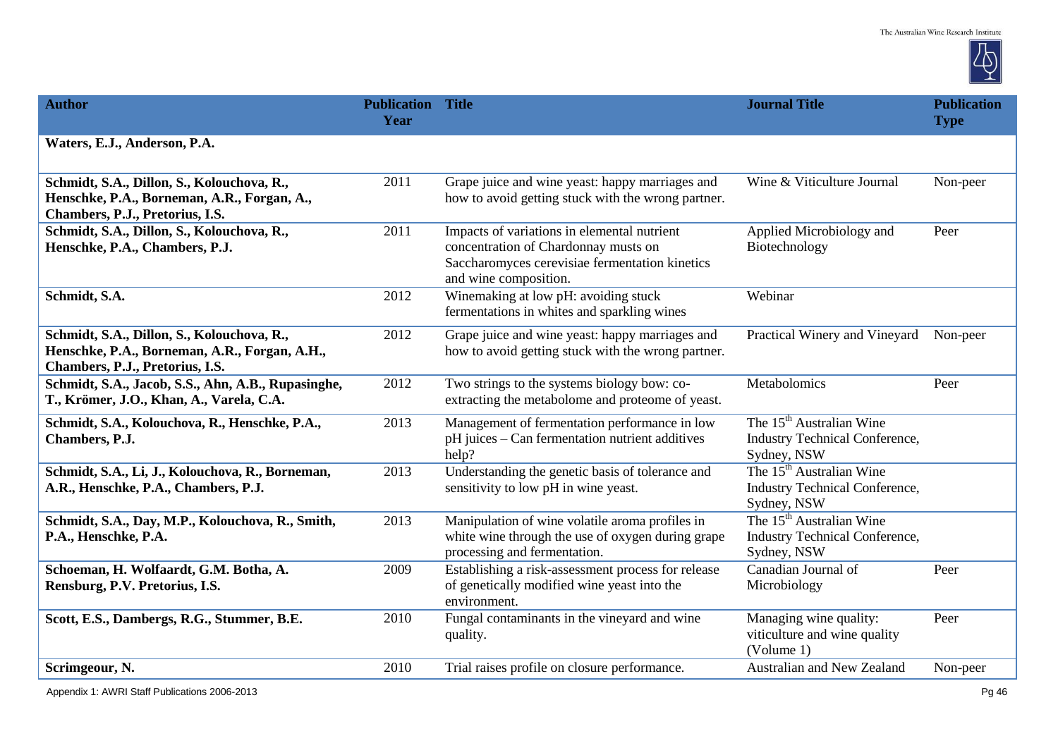| Author | Publication Year | Title | Journal Title | Publication Type |
|---|---|---|---|---|
| **Waters, E.J., Anderson, P.A.** | | | | |
| **Schmidt, S.A., Dillon, S., Kolouchova, R., Henschke, P.A., Borneman, A.R., Forgan, A., Chambers, P.J., Pretorius, I.S.** | 2011 | Grape juice and wine yeast: happy marriages and how to avoid getting stuck with the wrong partner. | Wine & Viticulture Journal | Non-peer |
| **Schmidt, S.A., Dillon, S., Kolouchova, R., Henschke, P.A., Chambers, P.J.** | 2011 | Impacts of variations in elemental nutrient concentration of Chardonnay musts on Saccharomyces cerevisiae fermentation kinetics and wine composition. | Applied Microbiology and Biotechnology | Peer |
| **Schmidt, S.A.** | 2012 | Winemaking at low pH: avoiding stuck fermentations in whites and sparkling wines | Webinar | |
| **Schmidt, S.A., Dillon, S., Kolouchova, R., Henschke, P.A., Borneman, A.R., Forgan, A.H., Chambers, P.J., Pretorius, I.S.** | 2012 | Grape juice and wine yeast: happy marriages and how to avoid getting stuck with the wrong partner. | Practical Winery and Vineyard | Non-peer |
| **Schmidt, S.A., Jacob, S.S., Ahn, A.B., Rupasinghe, T., Krömer, J.O., Khan, A., Varela, C.A.** | 2012 | Two strings to the systems biology bow: co-extracting the metabolome and proteome of yeast. | Metabolomics | Peer |
| **Schmidt, S.A., Kolouchova, R., Henschke, P.A., Chambers, P.J.** | 2013 | Management of fermentation performance in low pH juices – Can fermentation nutrient additives help? | The 15th Australian Wine Industry Technical Conference, Sydney, NSW | |
| **Schmidt, S.A., Li, J., Kolouchova, R., Borneman, A.R., Henschke, P.A., Chambers, P.J.** | 2013 | Understanding the genetic basis of tolerance and sensitivity to low pH in wine yeast. | The 15th Australian Wine Industry Technical Conference, Sydney, NSW | |
| **Schmidt, S.A., Day, M.P., Kolouchova, R., Smith, P.A., Henschke, P.A.** | 2013 | Manipulation of wine volatile aroma profiles in white wine through the use of oxygen during grape processing and fermentation. | The 15th Australian Wine Industry Technical Conference, Sydney, NSW | |
| **Schoeman, H. Wolfaardt, G.M. Botha, A. Rensburg, P.V. Pretorius, I.S.** | 2009 | Establishing a risk-assessment process for release of genetically modified wine yeast into the environment. | Canadian Journal of Microbiology | Peer |
| **Scott, E.S., Dambergs, R.G., Stummer, B.E.** | 2010 | Fungal contaminants in the vineyard and wine quality. | Managing wine quality: viticulture and wine quality (Volume 1) | Peer |
| **Scrimgeour, N.** | 2010 | Trial raises profile on closure performance. | Australian and New Zealand | Non-peer |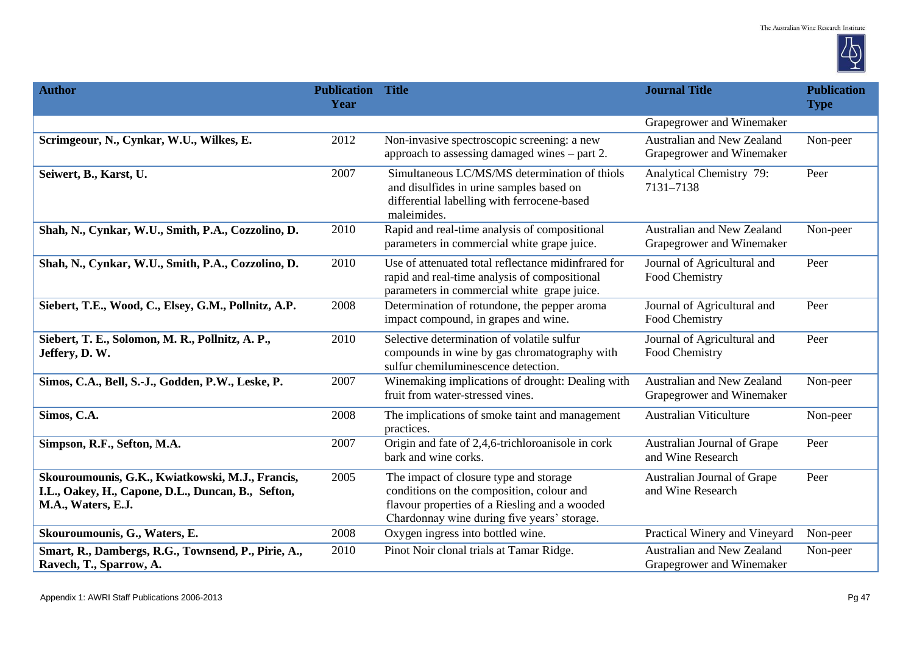| Author | Publication Year | Title | Journal Title | Publication Type |
|---|---|---|---|---|
| | | | Grapegrower and Winemaker | |
| **Scrimgeour, N., Cynkar, W.U., Wilkes, E.** | 2012 | Non-invasive spectroscopic screening: a new approach to assessing damaged wines – part 2. | Australian and New Zealand Grapegrower and Winemaker | Non-peer |
| **Seiwert, B., Karst, U.** | 2007 | Simultaneous LC/MS/MS determination of thiols and disulfides in urine samples based on differential labelling with ferrocene-based maleimides. | Analytical Chemistry 79: 7131–7138 | Peer |
| **Shah, N., Cynkar, W.U., Smith, P.A., Cozzolino, D.** | 2010 | Rapid and real-time analysis of compositional parameters in commercial white grape juice. | Australian and New Zealand Grapegrower and Winemaker | Non-peer |
| **Shah, N., Cynkar, W.U., Smith, P.A., Cozzolino, D.** | 2010 | Use of attenuated total reflectance midinfrared for rapid and real-time analysis of compositional parameters in commercial white grape juice. | Journal of Agricultural and Food Chemistry | Peer |
| **Siebert, T.E., Wood, C., Elsey, G.M., Pollnitz, A.P.** | 2008 | Determination of rotundone, the pepper aroma impact compound, in grapes and wine. | Journal of Agricultural and Food Chemistry | Peer |
| **Siebert, T. E., Solomon, M. R., Pollnitz, A. P., Jeffery, D. W.** | 2010 | Selective determination of volatile sulfur compounds in wine by gas chromatography with sulfur chemiluminescence detection. | Journal of Agricultural and Food Chemistry | Peer |
| **Simos, C.A., Bell, S.-J., Godden, P.W., Leske, P.** | 2007 | Winemaking implications of drought: Dealing with fruit from water-stressed vines. | Australian and New Zealand Grapegrower and Winemaker | Non-peer |
| **Simos, C.A.** | 2008 | The implications of smoke taint and management practices. | Australian Viticulture | Non-peer |
| **Simpson, R.F., Sefton, M.A.** | 2007 | Origin and fate of 2,4,6-trichloroanisole in cork bark and wine corks. | Australian Journal of Grape and Wine Research | Peer |
| **Skouroumounis, G.K., Kwiatkowski, M.J., Francis, I.L., Oakey, H., Capone, D.L., Duncan, B., Sefton, M.A., Waters, E.J.** | 2005 | The impact of closure type and storage conditions on the composition, colour and flavour properties of a Riesling and a wooded Chardonnay wine during five years' storage. | Australian Journal of Grape and Wine Research | Peer |
| **Skouroumounis, G., Waters, E.** | 2008 | Oxygen ingress into bottled wine. | Practical Winery and Vineyard | Non-peer |
| **Smart, R., Dambergs, R.G., Townsend, P., Pirie, A., Ravech, T., Sparrow, A.** | 2010 | Pinot Noir clonal trials at Tamar Ridge. | Australian and New Zealand Grapegrower and Winemaker | Non-peer |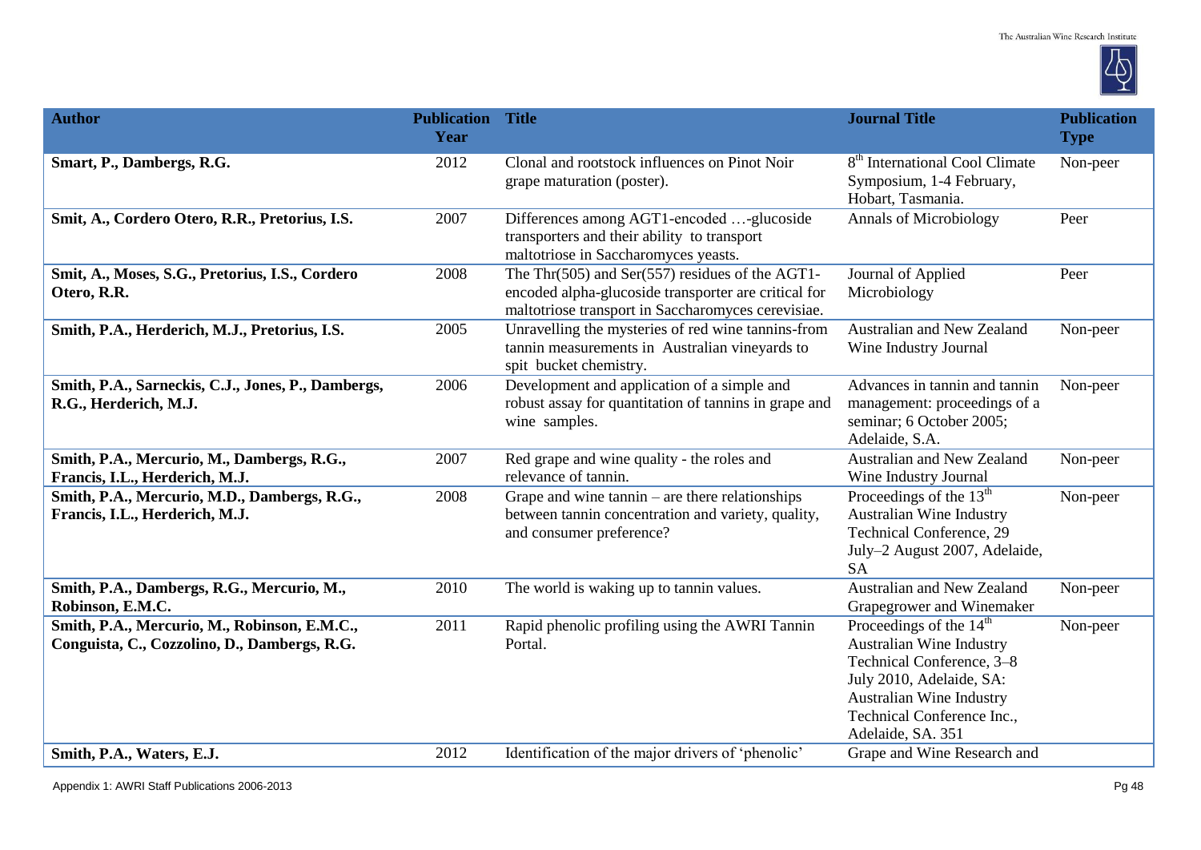| Author | Publication Year | Title | Journal Title | Publication Type |
|---|---|---|---|---|
| **Smart, P., Dambergs, R.G.** | 2012 | Clonal and rootstock influences on Pinot Noir grape maturation (poster). | 8th International Cool Climate Symposium, 1-4 February, Hobart, Tasmania. | Non-peer |
| **Smit, A., Cordero Otero, R.R., Pretorius, I.S.** | 2007 | Differences among AGT1-encoded …-glucoside transporters and their ability to transport maltotriose in Saccharomyces yeasts. | Annals of Microbiology | Peer |
| **Smit, A., Moses, S.G., Pretorius, I.S., Cordero Otero, R.R.** | 2008 | The Thr(505) and Ser(557) residues of the AGT1-encoded alpha-glucoside transporter are critical for maltotriose transport in Saccharomyces cerevisiae. | Journal of Applied Microbiology | Peer |
| **Smith, P.A., Herderich, M.J., Pretorius, I.S.** | 2005 | Unravelling the mysteries of red wine tannins-from tannin measurements in Australian vineyards to spit bucket chemistry. | Australian and New Zealand Wine Industry Journal | Non-peer |
| **Smith, P.A., Sarneckis, C.J., Jones, P., Dambergs, R.G., Herderich, M.J.** | 2006 | Development and application of a simple and robust assay for quantitation of tannins in grape and wine samples. | Advances in tannin and tannin management: proceedings of a seminar; 6 October 2005; Adelaide, S.A. | Non-peer |
| **Smith, P.A., Mercurio, M., Dambergs, R.G., Francis, I.L., Herderich, M.J.** | 2007 | Red grape and wine quality - the roles and relevance of tannin. | Australian and New Zealand Wine Industry Journal | Non-peer |
| **Smith, P.A., Mercurio, M.D., Dambergs, R.G., Francis, I.L., Herderich, M.J.** | 2008 | Grape and wine tannin – are there relationships between tannin concentration and variety, quality, and consumer preference? | Proceedings of the 13th Australian Wine Industry Technical Conference, 29 July–2 August 2007, Adelaide, SA | Non-peer |
| **Smith, P.A., Dambergs, R.G., Mercurio, M., Robinson, E.M.C.** | 2010 | The world is waking up to tannin values. | Australian and New Zealand Grapegrower and Winemaker | Non-peer |
| **Smith, P.A., Mercurio, M., Robinson, E.M.C., Conguista, C., Cozzolino, D., Dambergs, R.G.** | 2011 | Rapid phenolic profiling using the AWRI Tannin Portal. | Proceedings of the 14th Australian Wine Industry Technical Conference, 3–8 July 2010, Adelaide, SA: Australian Wine Industry Technical Conference Inc., Adelaide, SA. 351 | Non-peer |
| **Smith, P.A., Waters, E.J.** | 2012 | Identification of the major drivers of 'phenolic' | Grape and Wine Research and | |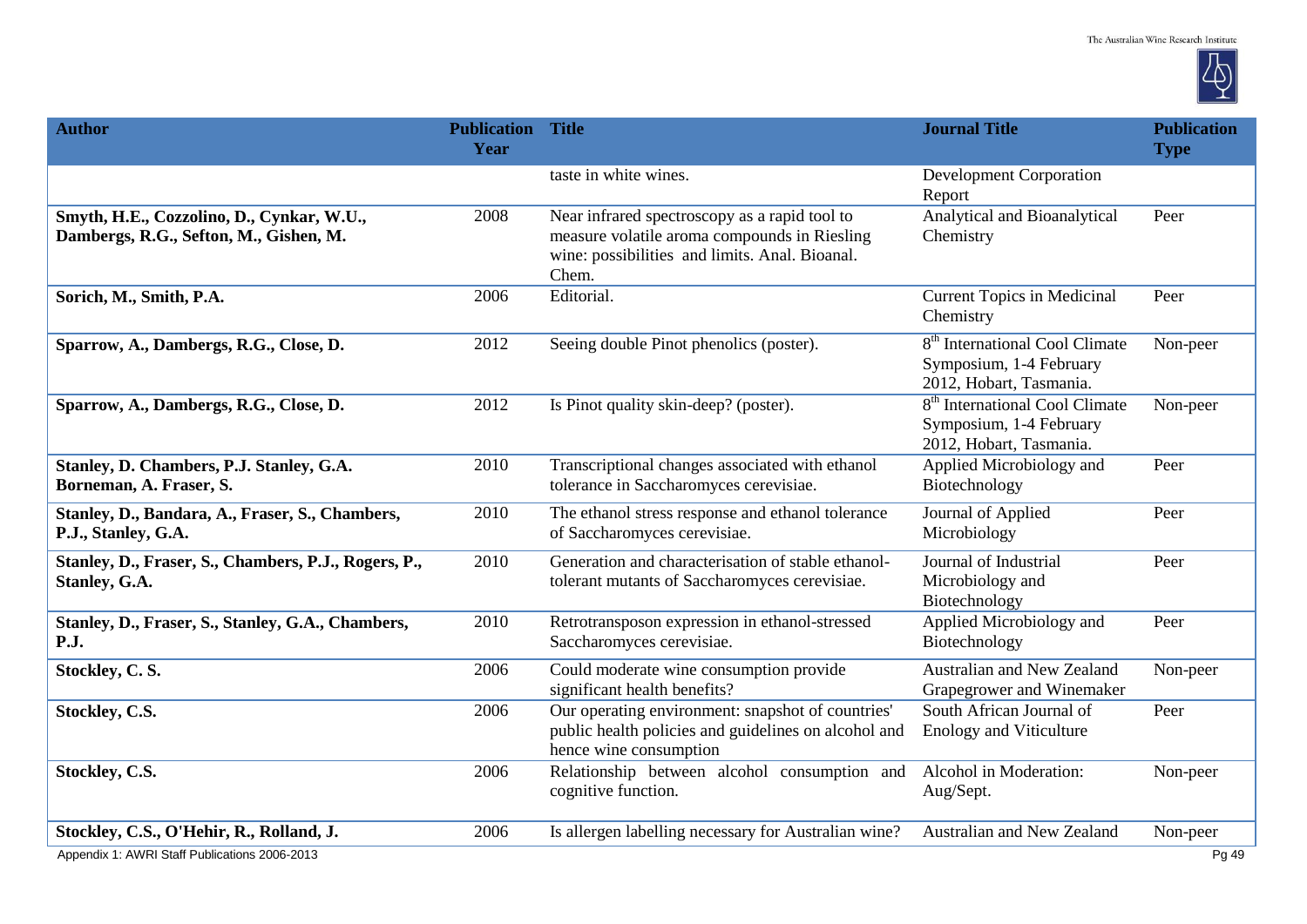| Author | Publication Year | Title | Journal Title | Publication Type |
|---|---|---|---|---|
| | | taste in white wines. | Development Corporation Report | |
| **Smyth, H.E., Cozzolino, D., Cynkar, W.U., Dambergs, R.G., Sefton, M., Gishen, M.** | 2008 | Near infrared spectroscopy as a rapid tool to measure volatile aroma compounds in Riesling wine: possibilities and limits. Anal. Bioanal. Chem. | Analytical and Bioanalytical Chemistry | Peer |
| **Sorich, M., Smith, P.A.** | 2006 | Editorial. | Current Topics in Medicinal Chemistry | Peer |
| **Sparrow, A., Dambergs, R.G., Close, D.** | 2012 | Seeing double Pinot phenolics (poster). | 8th International Cool Climate Symposium, 1-4 February 2012, Hobart, Tasmania. | Non-peer |
| **Sparrow, A., Dambergs, R.G., Close, D.** | 2012 | Is Pinot quality skin-deep? (poster). | 8th International Cool Climate Symposium, 1-4 February 2012, Hobart, Tasmania. | Non-peer |
| **Stanley, D. Chambers, P.J. Stanley, G.A. Borneman, A. Fraser, S.** | 2010 | Transcriptional changes associated with ethanol tolerance in Saccharomyces cerevisiae. | Applied Microbiology and Biotechnology | Peer |
| **Stanley, D., Bandara, A., Fraser, S., Chambers, P.J., Stanley, G.A.** | 2010 | The ethanol stress response and ethanol tolerance of Saccharomyces cerevisiae. | Journal of Applied Microbiology | Peer |
| **Stanley, D., Fraser, S., Chambers, P.J., Rogers, P., Stanley, G.A.** | 2010 | Generation and characterisation of stable ethanol-tolerant mutants of Saccharomyces cerevisiae. | Journal of Industrial Microbiology and Biotechnology | Peer |
| **Stanley, D., Fraser, S., Stanley, G.A., Chambers, P.J.** | 2010 | Retrotransposon expression in ethanol-stressed Saccharomyces cerevisiae. | Applied Microbiology and Biotechnology | Peer |
| **Stockley, C. S.** | 2006 | Could moderate wine consumption provide significant health benefits? | Australian and New Zealand Grapegrower and Winemaker | Non-peer |
| **Stockley, C.S.** | 2006 | Our operating environment: snapshot of countries' public health policies and guidelines on alcohol and hence wine consumption | South African Journal of Enology and Viticulture | Peer |
| **Stockley, C.S.** | 2006 | Relationship between alcohol consumption and cognitive function. | Alcohol in Moderation: Aug/Sept. | Non-peer |
| **Stockley, C.S., O'Hehir, R., Rolland, J.** | 2006 | Is allergen labelling necessary for Australian wine? | Australian and New Zealand | Non-peer |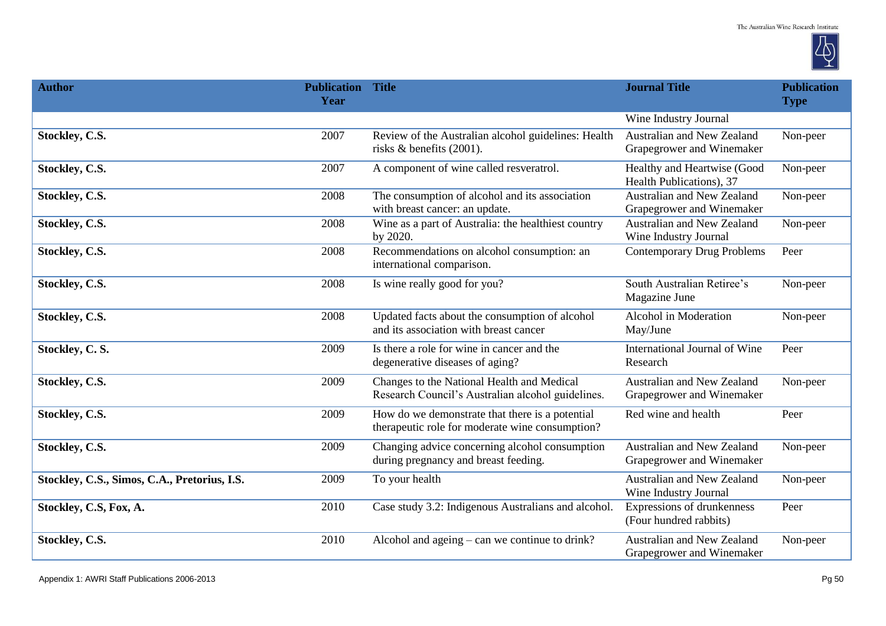| Author | Publication Year | Title | Journal Title | Publication Type |
|---|---|---|---|---|
| | | | Wine Industry Journal | |
| **Stockley, C.S.** | 2007 | Review of the Australian alcohol guidelines: Health risks & benefits (2001). | Australian and New Zealand Grapegrower and Winemaker | Non-peer |
| **Stockley, C.S.** | 2007 | A component of wine called resveratrol. | Healthy and Heartwise (Good Health Publications), 37 | Non-peer |
| **Stockley, C.S.** | 2008 | The consumption of alcohol and its association with breast cancer: an update. | Australian and New Zealand Grapegrower and Winemaker | Non-peer |
| **Stockley, C.S.** | 2008 | Wine as a part of Australia: the healthiest country by 2020. | Australian and New Zealand Wine Industry Journal | Non-peer |
| **Stockley, C.S.** | 2008 | Recommendations on alcohol consumption: an international comparison. | Contemporary Drug Problems | Peer |
| **Stockley, C.S.** | 2008 | Is wine really good for you? | South Australian Retiree's Magazine June | Non-peer |
| **Stockley, C.S.** | 2008 | Updated facts about the consumption of alcohol and its association with breast cancer | Alcohol in Moderation May/June | Non-peer |
| **Stockley, C. S.** | 2009 | Is there a role for wine in cancer and the degenerative diseases of aging? | International Journal of Wine Research | Peer |
| **Stockley, C.S.** | 2009 | Changes to the National Health and Medical Research Council's Australian alcohol guidelines. | Australian and New Zealand Grapegrower and Winemaker | Non-peer |
| **Stockley, C.S.** | 2009 | How do we demonstrate that there is a potential therapeutic role for moderate wine consumption? | Red wine and health | Peer |
| **Stockley, C.S.** | 2009 | Changing advice concerning alcohol consumption during pregnancy and breast feeding. | Australian and New Zealand Grapegrower and Winemaker | Non-peer |
| **Stockley, C.S., Simos, C.A., Pretorius, I.S.** | 2009 | To your health | Australian and New Zealand Wine Industry Journal | Non-peer |
| **Stockley, C.S, Fox, A.** | 2010 | Case study 3.2: Indigenous Australians and alcohol. | Expressions of drunkenness (Four hundred rabbits) | Peer |
| **Stockley, C.S.** | 2010 | Alcohol and ageing – can we continue to drink? | Australian and New Zealand Grapegrower and Winemaker | Non-peer |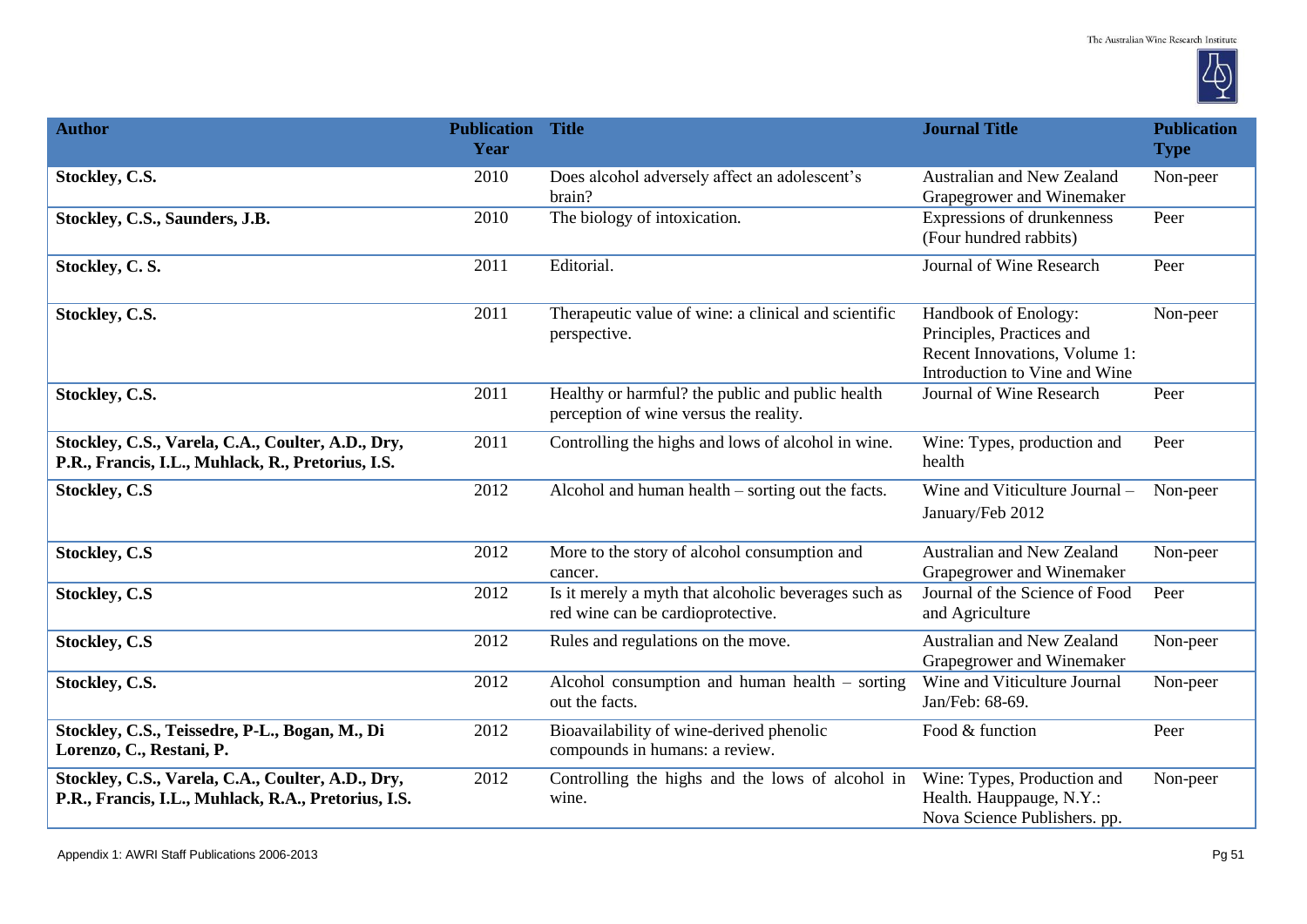| Author | Publication Year | Title | Journal Title | Publication Type |
|---|---|---|---|---|
| **Stockley, C.S.** | 2010 | Does alcohol adversely affect an adolescent's brain? | Australian and New Zealand Grapegrower and Winemaker | Non-peer |
| **Stockley, C.S., Saunders, J.B.** | 2010 | The biology of intoxication. | Expressions of drunkenness (Four hundred rabbits) | Peer |
| **Stockley, C. S.** | 2011 | Editorial. | Journal of Wine Research | Peer |
| **Stockley, C.S.** | 2011 | Therapeutic value of wine: a clinical and scientific perspective. | Handbook of Enology: Principles, Practices and Recent Innovations, Volume 1: Introduction to Vine and Wine | Non-peer |
| **Stockley, C.S.** | 2011 | Healthy or harmful? the public and public health perception of wine versus the reality. | Journal of Wine Research | Peer |
| **Stockley, C.S., Varela, C.A., Coulter, A.D., Dry, P.R., Francis, I.L., Muhlack, R., Pretorius, I.S.** | 2011 | Controlling the highs and lows of alcohol in wine. | Wine: Types, production and health | Peer |
| **Stockley, C.S** | 2012 | Alcohol and human health – sorting out the facts. | Wine and Viticulture Journal – January/Feb 2012 | Non-peer |
| **Stockley, C.S** | 2012 | More to the story of alcohol consumption and cancer. | Australian and New Zealand Grapegrower and Winemaker | Non-peer |
| **Stockley, C.S** | 2012 | Is it merely a myth that alcoholic beverages such as red wine can be cardioprotective. | Journal of the Science of Food and Agriculture | Peer |
| **Stockley, C.S** | 2012 | Rules and regulations on the move. | Australian and New Zealand Grapegrower and Winemaker | Non-peer |
| **Stockley, C.S.** | 2012 | Alcohol consumption and human health – sorting out the facts. | Wine and Viticulture Journal Jan/Feb: 68-69. | Non-peer |
| **Stockley, C.S., Teissedre, P-L., Bogan, M., Di Lorenzo, C., Restani, P.** | 2012 | Bioavailability of wine-derived phenolic compounds in humans: a review. | Food & function | Peer |
| **Stockley, C.S., Varela, C.A., Coulter, A.D., Dry, P.R., Francis, I.L., Muhlack, R.A., Pretorius, I.S.** | 2012 | Controlling the highs and the lows of alcohol in wine. | Wine: Types, Production and Health. Hauppauge, N.Y.: Nova Science Publishers. pp. | Non-peer |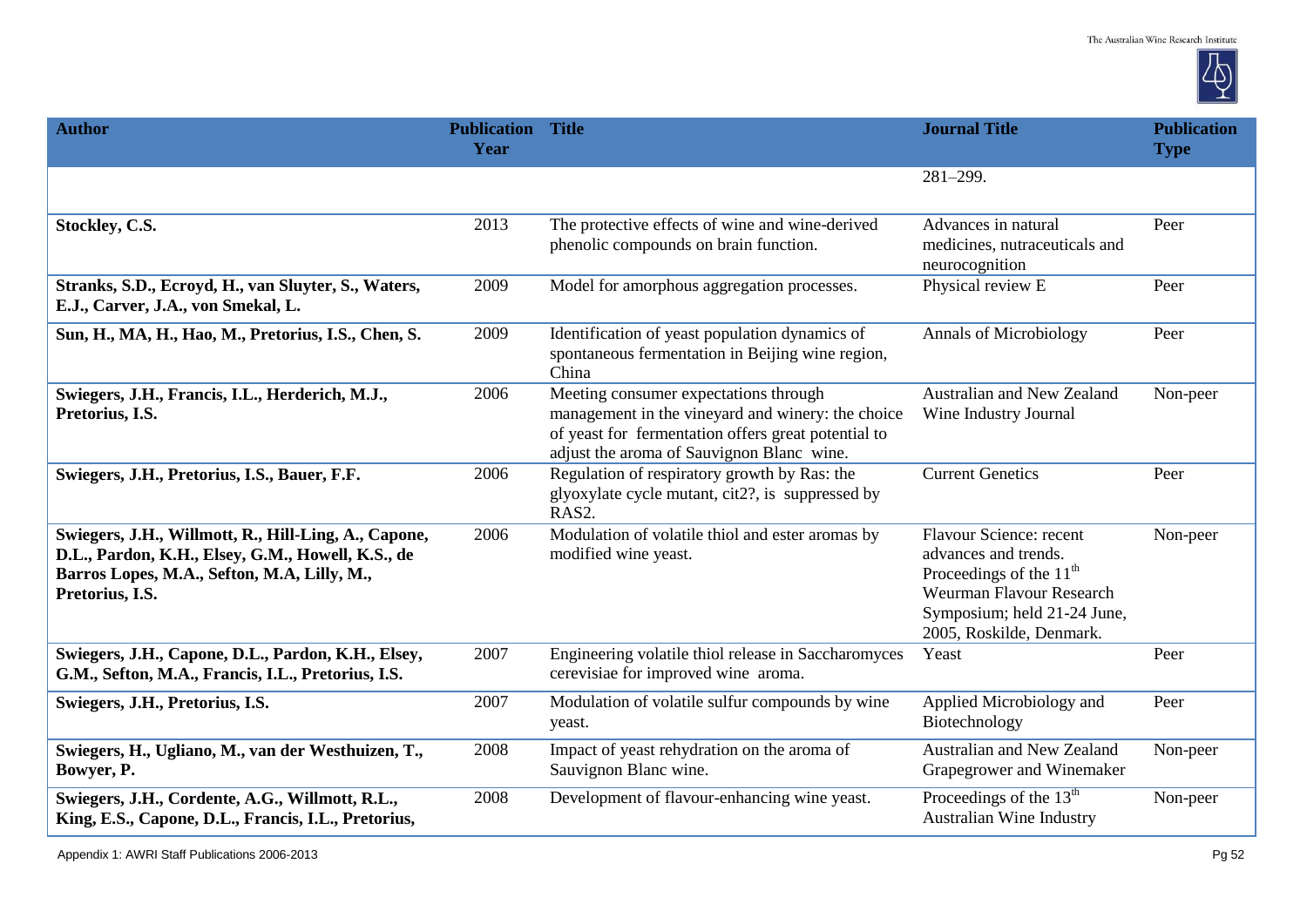| Author | Publication Year | Title | Journal Title | Publication Type |
|---|---|---|---|---|
| | | | 281–299. | |
| **Stockley, C.S.** | 2013 | The protective effects of wine and wine-derived phenolic compounds on brain function. | Advances in natural medicines, nutraceuticals and neurocognition | Peer |
| **Stranks, S.D., Ecroyd, H., van Sluyter, S., Waters, E.J., Carver, J.A., von Smekal, L.** | 2009 | Model for amorphous aggregation processes. | Physical review E | Peer |
| **Sun, H., MA, H., Hao, M., Pretorius, I.S., Chen, S.** | 2009 | Identification of yeast population dynamics of spontaneous fermentation in Beijing wine region, China | Annals of Microbiology | Peer |
| **Swiegers, J.H., Francis, I.L., Herderich, M.J., Pretorius, I.S.** | 2006 | Meeting consumer expectations through management in the vineyard and winery: the choice of yeast for fermentation offers great potential to adjust the aroma of Sauvignon Blanc wine. | Australian and New Zealand Wine Industry Journal | Non-peer |
| **Swiegers, J.H., Pretorius, I.S., Bauer, F.F.** | 2006 | Regulation of respiratory growth by Ras: the glyoxylate cycle mutant, cit2?, is suppressed by RAS2. | Current Genetics | Peer |
| **Swiegers, J.H., Willmott, R., Hill-Ling, A., Capone, D.L., Pardon, K.H., Elsey, G.M., Howell, K.S., de Barros Lopes, M.A., Sefton, M.A, Lilly, M., Pretorius, I.S.** | 2006 | Modulation of volatile thiol and ester aromas by modified wine yeast. | Flavour Science: recent advances and trends. Proceedings of the 11th Weurman Flavour Research Symposium; held 21-24 June, 2005, Roskilde, Denmark. | Non-peer |
| **Swiegers, J.H., Capone, D.L., Pardon, K.H., Elsey, G.M., Sefton, M.A., Francis, I.L., Pretorius, I.S.** | 2007 | Engineering volatile thiol release in Saccharomyces cerevisiae for improved wine aroma. | Yeast | Peer |
| **Swiegers, J.H., Pretorius, I.S.** | 2007 | Modulation of volatile sulfur compounds by wine yeast. | Applied Microbiology and Biotechnology | Peer |
| **Swiegers, H., Ugliano, M., van der Westhuizen, T., Bowyer, P.** | 2008 | Impact of yeast rehydration on the aroma of Sauvignon Blanc wine. | Australian and New Zealand Grapegrower and Winemaker | Non-peer |
| **Swiegers, J.H., Cordente, A.G., Willmott, R.L., King, E.S., Capone, D.L., Francis, I.L., Pretorius,** | 2008 | Development of flavour-enhancing wine yeast. | Proceedings of the 13th Australian Wine Industry | Non-peer |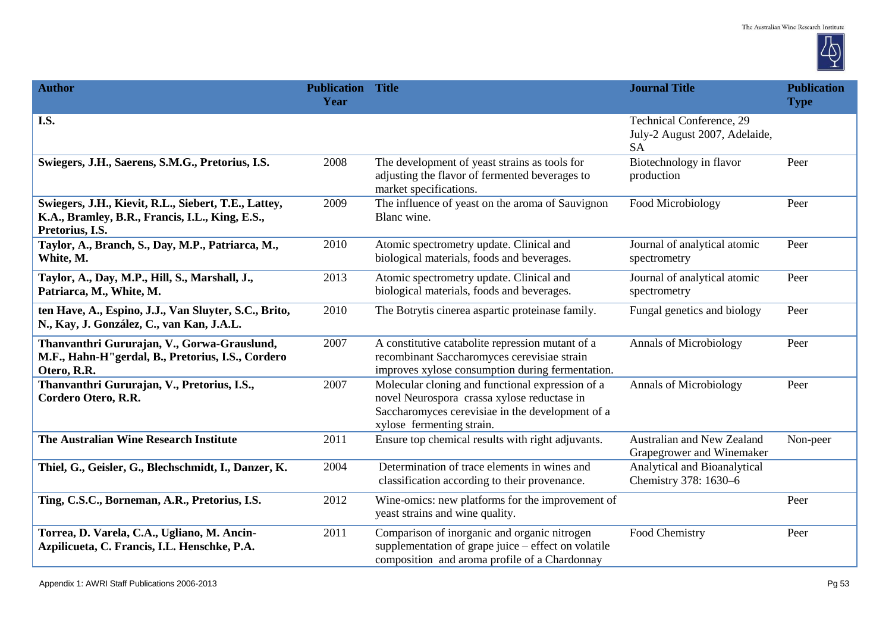| Author | Publication Year | Title | Journal Title | Publication Type |
|---|---|---|---|---|
| **I.S.** | | | Technical Conference, 29 July-2 August 2007, Adelaide, SA | |
| **Swiegers, J.H., Saerens, S.M.G., Pretorius, I.S.** | 2008 | The development of yeast strains as tools for adjusting the flavor of fermented beverages to market specifications. | Biotechnology in flavor production | Peer |
| **Swiegers, J.H., Kievit, R.L., Siebert, T.E., Lattey, K.A., Bramley, B.R., Francis, I.L., King, E.S., Pretorius, I.S.** | 2009 | The influence of yeast on the aroma of Sauvignon Blanc wine. | Food Microbiology | Peer |
| **Taylor, A., Branch, S., Day, M.P., Patriarca, M., White, M.** | 2010 | Atomic spectrometry update. Clinical and biological materials, foods and beverages. | Journal of analytical atomic spectrometry | Peer |
| **Taylor, A., Day, M.P., Hill, S., Marshall, J., Patriarca, M., White, M.** | 2013 | Atomic spectrometry update. Clinical and biological materials, foods and beverages. | Journal of analytical atomic spectrometry | Peer |
| **ten Have, A., Espino, J.J., Van Sluyter, S.C., Brito, N., Kay, J. González, C., van Kan, J.A.L.** | 2010 | The Botrytis cinerea aspartic proteinase family. | Fungal genetics and biology | Peer |
| **Thanvanthri Gururajan, V., Gorwa-Grauslund, M.F., Hahn-H"gerdal, B., Pretorius, I.S., Cordero Otero, R.R.** | 2007 | A constitutive catabolite repression mutant of a recombinant Saccharomyces cerevisiae strain improves xylose consumption during fermentation. | Annals of Microbiology | Peer |
| **Thanvanthri Gururajan, V., Pretorius, I.S., Cordero Otero, R.R.** | 2007 | Molecular cloning and functional expression of a novel Neurospora crassa xylose reductase in Saccharomyces cerevisiae in the development of a xylose fermenting strain. | Annals of Microbiology | Peer |
| **The Australian Wine Research Institute** | 2011 | Ensure top chemical results with right adjuvants. | Australian and New Zealand Grapegrower and Winemaker | Non-peer |
| **Thiel, G., Geisler, G., Blechschmidt, I., Danzer, K.** | 2004 | Determination of trace elements in wines and classification according to their provenance. | Analytical and Bioanalytical Chemistry 378: 1630–6 | |
| **Ting, C.S.C., Borneman, A.R., Pretorius, I.S.** | 2012 | Wine-omics: new platforms for the improvement of yeast strains and wine quality. | | Peer |
| **Torrea, D. Varela, C.A., Ugliano, M. Ancin-Azpilicueta, C. Francis, I.L. Henschke, P.A.** | 2011 | Comparison of inorganic and organic nitrogen supplementation of grape juice – effect on volatile composition and aroma profile of a Chardonnay | Food Chemistry | Peer |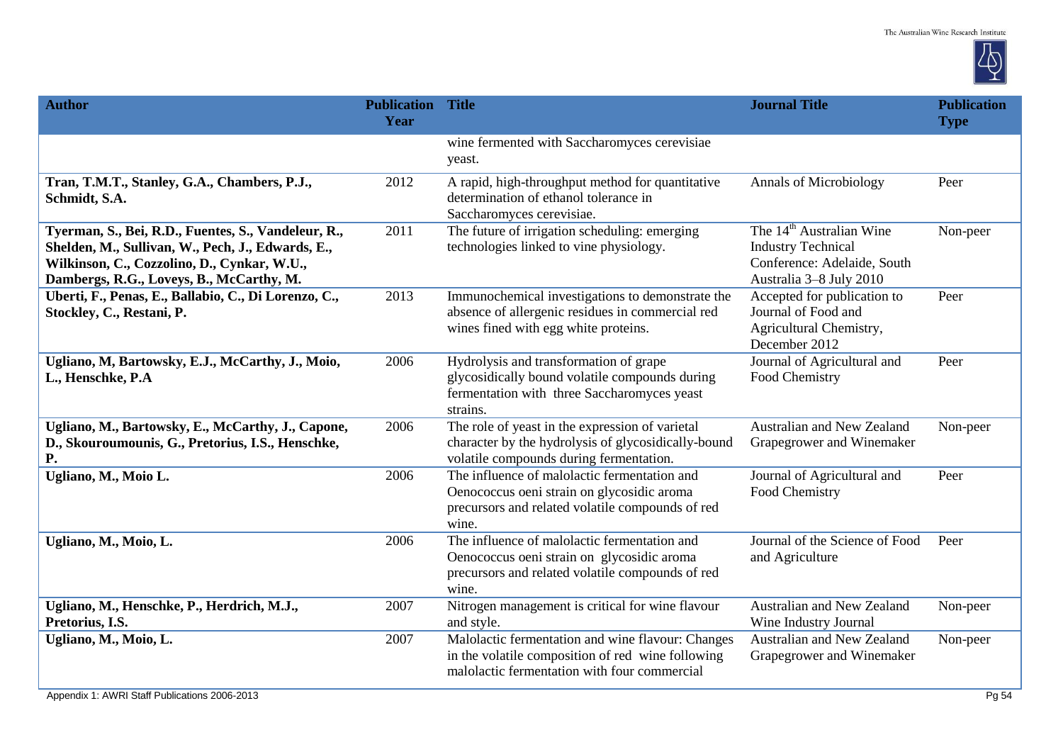| Author | Publication Year | Title | Journal Title | Publication Type |
|---|---|---|---|---|
| | | wine fermented with Saccharomyces cerevisiae yeast. | | |
| **Tran, T.M.T., Stanley, G.A., Chambers, P.J., Schmidt, S.A.** | 2012 | A rapid, high-throughput method for quantitative determination of ethanol tolerance in Saccharomyces cerevisiae. | Annals of Microbiology | Peer |
| **Tyerman, S., Bei, R.D., Fuentes, S., Vandeleur, R., Shelden, M., Sullivan, W., Pech, J., Edwards, E., Wilkinson, C., Cozzolino, D., Cynkar, W.U., Dambergs, R.G., Loveys, B., McCarthy, M.** | 2011 | The future of irrigation scheduling: emerging technologies linked to vine physiology. | The 14th Australian Wine Industry Technical Conference: Adelaide, South Australia 3–8 July 2010 | Non-peer |
| **Uberti, F., Penas, E., Ballabio, C., Di Lorenzo, C., Stockley, C., Restani, P.** | 2013 | Immunochemical investigations to demonstrate the absence of allergenic residues in commercial red wines fined with egg white proteins. | Accepted for publication to Journal of Food and Agricultural Chemistry, December 2012 | Peer |
| **Ugliano, M, Bartowsky, E.J., McCarthy, J., Moio, L., Henschke, P.A** | 2006 | Hydrolysis and transformation of grape glycosidically bound volatile compounds during fermentation with three Saccharomyces yeast strains. | Journal of Agricultural and Food Chemistry | Peer |
| **Ugliano, M., Bartowsky, E., McCarthy, J., Capone, D., Skouroumounis, G., Pretorius, I.S., Henschke, P.** | 2006 | The role of yeast in the expression of varietal character by the hydrolysis of glycosidically-bound volatile compounds during fermentation. | Australian and New Zealand Grapegrower and Winemaker | Non-peer |
| **Ugliano, M., Moio L.** | 2006 | The influence of malolactic fermentation and Oenococcus oeni strain on glycosidic aroma precursors and related volatile compounds of red wine. | Journal of Agricultural and Food Chemistry | Peer |
| **Ugliano, M., Moio, L.** | 2006 | The influence of malolactic fermentation and Oenococcus oeni strain on glycosidic aroma precursors and related volatile compounds of red wine. | Journal of the Science of Food and Agriculture | Peer |
| **Ugliano, M., Henschke, P., Herdrich, M.J., Pretorius, I.S.** | 2007 | Nitrogen management is critical for wine flavour and style. | Australian and New Zealand Wine Industry Journal | Non-peer |
| **Ugliano, M., Moio, L.** | 2007 | Malolactic fermentation and wine flavour: Changes in the volatile composition of red wine following malolactic fermentation with four commercial | Australian and New Zealand Grapegrower and Winemaker | Non-peer |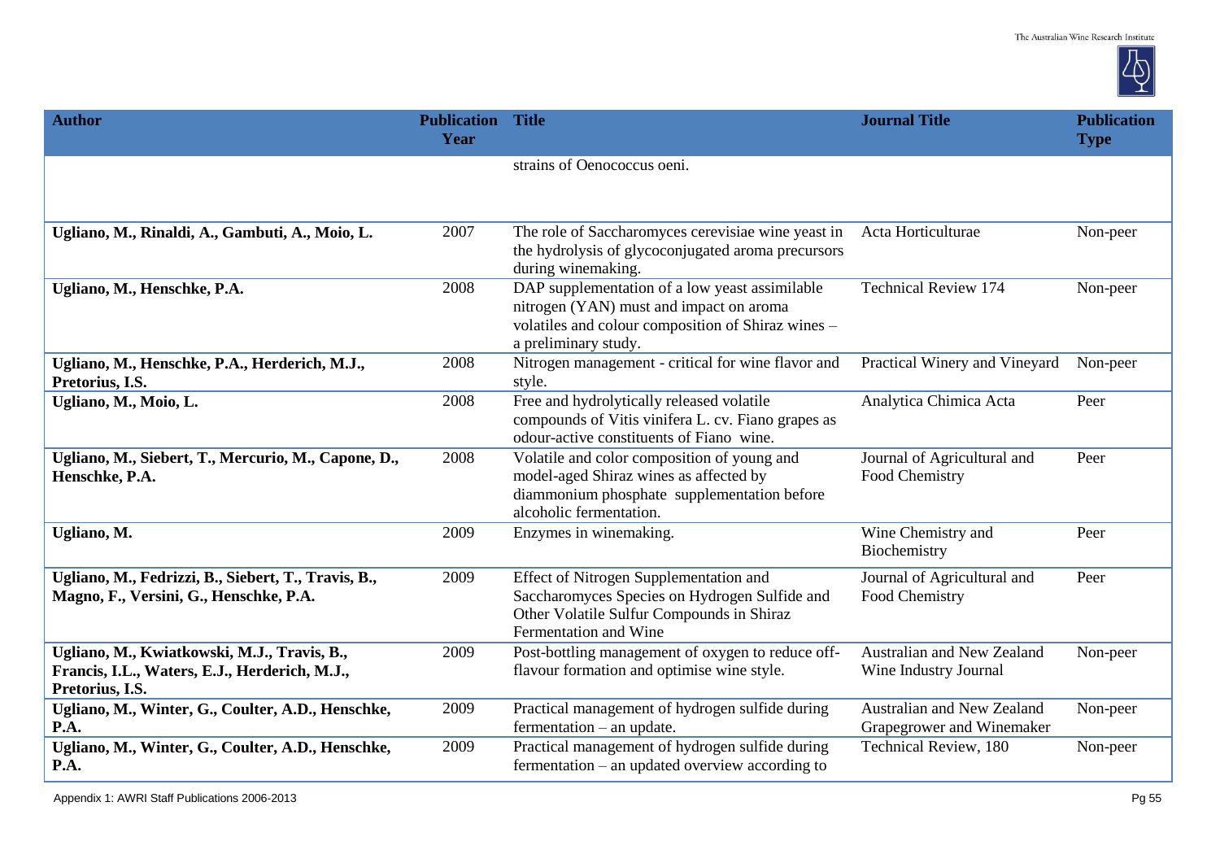| Author | Publication Year | Title | Journal Title | Publication Type |
| --- | --- | --- | --- | --- |
| | | strains of Oenococcus oeni. | | |
| **Ugliano, M., Rinaldi, A., Gambuti, A., Moio, L.** | 2007 | The role of Saccharomyces cerevisiae wine yeast in the hydrolysis of glycoconjugated aroma precursors during winemaking. | Acta Horticulturae | Non-peer |
| **Ugliano, M., Henschke, P.A.** | 2008 | DAP supplementation of a low yeast assimilable nitrogen (YAN) must and impact on aroma volatiles and colour composition of Shiraz wines – a preliminary study. | Technical Review 174 | Non-peer |
| **Ugliano, M., Henschke, P.A., Herderich, M.J., Pretorius, I.S.** | 2008 | Nitrogen management - critical for wine flavor and style. | Practical Winery and Vineyard | Non-peer |
| **Ugliano, M., Moio, L.** | 2008 | Free and hydrolytically released volatile compounds of Vitis vinifera L. cv. Fiano grapes as odour-active constituents of Fiano wine. | Analytica Chimica Acta | Peer |
| **Ugliano, M., Siebert, T., Mercurio, M., Capone, D., Henschke, P.A.** | 2008 | Volatile and color composition of young and model-aged Shiraz wines as affected by diammonium phosphate supplementation before alcoholic fermentation. | Journal of Agricultural and Food Chemistry | Peer |
| **Ugliano, M.** | 2009 | Enzymes in winemaking. | Wine Chemistry and Biochemistry | Peer |
| **Ugliano, M., Fedrizzi, B., Siebert, T., Travis, B., Magno, F., Versini, G., Henschke, P.A.** | 2009 | Effect of Nitrogen Supplementation and Saccharomyces Species on Hydrogen Sulfide and Other Volatile Sulfur Compounds in Shiraz Fermentation and Wine | Journal of Agricultural and Food Chemistry | Peer |
| **Ugliano, M., Kwiatkowski, M.J., Travis, B., Francis, I.L., Waters, E.J., Herderich, M.J., Pretorius, I.S.** | 2009 | Post-bottling management of oxygen to reduce off-flavour formation and optimise wine style. | Australian and New Zealand Wine Industry Journal | Non-peer |
| **Ugliano, M., Winter, G., Coulter, A.D., Henschke, P.A.** | 2009 | Practical management of hydrogen sulfide during fermentation – an update. | Australian and New Zealand Grapegrower and Winemaker | Non-peer |
| **Ugliano, M., Winter, G., Coulter, A.D., Henschke, P.A.** | 2009 | Practical management of hydrogen sulfide during fermentation – an updated overview according to | Technical Review, 180 | Non-peer |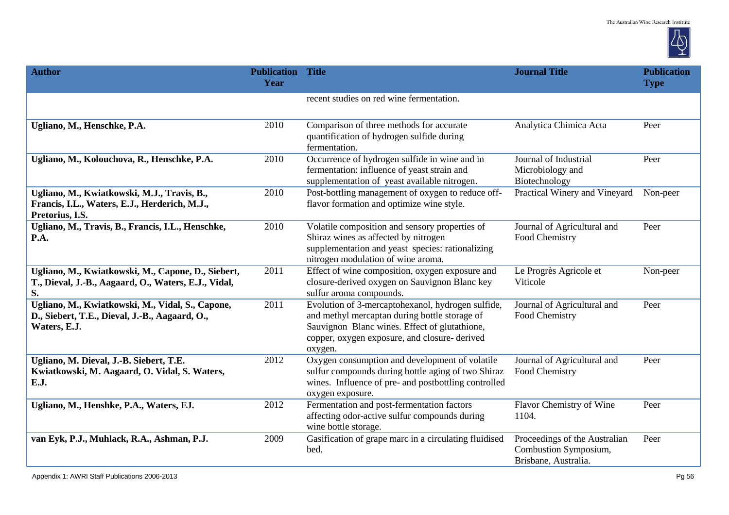| Author | Publication Year | Title | Journal Title | Publication Type |
|---|---|---|---|---|
| | | recent studies on red wine fermentation. | | |
| **Ugliano, M., Henschke, P.A.** | 2010 | Comparison of three methods for accurate quantification of hydrogen sulfide during fermentation. | Analytica Chimica Acta | Peer |
| **Ugliano, M., Kolouchova, R., Henschke, P.A.** | 2010 | Occurrence of hydrogen sulfide in wine and in fermentation: influence of yeast strain and supplementation of yeast available nitrogen. | Journal of Industrial Microbiology and Biotechnology | Peer |
| **Ugliano, M., Kwiatkowski, M.J., Travis, B., Francis, I.L., Waters, E.J., Herderich, M.J., Pretorius, I.S.** | 2010 | Post-bottling management of oxygen to reduce off-flavor formation and optimize wine style. | Practical Winery and Vineyard | Non-peer |
| **Ugliano, M., Travis, B., Francis, I.L., Henschke, P.A.** | 2010 | Volatile composition and sensory properties of Shiraz wines as affected by nitrogen supplementation and yeast species: rationalizing nitrogen modulation of wine aroma. | Journal of Agricultural and Food Chemistry | Peer |
| **Ugliano, M., Kwiatkowski, M., Capone, D., Siebert, T., Dieval, J.-B., Aagaard, O., Waters, E.J., Vidal, S.** | 2011 | Effect of wine composition, oxygen exposure and closure-derived oxygen on Sauvignon Blanc key sulfur aroma compounds. | Le Progrès Agricole et Viticole | Non-peer |
| **Ugliano, M., Kwiatkowski, M., Vidal, S., Capone, D., Siebert, T.E., Dieval, J.-B., Aagaard, O., Waters, E.J.** | 2011 | Evolution of 3-mercaptohexanol, hydrogen sulfide, and methyl mercaptan during bottle storage of Sauvignon Blanc wines. Effect of glutathione, copper, oxygen exposure, and closure- derived oxygen. | Journal of Agricultural and Food Chemistry | Peer |
| **Ugliano, M. Dieval, J.-B. Siebert, T.E. Kwiatkowski, M. Aagaard, O. Vidal, S. Waters, E.J.** | 2012 | Oxygen consumption and development of volatile sulfur compounds during bottle aging of two Shiraz wines. Influence of pre- and postbottling controlled oxygen exposure. | Journal of Agricultural and Food Chemistry | Peer |
| **Ugliano, M., Henshke, P.A., Waters, EJ.** | 2012 | Fermentation and post-fermentation factors affecting odor-active sulfur compounds during wine bottle storage. | Flavor Chemistry of Wine 1104. | Peer |
| **van Eyk, P.J., Muhlack, R.A., Ashman, P.J.** | 2009 | Gasification of grape marc in a circulating fluidised bed. | Proceedings of the Australian Combustion Symposium, Brisbane, Australia. | Peer |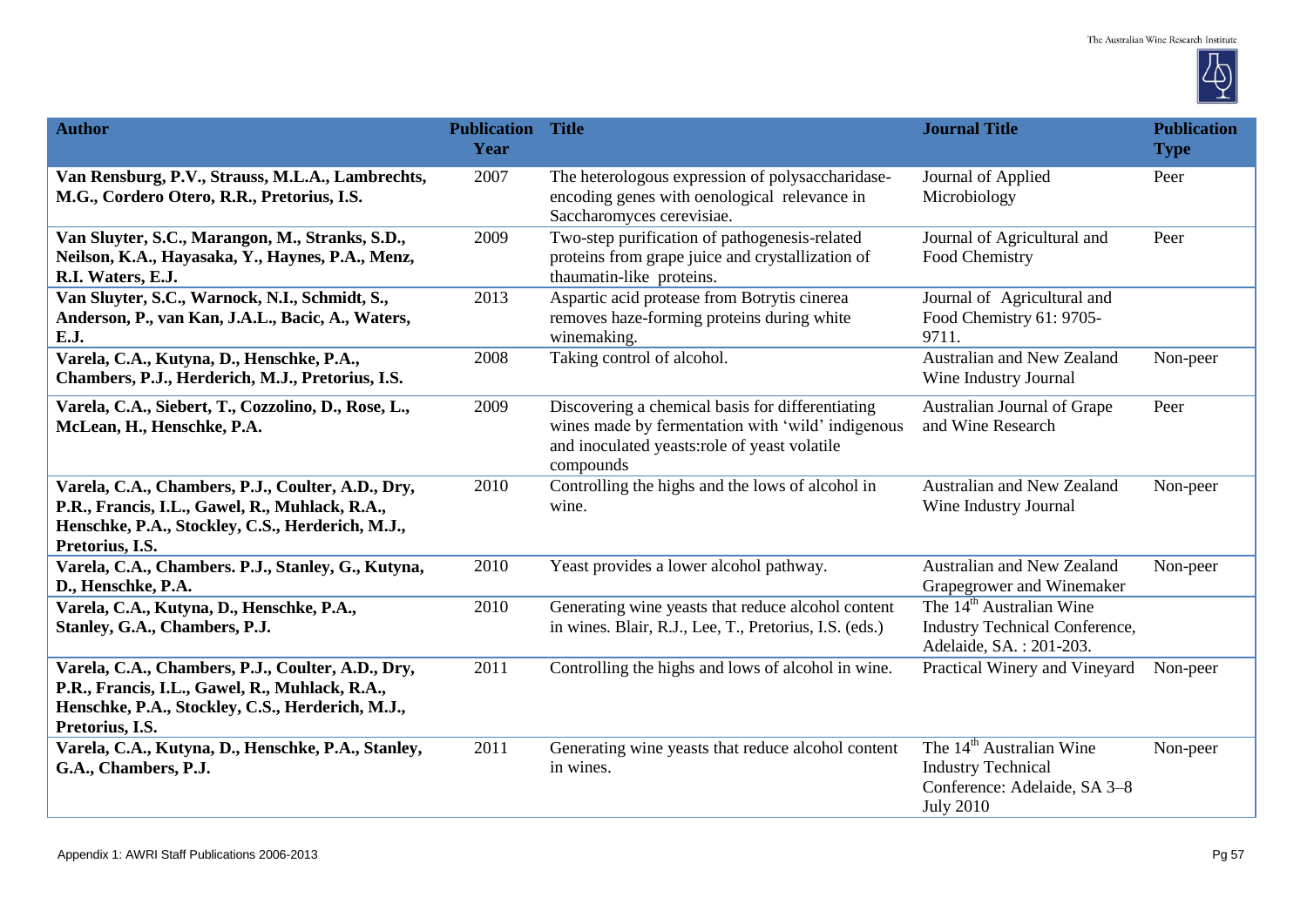| Author | Publication Year | Title | Journal Title | Publication Type |
|---|---|---|---|---|
| **Van Rensburg, P.V., Strauss, M.L.A., Lambrechts, M.G., Cordero Otero, R.R., Pretorius, I.S.** | 2007 | The heterologous expression of polysaccharidase-encoding genes with oenological relevance in Saccharomyces cerevisiae. | Journal of Applied Microbiology | Peer |
| **Van Sluyter, S.C., Marangon, M., Stranks, S.D., Neilson, K.A., Hayasaka, Y., Haynes, P.A., Menz, R.I. Waters, E.J.** | 2009 | Two-step purification of pathogenesis-related proteins from grape juice and crystallization of thaumatin-like proteins. | Journal of Agricultural and Food Chemistry | Peer |
| **Van Sluyter, S.C., Warnock, N.I., Schmidt, S., Anderson, P., van Kan, J.A.L., Bacic, A., Waters, E.J.** | 2013 | Aspartic acid protease from Botrytis cinerea removes haze-forming proteins during white winemaking. | Journal of Agricultural and Food Chemistry 61: 9705-9711. | |
| **Varela, C.A., Kutyna, D., Henschke, P.A., Chambers, P.J., Herderich, M.J., Pretorius, I.S.** | 2008 | Taking control of alcohol. | Australian and New Zealand Wine Industry Journal | Non-peer |
| **Varela, C.A., Siebert, T., Cozzolino, D., Rose, L., McLean, H., Henschke, P.A.** | 2009 | Discovering a chemical basis for differentiating wines made by fermentation with 'wild' indigenous and inoculated yeasts:role of yeast volatile compounds | Australian Journal of Grape and Wine Research | Peer |
| **Varela, C.A., Chambers, P.J., Coulter, A.D., Dry, P.R., Francis, I.L., Gawel, R., Muhlack, R.A., Henschke, P.A., Stockley, C.S., Herderich, M.J., Pretorius, I.S.** | 2010 | Controlling the highs and the lows of alcohol in wine. | Australian and New Zealand Wine Industry Journal | Non-peer |
| **Varela, C.A., Chambers. P.J., Stanley, G., Kutyna, D., Henschke, P.A.** | 2010 | Yeast provides a lower alcohol pathway. | Australian and New Zealand Grapegrower and Winemaker | Non-peer |
| **Varela, C.A., Kutyna, D., Henschke, P.A., Stanley, G.A., Chambers, P.J.** | 2010 | Generating wine yeasts that reduce alcohol content in wines. Blair, R.J., Lee, T., Pretorius, I.S. (eds.) | The 14th Australian Wine Industry Technical Conference, Adelaide, SA. : 201-203. | |
| **Varela, C.A., Chambers, P.J., Coulter, A.D., Dry, P.R., Francis, I.L., Gawel, R., Muhlack, R.A., Henschke, P.A., Stockley, C.S., Herderich, M.J., Pretorius, I.S.** | 2011 | Controlling the highs and lows of alcohol in wine. | Practical Winery and Vineyard | Non-peer |
| **Varela, C.A., Kutyna, D., Henschke, P.A., Stanley, G.A., Chambers, P.J.** | 2011 | Generating wine yeasts that reduce alcohol content in wines. | The 14th Australian Wine Industry Technical Conference: Adelaide, SA 3–8 July 2010 | Non-peer |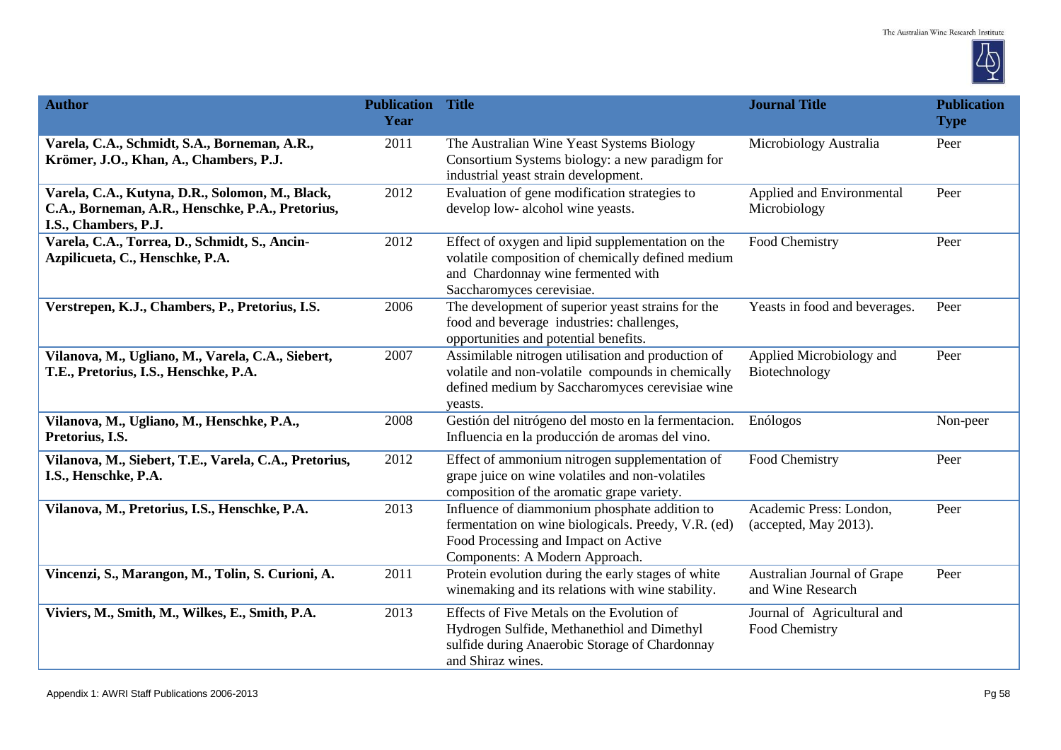| Author | Publication Year | Title | Journal Title | Publication Type |
|---|---|---|---|---|
| **Varela, C.A., Schmidt, S.A., Borneman, A.R., Krömer, J.O., Khan, A., Chambers, P.J.** | 2011 | The Australian Wine Yeast Systems Biology Consortium Systems biology: a new paradigm for industrial yeast strain development. | Microbiology Australia | Peer |
| **Varela, C.A., Kutyna, D.R., Solomon, M., Black, C.A., Borneman, A.R., Henschke, P.A., Pretorius, I.S., Chambers, P.J.** | 2012 | Evaluation of gene modification strategies to develop low- alcohol wine yeasts. | Applied and Environmental Microbiology | Peer |
| **Varela, C.A., Torrea, D., Schmidt, S., Ancin-Azpilicueta, C., Henschke, P.A.** | 2012 | Effect of oxygen and lipid supplementation on the volatile composition of chemically defined medium and Chardonnay wine fermented with Saccharomyces cerevisiae. | Food Chemistry | Peer |
| **Verstrepen, K.J., Chambers, P., Pretorius, I.S.** | 2006 | The development of superior yeast strains for the food and beverage industries: challenges, opportunities and potential benefits. | Yeasts in food and beverages. | Peer |
| **Vilanova, M., Ugliano, M., Varela, C.A., Siebert, T.E., Pretorius, I.S., Henschke, P.A.** | 2007 | Assimilable nitrogen utilisation and production of volatile and non-volatile compounds in chemically defined medium by Saccharomyces cerevisiae wine yeasts. | Applied Microbiology and Biotechnology | Peer |
| **Vilanova, M., Ugliano, M., Henschke, P.A., Pretorius, I.S.** | 2008 | Gestión del nitrógeno del mosto en la fermentacion. Influencia en la producción de aromas del vino. | Enólogos | Non-peer |
| **Vilanova, M., Siebert, T.E., Varela, C.A., Pretorius, I.S., Henschke, P.A.** | 2012 | Effect of ammonium nitrogen supplementation of grape juice on wine volatiles and non-volatiles composition of the aromatic grape variety. | Food Chemistry | Peer |
| **Vilanova, M., Pretorius, I.S., Henschke, P.A.** | 2013 | Influence of diammonium phosphate addition to fermentation on wine biologicals. Preedy, V.R. (ed) Food Processing and Impact on Active Components: A Modern Approach. | Academic Press: London, (accepted, May 2013). | Peer |
| **Vincenzi, S., Marangon, M., Tolin, S. Curioni, A.** | 2011 | Protein evolution during the early stages of white winemaking and its relations with wine stability. | Australian Journal of Grape and Wine Research | Peer |
| **Viviers, M., Smith, M., Wilkes, E., Smith, P.A.** | 2013 | Effects of Five Metals on the Evolution of Hydrogen Sulfide, Methanethiol and Dimethyl sulfide during Anaerobic Storage of Chardonnay and Shiraz wines. | Journal of Agricultural and Food Chemistry | |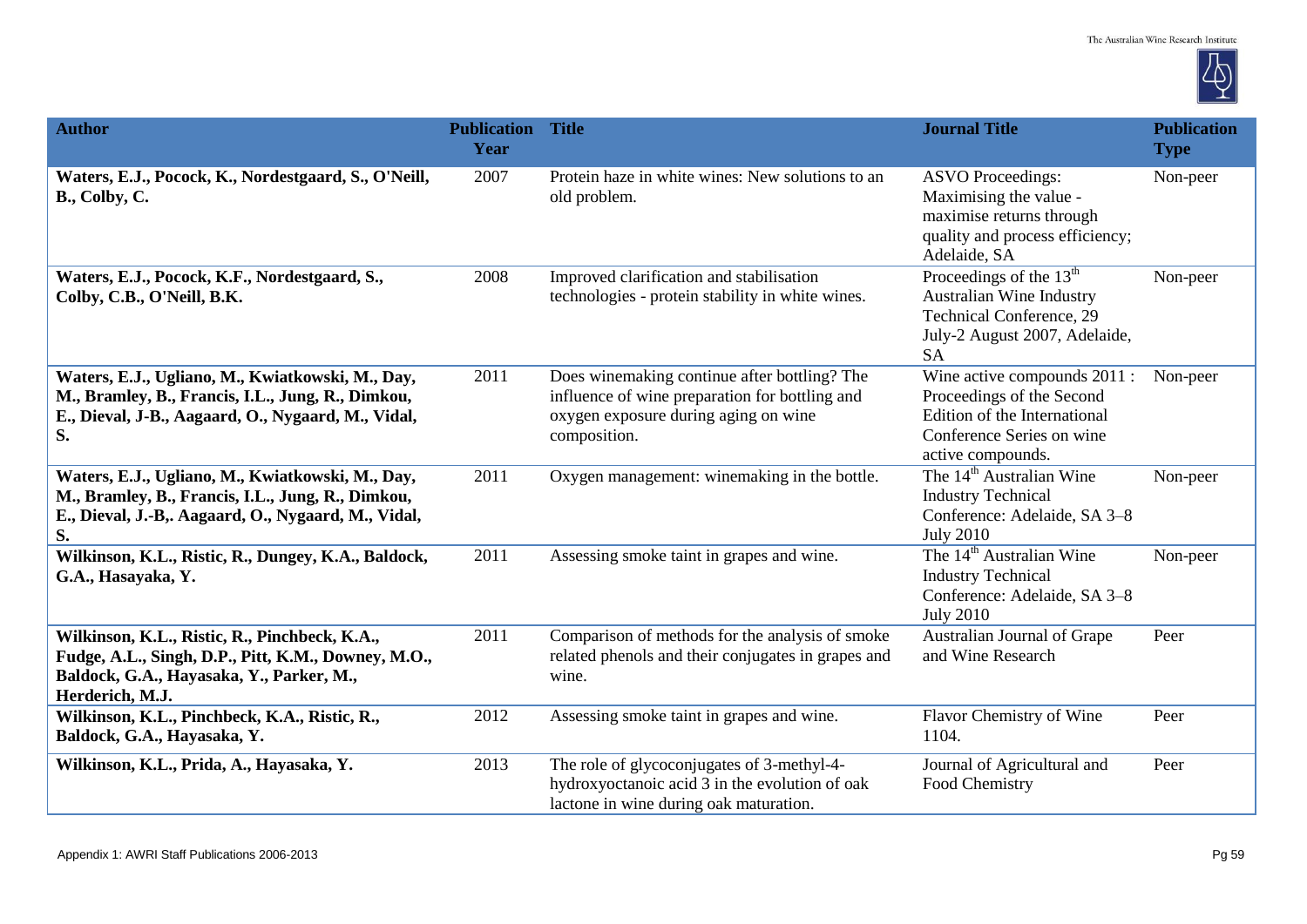| Author | Publication Year | Title | Journal Title | Publication Type |
|---|---|---|---|---|
| **Waters, E.J., Pocock, K., Nordestgaard, S., O'Neill, B., Colby, C.** | 2007 | Protein haze in white wines: New solutions to an old problem. | ASVO Proceedings: Maximising the value - maximise returns through quality and process efficiency; Adelaide, SA | Non-peer |
| **Waters, E.J., Pocock, K.F., Nordestgaard, S., Colby, C.B., O'Neill, B.K.** | 2008 | Improved clarification and stabilisation technologies - protein stability in white wines. | Proceedings of the 13th Australian Wine Industry Technical Conference, 29 July-2 August 2007, Adelaide, SA | Non-peer |
| **Waters, E.J., Ugliano, M., Kwiatkowski, M., Day, M., Bramley, B., Francis, I.L., Jung, R., Dimkou, E., Dieval, J-B., Aagaard, O., Nygaard, M., Vidal, S.** | 2011 | Does winemaking continue after bottling? The influence of wine preparation for bottling and oxygen exposure during aging on wine composition. | Wine active compounds 2011 : Proceedings of the Second Edition of the International Conference Series on wine active compounds. | Non-peer |
| **Waters, E.J., Ugliano, M., Kwiatkowski, M., Day, M., Bramley, B., Francis, I.L., Jung, R., Dimkou, E., Dieval, J.-B,. Aagaard, O., Nygaard, M., Vidal, S.** | 2011 | Oxygen management: winemaking in the bottle. | The 14th Australian Wine Industry Technical Conference: Adelaide, SA 3–8 July 2010 | Non-peer |
| **Wilkinson, K.L., Ristic, R., Dungey, K.A., Baldock, G.A., Hasayaka, Y.** | 2011 | Assessing smoke taint in grapes and wine. | The 14th Australian Wine Industry Technical Conference: Adelaide, SA 3–8 July 2010 | Non-peer |
| **Wilkinson, K.L., Ristic, R., Pinchbeck, K.A., Fudge, A.L., Singh, D.P., Pitt, K.M., Downey, M.O., Baldock, G.A., Hayasaka, Y., Parker, M., Herderich, M.J.** | 2011 | Comparison of methods for the analysis of smoke related phenols and their conjugates in grapes and wine. | Australian Journal of Grape and Wine Research | Peer |
| **Wilkinson, K.L., Pinchbeck, K.A., Ristic, R., Baldock, G.A., Hayasaka, Y.** | 2012 | Assessing smoke taint in grapes and wine. | Flavor Chemistry of Wine 1104. | Peer |
| **Wilkinson, K.L., Prida, A., Hayasaka, Y.** | 2013 | The role of glycoconjugates of 3-methyl-4-hydroxyoctanoic acid 3 in the evolution of oak lactone in wine during oak maturation. | Journal of Agricultural and Food Chemistry | Peer |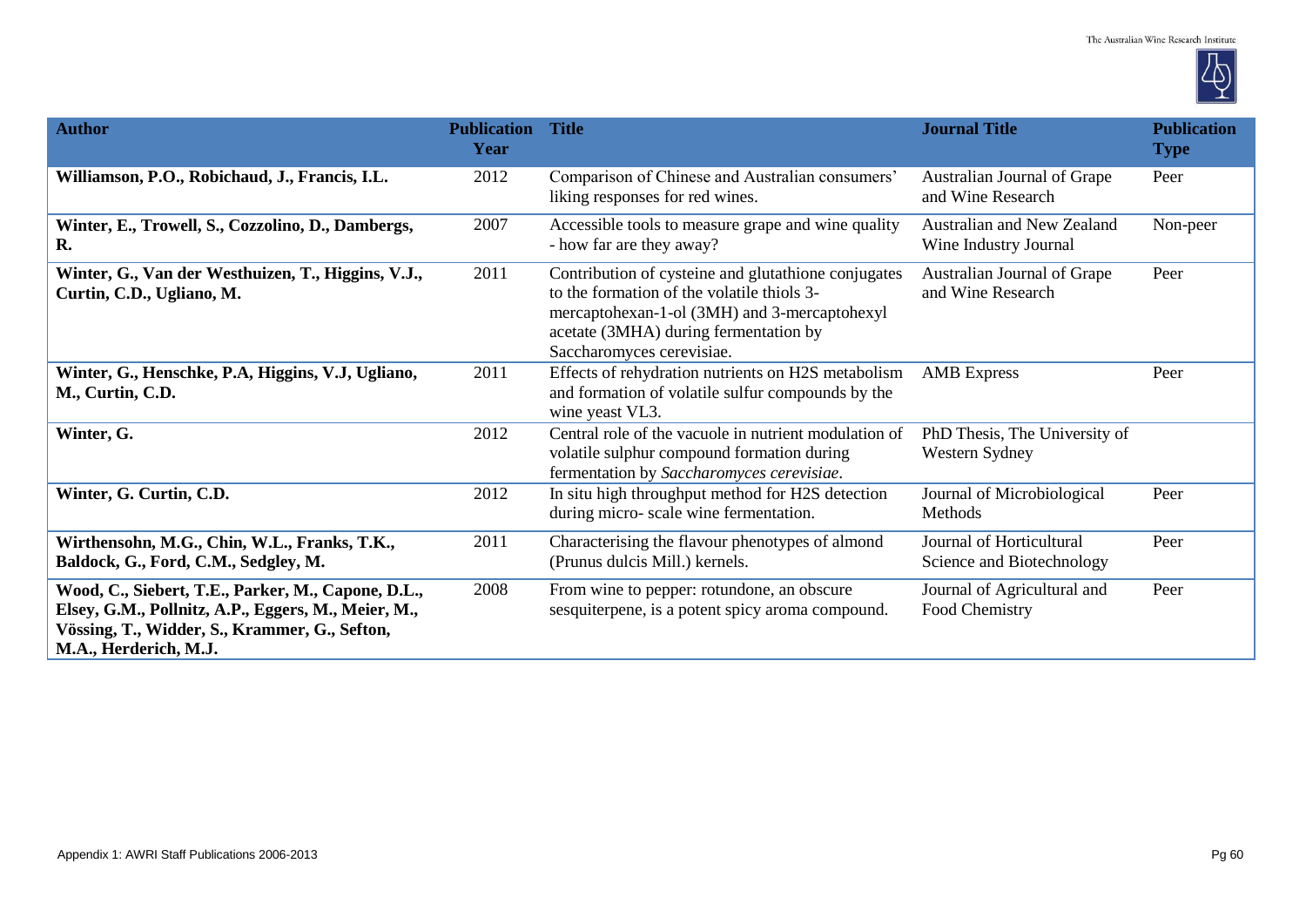| Author | Publication Year | Title | Journal Title | Publication Type |
|---|---|---|---|---|
| **Williamson, P.O., Robichaud, J., Francis, I.L.** | 2012 | Comparison of Chinese and Australian consumers' liking responses for red wines. | Australian Journal of Grape and Wine Research | Peer |
| **Winter, E., Trowell, S., Cozzolino, D., Dambergs, R.** | 2007 | Accessible tools to measure grape and wine quality - how far are they away? | Australian and New Zealand Wine Industry Journal | Non-peer |
| **Winter, G., Van der Westhuizen, T., Higgins, V.J., Curtin, C.D., Ugliano, M.** | 2011 | Contribution of cysteine and glutathione conjugates to the formation of the volatile thiols 3-mercaptohexan-1-ol (3MH) and 3-mercaptohexyl acetate (3MHA) during fermentation by Saccharomyces cerevisiae. | Australian Journal of Grape and Wine Research | Peer |
| **Winter, G., Henschke, P.A, Higgins, V.J, Ugliano, M., Curtin, C.D.** | 2011 | Effects of rehydration nutrients on H2S metabolism and formation of volatile sulfur compounds by the wine yeast VL3. | AMB Express | Peer |
| **Winter, G.** | 2012 | Central role of the vacuole in nutrient modulation of volatile sulphur compound formation during fermentation by *Saccharomyces cerevisiae*. | PhD Thesis, The University of Western Sydney | |
| **Winter, G. Curtin, C.D.** | 2012 | In situ high throughput method for H2S detection during micro- scale wine fermentation. | Journal of Microbiological Methods | Peer |
| **Wirthensohn, M.G., Chin, W.L., Franks, T.K., Baldock, G., Ford, C.M., Sedgley, M.** | 2011 | Characterising the flavour phenotypes of almond (Prunus dulcis Mill.) kernels. | Journal of Horticultural Science and Biotechnology | Peer |
| **Wood, C., Siebert, T.E., Parker, M., Capone, D.L., Elsey, G.M., Pollnitz, A.P., Eggers, M., Meier, M., Vössing, T., Widder, S., Krammer, G., Sefton, M.A., Herderich, M.J.** | 2008 | From wine to pepper: rotundone, an obscure sesquiterpene, is a potent spicy aroma compound. | Journal of Agricultural and Food Chemistry | Peer |